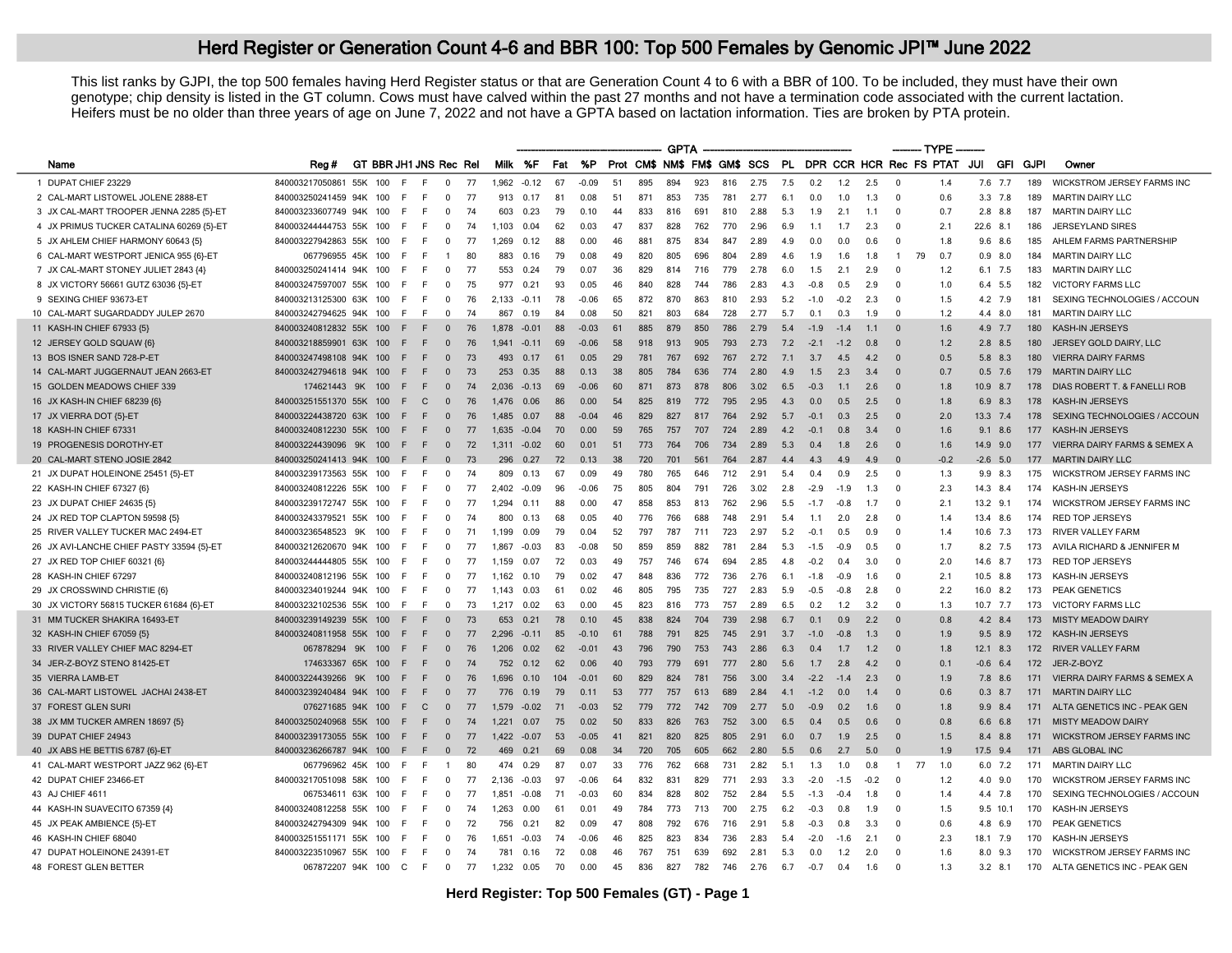# Herd Register or Generation Count 4-6 and BBR 100: Top 500 Females by Genomic JPI™ June 2022

This list ranks by GJPI, the top 500 females having Herd Register status or that are Generation Count 4 to 6 with a BBR of 100. To be included, they must have their own genotype; chip density is listed in the GT column. Cows must have calved within the past 27 months and not have a termination code associated with the current lactation. Heifers must be no older than three years of age on June 7, 2022 and not have a GPTA based on lactation information. Ties are broken by PTA protein.

| | Name | Reg # | GT | BBR | JH1 | JNS | Rec | Rel | Milk | %F | Fat | %P | Prot | CM$ | NM$ | FM$ | GM$ | SCS | PL | DPR | CCR | HCR | Rec | FS | PTAT | JUI | GFI | GJPI | Owner |
|---|---|---|---|---|---|---|---|---|---|---|---|---|---|---|---|---|---|---|---|---|---|---|---|---|---|---|---|---|---|
| | | | | | | | | | GPTA | | | | | | | | | | | | | | TYPE | | | | | | |
| 1 | DUPAT CHIEF 23229 | 840003217050861 | 55K | 100 | F | F | 0 | 77 | 1,962 | -0.12 | 67 | -0.09 | 51 | 895 | 894 | 923 | 816 | 2.75 | 7.5 | 0.2 | 1.2 | 2.5 | 0 | | 1.4 | 7.6 | 7.7 | 189 | WICKSTROM JERSEY FARMS INC |
| 2 | CAL-MART LISTOWEL JOLENE 2888-ET | 840003250241459 | 94K | 100 | F | F | 0 | 77 | 913 | 0.17 | 81 | 0.08 | 51 | 871 | 853 | 735 | 781 | 2.77 | 6.1 | 0.0 | 1.0 | 1.3 | 0 | | 0.6 | 3.3 | 7.8 | 189 | MARTIN DAIRY LLC |
| 3 | JX CAL-MART TROOPER JENNA 2285 {5}-ET | 840003233607749 | 94K | 100 | F | F | 0 | 74 | 603 | 0.23 | 79 | 0.10 | 44 | 833 | 816 | 691 | 810 | 2.88 | 5.3 | 1.9 | 2.1 | 1.1 | 0 | | 0.7 | 2.8 | 8.8 | 187 | MARTIN DAIRY LLC |
| 4 | JX PRIMUS TUCKER CATALINA 60269 {5}-ET | 840003244444753 | 55K | 100 | F | F | 0 | 74 | 1,103 | 0.04 | 62 | 0.03 | 47 | 837 | 828 | 762 | 770 | 2.96 | 6.9 | 1.1 | 1.7 | 2.3 | 0 | | 2.1 | 22.6 | 8.1 | 186 | JERSEYLAND SIRES |
| 5 | JX AHLEM CHIEF HARMONY 60643 {5} | 840003227942863 | 55K | 100 | F | F | 0 | 77 | 1,269 | 0.12 | 88 | 0.00 | 46 | 881 | 875 | 834 | 847 | 2.89 | 4.9 | 0.0 | 0.0 | 0.6 | 0 | | 1.8 | 9.6 | 8.6 | 185 | AHLEM FARMS PARTNERSHIP |
| 6 | CAL-MART WESTPORT JENICA 955 {6}-ET | 067796955 | 45K | 100 | F | F | 1 | 80 | 883 | 0.16 | 79 | 0.08 | 49 | 820 | 805 | 696 | 804 | 2.89 | 4.6 | 1.9 | 1.6 | 1.8 | 1 | 79 | 0.7 | 0.9 | 8.0 | 184 | MARTIN DAIRY LLC |
| 7 | JX CAL-MART STONEY JULIET 2843 {4} | 840003250241414 | 94K | 100 | F | F | 0 | 77 | 553 | 0.24 | 79 | 0.07 | 36 | 829 | 814 | 716 | 779 | 2.78 | 6.0 | 1.5 | 2.1 | 2.9 | 0 | | 1.2 | 6.1 | 7.5 | 183 | MARTIN DAIRY LLC |
| 8 | JX VICTORY 56661 GUTZ 63036 {5}-ET | 840003247597007 | 55K | 100 | F | F | 0 | 75 | 977 | 0.21 | 93 | 0.05 | 46 | 840 | 828 | 744 | 786 | 2.83 | 4.3 | -0.8 | 0.5 | 2.9 | 0 | | 1.0 | 6.4 | 5.5 | 182 | VICTORY FARMS LLC |
| 9 | SEXING CHIEF 93673-ET | 840003213125300 | 63K | 100 | F | F | 0 | 76 | 2,133 | -0.11 | 78 | -0.06 | 65 | 872 | 870 | 863 | 810 | 2.93 | 5.2 | -1.0 | -0.2 | 2.3 | 0 | | 1.5 | 4.2 | 7.9 | 181 | SEXING TECHNOLOGIES / ACCOUN |
| 10 | CAL-MART SUGARDADDY JULEP 2670 | 840003242794625 | 94K | 100 | F | F | 0 | 74 | 867 | 0.19 | 84 | 0.08 | 50 | 821 | 803 | 684 | 728 | 2.77 | 5.7 | 0.1 | 0.3 | 1.9 | 0 | | 1.2 | 4.4 | 8.0 | 181 | MARTIN DAIRY LLC |
| 11 | KASH-IN CHIEF 67933 {5} | 840003240812832 | 55K | 100 | F | F | 0 | 76 | 1,878 | -0.01 | 88 | -0.03 | 61 | 885 | 879 | 850 | 786 | 2.79 | 5.4 | -1.9 | -1.4 | 1.1 | 0 | | 1.6 | 4.9 | 7.7 | 180 | KASH-IN JERSEYS |
| 12 | JERSEY GOLD SQUAW {6} | 840003218859901 | 63K | 100 | F | F | 0 | 76 | 1,941 | -0.11 | 69 | -0.06 | 58 | 918 | 913 | 905 | 793 | 2.73 | 7.2 | -2.1 | -1.2 | 0.8 | 0 | | 1.2 | 2.8 | 8.5 | 180 | JERSEY GOLD DAIRY, LLC |
| 13 | BOS ISNER SAND 728-P-ET | 840003247498108 | 94K | 100 | F | F | 0 | 73 | 493 | 0.17 | 61 | 0.05 | 29 | 781 | 767 | 692 | 767 | 2.72 | 7.1 | 3.7 | 4.5 | 4.2 | 0 | | 0.5 | 5.8 | 8.3 | 180 | VIERRA DAIRY FARMS |
| 14 | CAL-MART JUGGERNAUT JEAN 2663-ET | 840003242794618 | 94K | 100 | F | F | 0 | 73 | 253 | 0.35 | 88 | 0.13 | 38 | 805 | 784 | 636 | 774 | 2.80 | 4.9 | 1.5 | 2.3 | 3.4 | 0 | | 0.7 | 0.5 | 7.6 | 179 | MARTIN DAIRY LLC |
| 15 | GOLDEN MEADOWS CHIEF 339 | 174621443 | 9K | 100 | F | F | 0 | 74 | 2,036 | -0.13 | 69 | -0.06 | 60 | 871 | 873 | 878 | 806 | 3.02 | 6.5 | -0.3 | 1.1 | 2.6 | 0 | | 1.8 | 10.9 | 8.7 | 178 | DIAS ROBERT T. & FANELLI ROB |
| 16 | JX KASH-IN CHIEF 68239 {6} | 840003251551370 | 55K | 100 | F | C | 0 | 76 | 1,476 | 0.06 | 86 | 0.00 | 54 | 825 | 819 | 772 | 795 | 2.95 | 4.3 | 0.0 | 0.5 | 2.5 | 0 | | 1.8 | 6.9 | 8.3 | 178 | KASH-IN JERSEYS |
| 17 | JX VIERRA DOT {5}-ET | 840003224438720 | 63K | 100 | F | F | 0 | 76 | 1,485 | 0.07 | 88 | -0.04 | 46 | 829 | 827 | 817 | 764 | 2.92 | 5.7 | -0.1 | 0.3 | 2.5 | 0 | | 2.0 | 13.3 | 7.4 | 178 | SEXING TECHNOLOGIES / ACCOUN |
| 18 | KASH-IN CHIEF 67331 | 840003240812230 | 55K | 100 | F | F | 0 | 77 | 1,635 | -0.04 | 70 | 0.00 | 59 | 765 | 757 | 707 | 724 | 2.89 | 4.2 | -0.1 | 0.8 | 3.4 | 0 | | 1.6 | 9.1 | 8.6 | 177 | KASH-IN JERSEYS |
| 19 | PROGENESIS DOROTHY-ET | 840003224439096 | 9K | 100 | F | F | 0 | 72 | 1,311 | -0.02 | 60 | 0.01 | 51 | 773 | 764 | 706 | 734 | 2.89 | 5.3 | 0.4 | 1.8 | 2.6 | 0 | | 1.6 | 14.9 | 9.0 | 177 | VIERRA DAIRY FARMS & SEMEX A |
| 20 | CAL-MART STENO JOSIE 2842 | 840003250241413 | 94K | 100 | F | F | 0 | 73 | 296 | 0.27 | 72 | 0.13 | 38 | 720 | 701 | 561 | 764 | 2.87 | 4.4 | 4.3 | 4.9 | 4.9 | 0 | | -0.2 | -2.6 | 5.0 | 177 | MARTIN DAIRY LLC |
| 21 | JX DUPAT HOLEINONE 25451 {5}-ET | 840003239173563 | 55K | 100 | F | F | 0 | 74 | 809 | 0.13 | 67 | 0.09 | 49 | 780 | 765 | 646 | 712 | 2.91 | 5.4 | 0.4 | 0.9 | 2.5 | 0 | | 1.3 | 9.9 | 8.3 | 175 | WICKSTROM JERSEY FARMS INC |
| 22 | KASH-IN CHIEF 67327 {6} | 840003240812226 | 55K | 100 | F | F | 0 | 77 | 2,402 | -0.09 | 96 | -0.06 | 75 | 805 | 804 | 791 | 726 | 3.02 | 2.8 | -2.9 | -1.9 | 1.3 | 0 | | 2.3 | 14.3 | 8.4 | 174 | KASH-IN JERSEYS |
| 23 | JX DUPAT CHIEF 24635 {5} | 840003239172747 | 55K | 100 | F | F | 0 | 77 | 1,294 | 0.11 | 88 | 0.00 | 47 | 858 | 853 | 813 | 762 | 2.96 | 5.5 | -1.7 | -0.8 | 1.7 | 0 | | 2.1 | 13.2 | 9.1 | 174 | WICKSTROM JERSEY FARMS INC |
| 24 | JX RED TOP CLAPTON 59598 {5} | 840003243379521 | 55K | 100 | F | F | 0 | 74 | 800 | 0.13 | 68 | 0.05 | 40 | 776 | 766 | 688 | 748 | 2.91 | 5.4 | 1.1 | 2.0 | 2.8 | 0 | | 1.4 | 13.4 | 8.6 | 174 | RED TOP JERSEYS |
| 25 | RIVER VALLEY TUCKER MAC 2494-ET | 840003236548523 | 9K | 100 | F | F | 0 | 71 | 1,199 | 0.09 | 79 | 0.04 | 52 | 797 | 787 | 711 | 723 | 2.97 | 5.2 | -0.1 | 0.5 | 0.9 | 0 | | 1.4 | 10.6 | 7.3 | 173 | RIVER VALLEY FARM |
| 26 | JX AVI-LANCHE CHIEF PASTY 33594 {5}-ET | 840003212620670 | 94K | 100 | F | F | 0 | 77 | 1,867 | -0.03 | 83 | -0.08 | 50 | 859 | 859 | 882 | 781 | 2.84 | 5.3 | -1.5 | -0.9 | 0.5 | 0 | | 1.7 | 8.2 | 7.5 | 173 | AVILA RICHARD & JENNIFER M |
| 27 | JX RED TOP CHIEF 60321 {6} | 840003244444805 | 55K | 100 | F | F | 0 | 77 | 1,159 | 0.07 | 72 | 0.03 | 49 | 757 | 746 | 674 | 694 | 2.85 | 4.8 | -0.2 | 0.4 | 3.0 | 0 | | 2.0 | 14.6 | 8.7 | 173 | RED TOP JERSEYS |
| 28 | KASH-IN CHIEF 67297 | 840003240812196 | 55K | 100 | F | F | 0 | 77 | 1,162 | 0.10 | 79 | 0.02 | 47 | 848 | 836 | 772 | 736 | 2.76 | 6.1 | -1.8 | -0.9 | 1.6 | 0 | | 2.1 | 10.5 | 8.8 | 173 | KASH-IN JERSEYS |
| 29 | JX CROSSWIND CHRISTIE {6} | 840003234019244 | 94K | 100 | F | F | 0 | 77 | 1,143 | 0.03 | 61 | 0.02 | 46 | 805 | 795 | 735 | 727 | 2.83 | 5.9 | -0.5 | -0.8 | 2.8 | 0 | | 2.2 | 16.0 | 8.2 | 173 | PEAK GENETICS |
| 30 | JX VICTORY 56815 TUCKER 61684 {6}-ET | 840003232102536 | 55K | 100 | F | F | 0 | 73 | 1,217 | 0.02 | 63 | 0.00 | 45 | 823 | 816 | 773 | 757 | 2.89 | 6.5 | 0.2 | 1.2 | 3.2 | 0 | | 1.3 | 10.7 | 7.7 | 173 | VICTORY FARMS LLC |
| 31 | MM TUCKER SHAKIRA 16493-ET | 840003239149239 | 55K | 100 | F | F | 0 | 73 | 653 | 0.21 | 78 | 0.10 | 45 | 838 | 824 | 704 | 739 | 2.98 | 6.7 | 0.1 | 0.9 | 2.2 | 0 | | 0.8 | 4.2 | 8.4 | 173 | MISTY MEADOW DAIRY |
| 32 | KASH-IN CHIEF 67059 {5} | 840003240811958 | 55K | 100 | F | F | 0 | 77 | 2,296 | -0.11 | 85 | -0.10 | 61 | 788 | 791 | 825 | 745 | 2.91 | 3.7 | -1.0 | -0.8 | 1.3 | 0 | | 1.9 | 9.5 | 8.9 | 172 | KASH-IN JERSEYS |
| 33 | RIVER VALLEY CHIEF MAC 8294-ET | 067878294 | 9K | 100 | F | F | 0 | 76 | 1,206 | 0.02 | 62 | -0.01 | 43 | 796 | 790 | 753 | 743 | 2.86 | 6.3 | 0.4 | 1.7 | 1.2 | 0 | | 1.8 | 12.1 | 8.3 | 172 | RIVER VALLEY FARM |
| 34 | JER-Z-BOYZ STENO 81425-ET | 174633367 | 65K | 100 | F | F | 0 | 74 | 752 | 0.12 | 62 | 0.06 | 40 | 793 | 779 | 691 | 777 | 2.80 | 5.6 | 1.7 | 2.8 | 4.2 | 0 | | 0.1 | -0.6 | 6.4 | 172 | JER-Z-BOYZ |
| 35 | VIERRA LAMB-ET | 840003224439266 | 9K | 100 | F | F | 0 | 76 | 1,696 | 0.10 | 104 | -0.01 | 60 | 829 | 824 | 781 | 756 | 3.00 | 3.4 | -2.2 | -1.4 | 2.3 | 0 | | 1.9 | 7.8 | 8.6 | 171 | VIERRA DAIRY FARMS & SEMEX A |
| 36 | CAL-MART LISTOWEL JACHAI 2438-ET | 840003239240484 | 94K | 100 | F | F | 0 | 77 | 776 | 0.19 | 79 | 0.11 | 53 | 777 | 757 | 613 | 689 | 2.84 | 4.1 | -1.2 | 0.0 | 1.4 | 0 | | 0.6 | 0.3 | 8.7 | 171 | MARTIN DAIRY LLC |
| 37 | FOREST GLEN SURI | 076271685 | 94K | 100 | F | C | 0 | 77 | 1,579 | -0.02 | 71 | -0.03 | 52 | 779 | 772 | 742 | 709 | 2.77 | 5.0 | -0.9 | 0.2 | 1.6 | 0 | | 1.8 | 9.9 | 8.4 | 171 | ALTA GENETICS INC - PEAK GEN |
| 38 | JX MM TUCKER AMREN 18697 {5} | 840003250240968 | 55K | 100 | F | F | 0 | 74 | 1,221 | 0.07 | 75 | 0.02 | 50 | 833 | 826 | 763 | 752 | 3.00 | 6.5 | 0.4 | 0.5 | 0.6 | 0 | | 0.8 | 6.6 | 6.8 | 171 | MISTY MEADOW DAIRY |
| 39 | DUPAT CHIEF 24943 | 840003239173055 | 55K | 100 | F | F | 0 | 77 | 1,422 | -0.07 | 53 | -0.05 | 41 | 821 | 820 | 825 | 805 | 2.91 | 6.0 | 0.7 | 1.9 | 2.5 | 0 | | 1.5 | 8.4 | 8.8 | 171 | WICKSTROM JERSEY FARMS INC |
| 40 | JX ABS HE BETTIS 6787 {6}-ET | 840003236266787 | 94K | 100 | F | F | 0 | 72 | 469 | 0.21 | 69 | 0.08 | 34 | 720 | 705 | 605 | 662 | 2.80 | 5.5 | 0.6 | 2.7 | 5.0 | 0 | | 1.9 | 17.5 | 9.4 | 171 | ABS GLOBAL INC |
| 41 | CAL-MART WESTPORT JAZZ 962 {6}-ET | 067796962 | 45K | 100 | F | F | 1 | 80 | 474 | 0.29 | 87 | 0.07 | 33 | 776 | 762 | 668 | 731 | 2.82 | 5.1 | 1.3 | 1.0 | 0.8 | 1 | 77 | 1.0 | 6.0 | 7.2 | 171 | MARTIN DAIRY LLC |
| 42 | DUPAT CHIEF 23466-ET | 840003217051098 | 58K | 100 | F | F | 0 | 77 | 2,136 | -0.03 | 97 | -0.06 | 64 | 832 | 831 | 829 | 771 | 2.93 | 3.3 | -2.0 | -1.5 | -0.2 | 0 | | 1.2 | 4.0 | 9.0 | 170 | WICKSTROM JERSEY FARMS INC |
| 43 | AJ CHIEF 4611 | 067534611 | 63K | 100 | F | F | 0 | 77 | 1,851 | -0.08 | 71 | -0.03 | 60 | 834 | 828 | 802 | 752 | 2.84 | 5.5 | -1.3 | -0.4 | 1.8 | 0 | | 1.4 | 4.4 | 7.8 | 170 | SEXING TECHNOLOGIES / ACCOUN |
| 44 | KASH-IN SUAVECITO 67359 {4} | 840003240812258 | 55K | 100 | F | F | 0 | 74 | 1,263 | 0.00 | 61 | 0.01 | 49 | 784 | 773 | 713 | 700 | 2.75 | 6.2 | -0.3 | 0.8 | 1.9 | 0 | | 1.5 | 9.5 | 10.1 | 170 | KASH-IN JERSEYS |
| 45 | JX PEAK AMBIENCE {5}-ET | 840003242794309 | 94K | 100 | F | F | 0 | 72 | 756 | 0.21 | 82 | 0.09 | 47 | 808 | 792 | 676 | 716 | 2.91 | 5.8 | -0.3 | 0.8 | 3.3 | 0 | | 0.6 | 4.8 | 6.9 | 170 | PEAK GENETICS |
| 46 | KASH-IN CHIEF 68040 | 840003251551171 | 55K | 100 | F | F | 0 | 76 | 1,651 | -0.03 | 74 | -0.06 | 46 | 825 | 823 | 834 | 736 | 2.83 | 5.4 | -2.0 | -1.6 | 2.1 | 0 | | 2.3 | 18.1 | 7.9 | 170 | KASH-IN JERSEYS |
| 47 | DUPAT HOLEINONE 24391-ET | 840003223510967 | 55K | 100 | F | F | 0 | 74 | 781 | 0.16 | 72 | 0.08 | 46 | 767 | 751 | 639 | 692 | 2.81 | 5.3 | 0.0 | 1.2 | 2.0 | 0 | | 1.6 | 8.0 | 9.3 | 170 | WICKSTROM JERSEY FARMS INC |
| 48 | FOREST GLEN BETTER | 067872207 | 94K | 100 | C | F | 0 | 77 | 1,232 | 0.05 | 70 | 0.00 | 45 | 836 | 827 | 782 | 746 | 2.76 | 6.7 | -0.7 | 0.4 | 1.6 | 0 | | 1.3 | 3.2 | 8.1 | 170 | ALTA GENETICS INC - PEAK GEN |

**Herd Register: Top 500 Females (GT) - Page 1**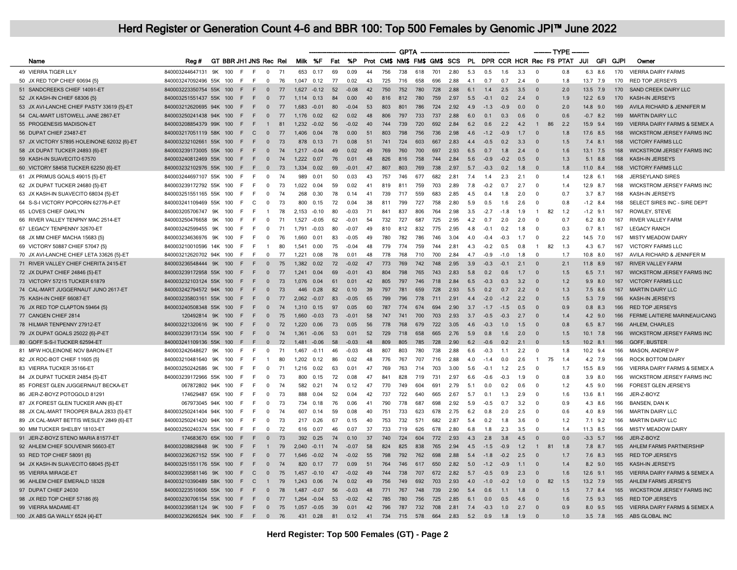# Herd Register or Generation Count 4-6 and BBR 100: Top 500 Females by Genomic JPI™ June 2022

| | Name | Reg # | GT | BBR | JH1 | JNS | Rec | Rel | Milk | %F | Fat | %P | Prot | CM$ | NM$ | FM$ | GM$ | SCS | PL | DPR | CCR | HCR | Rec | FS | PTAT | JUI | GFI | GJPI | Owner |
|---|---|---|---|---|---|---|---|---|---|---|---|---|---|---|---|---|---|---|---|---|---|---|---|---|---|---|---|---|---|
| | | | | | | | | | GPTA | | | | | | | | | | | | | | TYPE | | | | | | |
| 49 | VIERRA TIGER LILY | 840003244647131 | 9K | 100 | F | F | 0 | 71 | 653 | 0.17 | 69 | 0.09 | 44 | 756 | 738 | 618 | 701 | 2.80 | 5.3 | 0.5 | 1.6 | 3.3 | 0 | | 0.8 | 6.3 | 8.6 | 170 | VIERRA DAIRY FARMS |
| 50 | JX RED TOP CHIEF 60694 {5} | 840003247092496 | 55K | 100 | F | F | 0 | 76 | 1,047 | 0.12 | 77 | 0.02 | 43 | 725 | 716 | 658 | 696 | 2.88 | 4.1 | 0.7 | 0.7 | 2.4 | 0 | | 1.8 | 13.7 | 7.9 | 170 | RED TOP JERSEYS |
| 51 | SANDCREEKS CHIEF 14091-ET | 840003223350754 | 55K | 100 | F | F | 0 | 77 | 1,627 | -0.12 | 52 | -0.08 | 42 | 750 | 752 | 780 | 728 | 2.88 | 6.1 | 1.4 | 2.5 | 3.5 | 0 | | 2.0 | 13.5 | 7.9 | 170 | SAND CREEK DAIRY LLC |
| 52 | JX KASH-IN CHIEF 68306 {5} | 840003251551437 | 55K | 100 | F | F | 0 | 77 | 1,114 | 0.13 | 84 | 0.00 | 40 | 816 | 812 | 780 | 759 | 2.97 | 5.5 | -0.1 | 0.2 | 2.4 | 0 | | 1.9 | 12.2 | 6.9 | 170 | KASH-IN JERSEYS |
| 53 | JX AVI-LANCHE CHIEF PASTY 33619 {5}-ET | 840003212620695 | 94K | 100 | F | F | 0 | 77 | 1,683 | -0.01 | 80 | -0.04 | 53 | 803 | 801 | 786 | 724 | 2.92 | 4.9 | -1.3 | -0.9 | 0.0 | 0 | | 2.0 | 14.8 | 9.0 | 169 | AVILA RICHARD & JENNIFER M |
| 54 | CAL-MART LISTOWELL JANE 2867-ET | 840003250241438 | 94K | 100 | F | F | 0 | 77 | 1,176 | 0.02 | 62 | 0.02 | 48 | 806 | 797 | 733 | 737 | 2.88 | 6.0 | 0.1 | 0.3 | 0.6 | 0 | | 0.6 | -0.7 | 8.2 | 169 | MARTIN DAIRY LLC |
| 55 | PROGENESIS MADISON-ET | 840003208854379 | 99K | 100 | F | F | 1 | 81 | 1,232 | -0.02 | 56 | -0.02 | 40 | 744 | 739 | 720 | 692 | 2.84 | 6.2 | 0.6 | 2.2 | 4.2 | 1 | 86 | 2.2 | 15.9 | 9.4 | 169 | VIERRA DAIRY FARMS & SEMEX A |
| 56 | DUPAT CHIEF 23487-ET | 840003217051119 | 58K | 100 | F | C | 0 | 77 | 1,406 | 0.04 | 78 | 0.00 | 51 | 803 | 798 | 756 | 736 | 2.98 | 4.6 | -1.2 | -0.9 | 1.7 | 0 | | 1.8 | 17.6 | 8.5 | 168 | WICKSTROM JERSEY FARMS INC |
| 57 | JX VICTORY 57895 HOLEINONE 62032 {6}-ET | 840003232102661 | 55K | 100 | F | F | 0 | 73 | 878 | 0.13 | 71 | 0.08 | 51 | 741 | 724 | 603 | 667 | 2.83 | 4.4 | -0.5 | 0.2 | 3.3 | 0 | | 1.5 | 7.4 | 8.1 | 168 | VICTORY FARMS LLC |
| 58 | JX DUPAT TUCKER 24893 {6}-ET | 840003239173005 | 55K | 100 | F | F | 0 | 74 | 1,217 | -0.04 | 49 | 0.02 | 49 | 769 | 760 | 700 | 697 | 2.93 | 6.5 | 0.7 | 1.8 | 2.4 | 0 | | 1.6 | 13.1 | 7.5 | 168 | WICKSTROM JERSEY FARMS INC |
| 59 | KASH-IN SUAVECITO 67570 | 840003240812469 | 55K | 100 | F | F | 0 | 74 | 1,222 | 0.07 | 76 | 0.01 | 48 | 826 | 816 | 758 | 744 | 2.84 | 5.6 | -0.9 | -0.2 | 0.5 | 0 | | 1.3 | 5.1 | 8.8 | 168 | KASH-IN JERSEYS |
| 60 | VICTORY 58458 TUCKER 62250 {6}-ET | 840003232102976 | 55K | 100 | F | F | 0 | 74 | 1,334 | 0.02 | 69 | -0.01 | 47 | 807 | 803 | 769 | 738 | 2.97 | 5.7 | -0.3 | 0.2 | 1.8 | 0 | | 1.8 | 11.0 | 8.4 | 168 | VICTORY FARMS LLC |
| 61 | JX PRIMUS GOALS 49015 {5}-ET | 840003244697107 | 55K | 100 | F | F | 0 | 74 | 989 | 0.01 | 50 | 0.03 | 43 | 757 | 746 | 677 | 682 | 2.81 | 7.4 | 1.4 | 2.3 | 2.1 | 0 | | 1.4 | 12.8 | 6.1 | 168 | JERSEYLAND SIRES |
| 62 | JX DUPAT TUCKER 24680 {5}-ET | 840003239172792 | 55K | 100 | F | F | 0 | 73 | 1,022 | 0.04 | 59 | 0.02 | 41 | 819 | 811 | 759 | 703 | 2.89 | 7.8 | -0.2 | 0.7 | 2.7 | 0 | | 1.4 | 12.9 | 8.7 | 168 | WICKSTROM JERSEY FARMS INC |
| 63 | JX KASH-IN SUAVECITO 68034 {5}-ET | 840003251551165 | 55K | 100 | F | F | 0 | 74 | 268 | 0.30 | 78 | 0.14 | 41 | 739 | 717 | 559 | 683 | 2.85 | 4.5 | 0.4 | 1.8 | 2.0 | 0 | | 0.7 | 3.7 | 8.7 | 168 | KASH-IN JERSEYS |
| 64 | S-S-I VICTORY POPCORN 62776-P-ET | 840003241109469 | 55K | 100 | F | C | 0 | 73 | 800 | 0.15 | 72 | 0.04 | 38 | 811 | 799 | 727 | 758 | 2.80 | 5.9 | 0.5 | 1.6 | 2.6 | 0 | | 0.8 | -1.2 | 8.4 | 168 | SELECT SIRES INC - SIRE DEPT |
| 65 | LOVES CHIEF OAKLYN | 840003205706747 | 9K | 100 | F | F | 1 | 78 | 2,153 | -0.10 | 80 | -0.03 | 71 | 841 | 837 | 806 | 764 | 2.98 | 3.5 | -2.7 | -1.8 | 1.9 | 1 | 82 | 1.2 | -1.2 | 9.1 | 167 | ROWLEY, STEVE |
| 66 | RIVER VALLEY TENPNY MAC 2514-ET | 840003250476658 | 9K | 100 | F | F | 0 | 71 | 1,527 | -0.05 | 62 | -0.01 | 54 | 732 | 727 | 687 | 725 | 2.95 | 4.2 | 0.7 | 2.0 | 2.0 | 0 | | 0.7 | 6.2 | 8.0 | 167 | RIVER VALLEY FARM |
| 67 | LEGACY TENPENNY 32670-ET | 840003242599455 | 9K | 100 | F | F | 0 | 71 | 1,791 | -0.03 | 80 | -0.07 | 49 | 810 | 812 | 832 | 775 | 2.95 | 4.8 | -0.1 | 0.2 | 1.8 | 0 | | 0.3 | 0.7 | 8.1 | 167 | LEGACY RANCH |
| 68 | JX MM CHIEF MACHA 15683 {5} | 840003234636976 | 9K | 100 | F | F | 0 | 76 | 1,660 | 0.01 | 83 | -0.05 | 49 | 780 | 782 | 786 | 746 | 3.04 | 4.0 | -0.4 | -0.3 | 1.7 | 0 | | 2.2 | 14.5 | 7.0 | 167 | MISTY MEADOW DAIRY |
| 69 | VICTORY 50887 CHIEF 57047 {5} | 840003210010596 | 14K | 100 | F | F | 1 | 80 | 1,541 | 0.00 | 75 | -0.04 | 48 | 779 | 774 | 759 | 744 | 2.81 | 4.3 | -0.2 | 0.5 | 0.8 | 1 | 82 | 1.3 | 4.3 | 6.7 | 167 | VICTORY FARMS LLC |
| 70 | JX AVI-LANCHE CHIEF LETA 33626 {5}-ET | 840003212620702 | 94K | 100 | F | F | 0 | 77 | 1,221 | 0.08 | 78 | 0.01 | 48 | 778 | 768 | 710 | 700 | 2.84 | 4.7 | -0.9 | -1.0 | 1.8 | 0 | | 1.7 | 10.8 | 8.0 | 167 | AVILA RICHARD & JENNIFER M |
| 71 | RIVER VALLEY CHIEF CHERITA 2415-ET | 840003236548444 | 9K | 100 | F | F | 0 | 75 | 1,382 | 0.02 | 72 | -0.02 | 47 | 773 | 769 | 742 | 748 | 2.95 | 3.9 | -0.3 | -0.1 | 2.1 | 0 | | 2.1 | 11.8 | 8.9 | 167 | RIVER VALLEY FARM |
| 72 | JX DUPAT CHIEF 24846 {5}-ET | 840003239172958 | 55K | 100 | F | F | 0 | 77 | 1,241 | 0.04 | 69 | -0.01 | 43 | 804 | 798 | 765 | 743 | 2.83 | 5.8 | 0.2 | 0.6 | 1.7 | 0 | | 1.5 | 6.5 | 7.1 | 167 | WICKSTROM JERSEY FARMS INC |
| 73 | VICTORY 57215 TUCKER 61879 | 840003232103124 | 55K | 100 | F | F | 0 | 73 | 1,076 | 0.04 | 61 | 0.01 | 42 | 805 | 797 | 746 | 718 | 2.84 | 6.5 | -0.3 | 0.3 | 3.2 | 0 | | 1.2 | 9.9 | 8.0 | 167 | VICTORY FARMS LLC |
| 74 | CAL-MART JUGGERNAUT JUNO 2617-ET | 840003242794572 | 94K | 100 | F | F | 0 | 73 | 446 | 0.28 | 82 | 0.10 | 39 | 797 | 781 | 659 | 728 | 2.93 | 5.5 | 0.2 | 0.7 | 2.2 | 0 | | 1.3 | 7.5 | 8.6 | 167 | MARTIN DAIRY LLC |
| 75 | KASH-IN CHIEF 66087-ET | 840003235803161 | 55K | 100 | F | F | 0 | 77 | 2,062 | -0.07 | 83 | -0.05 | 65 | 799 | 796 | 778 | 711 | 2.91 | 4.4 | -2.0 | -1.2 | 2.2 | 0 | | 1.5 | 5.3 | 7.9 | 166 | KASH-IN JERSEYS |
| 76 | JX RED TOP CLAPTON 59464 {5} | 840003240508348 | 55K | 100 | F | F | 0 | 74 | 1,310 | 0.15 | 97 | 0.05 | 60 | 787 | 774 | 674 | 694 | 2.90 | 3.7 | -1.7 | -1.5 | 0.5 | 0 | | 0.9 | 0.8 | 8.3 | 166 | RED TOP JERSEYS |
| 77 | CANGEN CHIEF 2814 | 120492814 | 9K | 100 | F | F | 0 | 75 | 1,660 | -0.03 | 73 | -0.01 | 58 | 747 | 741 | 700 | 703 | 2.93 | 3.7 | -0.5 | -0.3 | 2.7 | 0 | | 1.4 | 4.2 | 9.0 | 166 | FERME LAITIERE MARINEAU/CANG |
| 78 | HILMAR TENPENNY 27912-ET | 840003221320616 | 9K | 100 | F | F | 0 | 72 | 1,220 | 0.06 | 73 | 0.05 | 56 | 778 | 768 | 679 | 722 | 3.05 | 4.6 | -0.3 | 1.0 | 1.5 | 0 | | 0.8 | 6.5 | 8.7 | 166 | AHLEM, CHARLES |
| 79 | JX DUPAT GOALS 25022 {6}-P-ET | 840003239173134 | 55K | 100 | F | F | 0 | 74 | 1,361 | -0.06 | 53 | 0.01 | 52 | 729 | 718 | 658 | 665 | 2.76 | 5.9 | 0.8 | 1.6 | 2.0 | 0 | | 1.5 | 10.1 | 7.8 | 166 | WICKSTROM JERSEY FARMS INC |
| 80 | GOFF S-S-I TUCKER 62594-ET | 840003241109136 | 55K | 100 | F | F | 0 | 72 | 1,481 | -0.06 | 58 | -0.03 | 48 | 809 | 805 | 785 | 728 | 2.90 | 6.2 | -0.6 | 0.2 | 2.1 | 0 | | 1.5 | 10.2 | 8.1 | 166 | GOFF, BUSTER |
| 81 | MFW HOLEINONE NOV BARON-ET | 840003242648627 | 9K | 100 | F | F | 0 | 71 | 1,467 | -0.11 | 46 | -0.03 | 48 | 807 | 803 | 780 | 738 | 2.88 | 6.6 | -0.3 | 1.1 | 2.2 | 0 | | 1.8 | 10.2 | 9.4 | 166 | MASON, ANDREW P |
| 82 | JX ROC-BOT CHIEF 11605 {5} | 840003210481640 | 9K | 100 | F | F | 1 | 80 | 1,202 | 0.12 | 86 | 0.02 | 48 | 776 | 767 | 707 | 716 | 2.88 | 4.0 | -1.4 | 0.0 | 2.6 | 1 | 75 | 1.4 | 4.2 | 7.9 | 166 | ROCK BOTTOM DAIRY |
| 83 | VIERRA TUCKER 35166-ET | 840003250242686 | 9K | 100 | F | F | 0 | 71 | 1,216 | 0.02 | 63 | 0.01 | 47 | 769 | 763 | 714 | 703 | 3.00 | 5.6 | -0.1 | 1.2 | 2.5 | 0 | | 1.7 | 15.5 | 8.9 | 166 | VIERRA DAIRY FARMS & SEMEX A |
| 84 | JX DUPAT TUCKER 24854 {5}-ET | 840003239172966 | 55K | 100 | F | F | 0 | 73 | 800 | 0.15 | 72 | 0.08 | 47 | 841 | 828 | 719 | 731 | 2.97 | 6.6 | -0.6 | -0.3 | 1.9 | 0 | | 0.8 | 3.9 | 8.0 | 166 | WICKSTROM JERSEY FARMS INC |
| 85 | FOREST GLEN JUGGERNAUT BECKA-ET | 067872802 | 94K | 100 | F | F | 0 | 74 | 582 | 0.21 | 74 | 0.12 | 47 | 770 | 749 | 604 | 691 | 2.79 | 5.1 | 0.0 | 0.2 | 0.6 | 0 | | 1.2 | 4.5 | 9.0 | 166 | FOREST GLEN JERSEYS |
| 86 | JER-Z-BOYZ POTOGOLD 81291 | 174629487 | 65K | 100 | F | F | 0 | 73 | 888 | 0.04 | 52 | 0.04 | 42 | 737 | 722 | 640 | 665 | 2.67 | 5.7 | 0.1 | 1.3 | 2.9 | 0 | | 1.6 | 13.6 | 8.1 | 166 | JER-Z-BOYZ |
| 87 | JX FOREST GLEN TUCKER ANN {6}-ET | 067973045 | 94K | 100 | F | F | 0 | 73 | 734 | 0.18 | 76 | 0.06 | 41 | 790 | 778 | 687 | 698 | 2.92 | 5.9 | -0.5 | 0.7 | 3.2 | 0 | | 0.9 | 4.3 | 8.6 | 166 | BANSEN, DAN K |
| 88 | JX CAL-MART TROOPER BALA 2833 {5}-ET | 840003250241404 | 94K | 100 | F | F | 0 | 74 | 607 | 0.14 | 59 | 0.08 | 40 | 751 | 733 | 623 | 678 | 2.75 | 6.2 | 0.8 | 2.0 | 2.5 | 0 | | 0.6 | 4.0 | 8.9 | 166 | MARTIN DAIRY LLC |
| 89 | JX CAL-MART BETTIS WESLEY 2849 {6}-ET | 840003250241420 | 94K | 100 | F | F | 0 | 73 | 217 | 0.26 | 67 | 0.15 | 40 | 753 | 732 | 571 | 682 | 2.87 | 5.4 | 0.2 | 1.8 | 3.6 | 0 | | 1.2 | 7.1 | 9.2 | 166 | MARTIN DAIRY LLC |
| 90 | MM TUCKER SHELBY 18103-ET | 840003250240374 | 55K | 100 | F | F | 0 | 72 | 616 | 0.07 | 46 | 0.07 | 37 | 733 | 719 | 626 | 678 | 2.80 | 6.8 | 1.8 | 2.3 | 3.5 | 0 | | 1.4 | 11.3 | 8.5 | 166 | MISTY MEADOW DAIRY |
| 91 | JER-Z-BOYZ STENO MARIA 81577-ET | 174683670 | 65K | 100 | F | F | 0 | 73 | 392 | 0.25 | 74 | 0.10 | 37 | 740 | 724 | 604 | 772 | 2.93 | 4.3 | 2.8 | 3.8 | 4.5 | 0 | | 0.0 | -3.3 | 5.7 | 166 | JER-Z-BOYZ |
| 92 | AHLEM CHIEF SOUVENIR 56603-ET | 840003208829848 | 9K | 100 | F | F | 1 | 79 | 2,040 | -0.11 | 74 | -0.07 | 58 | 824 | 825 | 838 | 765 | 2.94 | 4.5 | -1.5 | -0.9 | 1.2 | 1 | 81 | 1.8 | 7.8 | 8.7 | 165 | AHLEM FARMS PARTNERSHIP |
| 93 | RED TOP CHIEF 58091 {6} | 840003236267152 | 55K | 100 | F | F | 0 | 77 | 1,646 | -0.02 | 74 | -0.02 | 55 | 798 | 792 | 762 | 698 | 2.88 | 5.4 | -1.8 | -0.2 | 2.5 | 0 | | 1.7 | 7.6 | 8.3 | 165 | RED TOP JERSEYS |
| 94 | JX KASH-IN SUAVECITO 68045 {5}-ET | 840003251551176 | 55K | 100 | F | F | 0 | 74 | 820 | 0.17 | 77 | 0.09 | 51 | 764 | 746 | 617 | 650 | 2.82 | 5.0 | -1.2 | -0.9 | 1.1 | 0 | | 1.4 | 8.2 | 9.0 | 165 | KASH-IN JERSEYS |
| 95 | VIERRA MIRAGE-ET | 840003239581146 | 9K | 100 | F | C | 0 | 75 | 1,457 | -0.10 | 47 | -0.02 | 49 | 744 | 738 | 707 | 672 | 2.82 | 5.7 | -0.5 | 0.9 | 2.3 | 0 | | 1.6 | 12.6 | 9.1 | 165 | VIERRA DAIRY FARMS & SEMEX A |
| 96 | AHLEM CHIEF EMERALD 18328 | 840003210390489 | 58K | 100 | F | C | 1 | 79 | 1,243 | 0.06 | 74 | 0.02 | 49 | 756 | 749 | 692 | 703 | 2.93 | 4.0 | -1.0 | -0.2 | 1.0 | 0 | 82 | 1.5 | 13.2 | 7.9 | 165 | AHLEM JERSEYS |
| 97 | DUPAT CHIEF 24030 | 840003223510606 | 55K | 100 | F | F | 0 | 78 | 1,487 | -0.07 | 56 | -0.03 | 48 | 771 | 767 | 748 | 739 | 2.90 | 5.4 | 0.6 | 1.1 | 1.8 | 0 | | 1.5 | 7.7 | 8.4 | 165 | WICKSTROM JERSEY FARMS INC |
| 98 | JX RED TOP CHIEF 57186 {6} | 840003230706154 | 55K | 100 | F | F | 0 | 77 | 1,264 | -0.04 | 53 | -0.02 | 42 | 785 | 780 | 756 | 725 | 2.85 | 6.1 | 0.0 | 0.5 | 4.6 | 0 | | 1.6 | 7.5 | 9.3 | 165 | RED TOP JERSEYS |
| 99 | VIERRA MADAME-ET | 840003239581124 | 9K | 100 | F | F | 0 | 75 | 1,057 | -0.05 | 39 | 0.01 | 42 | 796 | 787 | 732 | 708 | 2.81 | 7.4 | -0.3 | 1.0 | 2.7 | 0 | | 0.9 | 8.0 | 9.5 | 165 | VIERRA DAIRY FARMS & SEMEX A |
| 100 | JX ABS GA WALLY 6524 {4}-ET | 840003236266524 | 94K | 100 | F | F | 0 | 76 | 431 | 0.28 | 81 | 0.12 | 41 | 734 | 715 | 578 | 664 | 2.83 | 5.2 | 0.9 | 1.8 | 1.9 | 0 | | 1.0 | 3.5 | 7.8 | 165 | ABS GLOBAL INC |

**Herd Register: Top 500 Females (GT) - Page 2**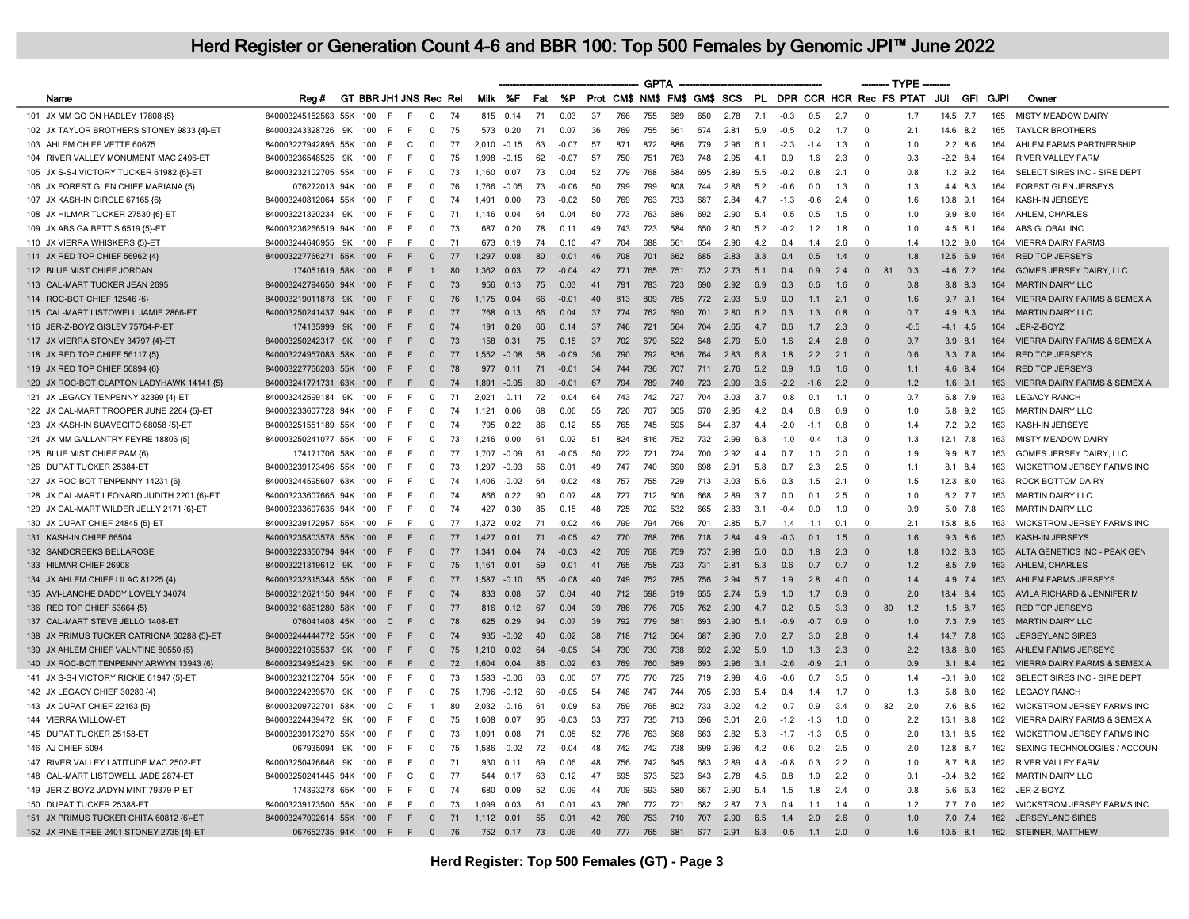# Herd Register or Generation Count 4-6 and BBR 100: Top 500 Females by Genomic JPI™ June 2022

| | Name | Reg # | GT | BBR | JH1 | JNS | Rec | Rel | Milk | %F | Fat | %P | Prot | CM$ | NM$ | FM$ | GM$ | SCS | PL | DPR | CCR | HCR | Rec | FS | PTAT | JUI | GFI | GJPI | Owner |
|---|---|---|---|---|---|---|---|---|---|---|---|---|---|---|---|---|---|---|---|---|---|---|---|---|---|---|---|---|---|
| | | | | | | | | | | | | | GPTA | | | | | | | | | | TYPE | | | | | | |
| 101 | JX MM GO ON HADLEY 17808 {5} | 840003245152563 | 55K | 100 | F | F | 0 | 74 | 815 | 0.14 | 71 | 0.03 | 37 | 766 | 755 | 689 | 650 | 2.78 | 7.1 | -0.3 | 0.5 | 2.7 | 0 | | 1.7 | 14.5 | 7.7 | 165 | MISTY MEADOW DAIRY |
| 102 | JX TAYLOR BROTHERS STONEY 9833 {4}-ET | 840003243328726 | 9K | 100 | F | F | 0 | 75 | 573 | 0.20 | 71 | 0.07 | 36 | 769 | 755 | 661 | 674 | 2.81 | 5.9 | -0.5 | 0.2 | 1.7 | 0 | | 2.1 | 14.6 | 8.2 | 165 | TAYLOR BROTHERS |
| 103 | AHLEM CHIEF VETTE 60675 | 840003227942895 | 55K | 100 | F | C | 0 | 77 | 2,010 | -0.15 | 63 | -0.07 | 57 | 871 | 872 | 886 | 779 | 2.96 | 6.1 | -2.3 | -1.4 | 1.3 | 0 | | 1.0 | 2.2 | 8.6 | 164 | AHLEM FARMS PARTNERSHIP |
| 104 | RIVER VALLEY MONUMENT MAC 2496-ET | 840003236548525 | 9K | 100 | F | F | 0 | 75 | 1,998 | -0.15 | 62 | -0.07 | 57 | 750 | 751 | 763 | 748 | 2.95 | 4.1 | 0.9 | 1.6 | 2.3 | 0 | | 0.3 | -2.2 | 8.4 | 164 | RIVER VALLEY FARM |
| 105 | JX S-S-I VICTORY TUCKER 61982 {6}-ET | 840003232102705 | 55K | 100 | F | F | 0 | 73 | 1,160 | 0.07 | 73 | 0.04 | 52 | 779 | 768 | 684 | 695 | 2.89 | 5.5 | -0.2 | 0.8 | 2.1 | 0 | | 0.8 | 1.2 | 9.2 | 164 | SELECT SIRES INC - SIRE DEPT |
| 106 | JX FOREST GLEN CHIEF MARIANA {5} | 076272013 | 94K | 100 | F | F | 0 | 76 | 1,766 | -0.05 | 73 | -0.06 | 50 | 799 | 799 | 808 | 744 | 2.86 | 5.2 | -0.6 | 0.0 | 1.3 | 0 | | 1.3 | 4.4 | 8.3 | 164 | FOREST GLEN JERSEYS |
| 107 | JX KASH-IN CIRCLE 67165 {6} | 840003240812064 | 55K | 100 | F | F | 0 | 74 | 1,491 | 0.00 | 73 | -0.02 | 50 | 769 | 763 | 733 | 687 | 2.84 | 4.7 | -1.3 | -0.6 | 2.4 | 0 | | 1.6 | 10.8 | 9.1 | 164 | KASH-IN JERSEYS |
| 108 | JX HILMAR TUCKER 27530 {6}-ET | 840003221320234 | 9K | 100 | F | F | 0 | 71 | 1,146 | 0.04 | 64 | 0.04 | 50 | 773 | 763 | 686 | 692 | 2.90 | 5.4 | -0.5 | 0.5 | 1.5 | 0 | | 1.0 | 9.9 | 8.0 | 164 | AHLEM, CHARLES |
| 109 | JX ABS GA BETTIS 6519 {5}-ET | 840003236266519 | 94K | 100 | F | F | 0 | 73 | 687 | 0.20 | 78 | 0.11 | 49 | 743 | 723 | 584 | 650 | 2.80 | 5.2 | -0.2 | 1.2 | 1.8 | 0 | | 1.0 | 4.5 | 8.1 | 164 | ABS GLOBAL INC |
| 110 | JX VIERRA WHISKERS {5}-ET | 840003244646955 | 9K | 100 | F | F | 0 | 71 | 673 | 0.19 | 74 | 0.10 | 47 | 704 | 688 | 561 | 654 | 2.96 | 4.2 | 0.4 | 1.4 | 2.6 | 0 | | 1.4 | 10.2 | 9.0 | 164 | VIERRA DAIRY FARMS |
| 111 | JX RED TOP CHIEF 56962 {4} | 840003227766271 | 55K | 100 | F | F | 0 | 77 | 1,297 | 0.08 | 80 | -0.01 | 46 | 708 | 701 | 662 | 685 | 2.83 | 3.3 | 0.4 | 0.5 | 1.4 | 0 | | 1.8 | 12.5 | 6.9 | 164 | RED TOP JERSEYS |
| 112 | BLUE MIST CHIEF JORDAN | 174051619 | 58K | 100 | F | F | 1 | 80 | 1,362 | 0.03 | 72 | -0.04 | 42 | 771 | 765 | 751 | 732 | 2.73 | 5.1 | 0.4 | 0.9 | 2.4 | 0 | 81 | 0.3 | -4.6 | 7.2 | 164 | GOMES JERSEY DAIRY, LLC |
| 113 | CAL-MART TUCKER JEAN 2695 | 840003242794650 | 94K | 100 | F | F | 0 | 73 | 956 | 0.13 | 75 | 0.03 | 41 | 791 | 783 | 723 | 690 | 2.92 | 6.9 | 0.3 | 0.6 | 1.6 | 0 | | 0.8 | 8.8 | 8.3 | 164 | MARTIN DAIRY LLC |
| 114 | ROC-BOT CHIEF 12546 {6} | 840003219011878 | 9K | 100 | F | F | 0 | 76 | 1,175 | 0.04 | 66 | -0.01 | 40 | 813 | 809 | 785 | 772 | 2.93 | 5.9 | 0.0 | 1.1 | 2.1 | 0 | | 1.6 | 9.7 | 9.1 | 164 | VIERRA DAIRY FARMS & SEMEX A |
| 115 | CAL-MART LISTOWELL JAMIE 2866-ET | 840003250241437 | 94K | 100 | F | F | 0 | 77 | 768 | 0.13 | 66 | 0.04 | 37 | 774 | 762 | 690 | 701 | 2.80 | 6.2 | 0.3 | 1.3 | 0.8 | 0 | | 0.7 | 4.9 | 8.3 | 164 | MARTIN DAIRY LLC |
| 116 | JER-Z-BOYZ GISLEV 75764-P-ET | 174135999 | 9K | 100 | F | F | 0 | 74 | 191 | 0.26 | 66 | 0.14 | 37 | 746 | 721 | 564 | 704 | 2.65 | 4.7 | 0.6 | 1.7 | 2.3 | 0 | | -0.5 | -4.1 | 4.5 | 164 | JER-Z-BOYZ |
| 117 | JX VIERRA STONEY 34797 {4}-ET | 840003250242317 | 9K | 100 | F | F | 0 | 73 | 158 | 0.31 | 75 | 0.15 | 37 | 702 | 679 | 522 | 648 | 2.79 | 5.0 | 1.6 | 2.4 | 2.8 | 0 | | 0.7 | 3.9 | 8.1 | 164 | VIERRA DAIRY FARMS & SEMEX A |
| 118 | JX RED TOP CHIEF 56117 {5} | 840003224957083 | 58K | 100 | F | F | 0 | 77 | 1,552 | -0.08 | 58 | -0.09 | 36 | 790 | 792 | 836 | 764 | 2.83 | 6.8 | 1.8 | 2.2 | 2.1 | 0 | | 0.6 | 3.3 | 7.8 | 164 | RED TOP JERSEYS |
| 119 | JX RED TOP CHIEF 56894 {6} | 840003227766203 | 55K | 100 | F | F | 0 | 78 | 977 | 0.11 | 71 | -0.01 | 34 | 744 | 736 | 707 | 711 | 2.76 | 5.2 | 0.9 | 1.6 | 1.6 | 0 | | 1.1 | 4.6 | 8.4 | 164 | RED TOP JERSEYS |
| 120 | JX ROC-BOT CLAPTON LADYHAWK 14141 {5} | 840003241771731 | 63K | 100 | F | F | 0 | 74 | 1,891 | -0.05 | 80 | -0.01 | 67 | 794 | 789 | 740 | 723 | 2.99 | 3.5 | -2.2 | -1.6 | 2.2 | 0 | | 1.2 | 1.6 | 9.1 | 163 | VIERRA DAIRY FARMS & SEMEX A |
| 121 | JX LEGACY TENPENNY 32399 {4}-ET | 840003242599184 | 9K | 100 | F | F | 0 | 71 | 2,021 | -0.11 | 72 | -0.04 | 64 | 743 | 742 | 727 | 704 | 3.03 | 3.7 | -0.8 | 0.1 | 1.1 | 0 | | 0.7 | 6.8 | 7.9 | 163 | LEGACY RANCH |
| 122 | JX CAL-MART TROOPER JUNE 2264 {5}-ET | 840003233607728 | 94K | 100 | F | F | 0 | 74 | 1,121 | 0.06 | 68 | 0.06 | 55 | 720 | 707 | 605 | 670 | 2.95 | 4.2 | 0.4 | 0.8 | 0.9 | 0 | | 1.0 | 5.8 | 9.2 | 163 | MARTIN DAIRY LLC |
| 123 | JX KASH-IN SUAVECITO 68058 {5}-ET | 840003251189 | 55K | 100 | F | F | 0 | 74 | 795 | 0.22 | 86 | 0.12 | 55 | 765 | 745 | 595 | 644 | 2.87 | 4.4 | -2.0 | -1.1 | 0.8 | 0 | | 1.4 | 7.2 | 9.2 | 163 | KASH-IN JERSEYS |
| 124 | JX MM GALLANTRY FEYRE 18806 {5} | 840003250241077 | 55K | 100 | F | F | 0 | 73 | 1,246 | 0.00 | 61 | 0.02 | 51 | 824 | 816 | 752 | 732 | 2.99 | 6.3 | -1.0 | -0.4 | 1.3 | 0 | | 1.3 | 12.1 | 7.8 | 163 | MISTY MEADOW DAIRY |
| 125 | BLUE MIST CHIEF PAM {6} | 174171706 | 58K | 100 | F | F | 0 | 77 | 1,707 | -0.09 | 61 | -0.05 | 50 | 722 | 721 | 724 | 700 | 2.92 | 4.4 | 0.7 | 1.0 | 2.0 | 0 | | 1.9 | 9.9 | 8.7 | 163 | GOMES JERSEY DAIRY, LLC |
| 126 | DUPAT TUCKER 25384-ET | 840003239173496 | 55K | 100 | F | F | 0 | 73 | 1,297 | -0.03 | 56 | 0.01 | 49 | 747 | 740 | 690 | 698 | 2.91 | 5.8 | 0.7 | 2.3 | 2.5 | 0 | | 1.1 | 8.1 | 8.4 | 163 | WICKSTROM JERSEY FARMS INC |
| 127 | JX ROC-BOT TENPENNY 14231 {6} | 840003244595607 | 63K | 100 | F | F | 0 | 74 | 1,406 | -0.02 | 64 | -0.02 | 48 | 757 | 755 | 729 | 713 | 3.03 | 5.6 | 0.3 | 1.5 | 2.1 | 0 | | 1.5 | 12.3 | 8.0 | 163 | ROCK BOTTOM DAIRY |
| 128 | JX CAL-MART LEONARD JUDITH 2201 {6}-ET | 840003233607665 | 94K | 100 | F | F | 0 | 74 | 866 | 0.22 | 90 | 0.07 | 48 | 727 | 712 | 606 | 668 | 2.89 | 3.7 | 0.0 | 0.1 | 2.5 | 0 | | 1.0 | 6.2 | 7.7 | 163 | MARTIN DAIRY LLC |
| 129 | JX CAL-MART WILDER JELLY 2171 {6}-ET | 840003233607635 | 94K | 100 | F | F | 0 | 74 | 427 | 0.30 | 85 | 0.15 | 48 | 725 | 702 | 532 | 665 | 2.83 | 3.1 | -0.4 | 0.0 | 1.9 | 0 | | 0.9 | 5.0 | 7.8 | 163 | MARTIN DAIRY LLC |
| 130 | JX DUPAT CHIEF 24845 {5}-ET | 840003239172957 | 55K | 100 | F | F | 0 | 77 | 1,372 | 0.02 | 71 | -0.02 | 46 | 799 | 794 | 766 | 701 | 2.85 | 5.7 | -1.4 | -1.1 | 0.1 | 0 | | 2.1 | 15.8 | 8.5 | 163 | WICKSTROM JERSEY FARMS INC |
| 131 | KASH-IN CHIEF 66504 | 840003235803578 | 55K | 100 | F | F | 0 | 77 | 1,427 | 0.01 | 71 | -0.05 | 42 | 770 | 768 | 766 | 718 | 2.84 | 4.9 | -0.3 | 0.1 | 1.5 | 0 | | 1.6 | 9.3 | 8.6 | 163 | KASH-IN JERSEYS |
| 132 | SANDCREEKS BELLAROSE | 840003223350794 | 94K | 100 | F | F | 0 | 77 | 1,341 | 0.04 | 74 | -0.03 | 42 | 769 | 768 | 759 | 737 | 2.98 | 5.0 | 0.0 | 1.8 | 2.3 | 0 | | 1.8 | 10.2 | 8.3 | 163 | ALTA GENETICS INC - PEAK GEN |
| 133 | HILMAR CHIEF 26908 | 840003221319612 | 9K | 100 | F | F | 0 | 75 | 1,161 | 0.01 | 59 | -0.01 | 41 | 765 | 758 | 723 | 731 | 2.81 | 5.3 | 0.6 | 0.7 | 0.7 | 0 | | 1.2 | 8.5 | 7.9 | 163 | AHLEM, CHARLES |
| 134 | JX AHLEM CHIEF LILAC 81225 {4} | 840003232315348 | 55K | 100 | F | F | 0 | 77 | 1,587 | -0.10 | 55 | -0.08 | 40 | 749 | 752 | 785 | 756 | 2.94 | 5.7 | 1.9 | 2.8 | 4.0 | 0 | | 1.4 | 4.9 | 7.4 | 163 | AHLEM FARMS JERSEYS |
| 135 | AVI-LANCHE DADDY LOVELY 34074 | 840003212621150 | 94K | 100 | F | F | 0 | 74 | 833 | 0.08 | 57 | 0.04 | 40 | 712 | 698 | 619 | 655 | 2.74 | 5.9 | 1.0 | 1.7 | 0.9 | 0 | | 2.0 | 18.4 | 8.4 | 163 | AVILA RICHARD & JENNIFER M |
| 136 | RED TOP CHIEF 53664 {5} | 840003216851280 | 58K | 100 | F | F | 0 | 77 | 816 | 0.12 | 67 | 0.04 | 39 | 786 | 776 | 705 | 762 | 2.90 | 4.7 | 0.2 | 0.5 | 3.3 | 0 | 80 | 1.2 | 1.5 | 8.7 | 163 | RED TOP JERSEYS |
| 137 | CAL-MART STEVE JELLO 1408-ET | 076041408 | 45K | 100 | C | F | 0 | 78 | 625 | 0.29 | 94 | 0.07 | 39 | 792 | 779 | 681 | 693 | 2.90 | 5.1 | -0.9 | -0.7 | 0.9 | 0 | | 1.0 | 7.3 | 7.9 | 163 | MARTIN DAIRY LLC |
| 138 | JX PRIMUS TUCKER CATRIONA 60288 {5}-ET | 840003244444772 | 55K | 100 | F | F | 0 | 74 | 935 | -0.02 | 40 | 0.02 | 38 | 718 | 712 | 664 | 687 | 2.96 | 7.0 | 2.7 | 3.0 | 2.8 | 0 | | 1.4 | 14.7 | 7.8 | 163 | JERSEYLAND SIRES |
| 139 | JX AHLEM CHIEF VALNTINE 80550 {5} | 840003221095537 | 55K | 100 | F | F | 0 | 75 | 1,210 | 0.02 | 64 | -0.05 | 34 | 730 | 730 | 738 | 692 | 2.92 | 5.9 | 1.0 | 1.3 | 2.3 | 0 | | 2.2 | 18.8 | 8.0 | 163 | AHLEM FARMS JERSEYS |
| 140 | JX ROC-BOT TENPENNY ARWYN 13943 {6} | 840003234952423 | 9K | 100 | F | F | 0 | 72 | 1,604 | 0.04 | 86 | 0.02 | 63 | 769 | 760 | 689 | 693 | 2.96 | 3.1 | -2.6 | -0.9 | 2.1 | 0 | | 0.9 | 3.1 | 8.4 | 162 | VIERRA DAIRY FARMS & SEMEX A |
| 141 | JX S-S-I VICTORY RICKIE 61947 {5}-ET | 840003232102704 | 55K | 100 | F | F | 0 | 73 | 1,583 | -0.06 | 63 | 0.00 | 57 | 775 | 770 | 725 | 719 | 2.99 | 4.6 | -0.6 | 0.7 | 3.5 | 0 | | 1.4 | -0.1 | 9.0 | 162 | SELECT SIRES INC - SIRE DEPT |
| 142 | JX LEGACY CHIEF 30280 {4} | 840003224239570 | 9K | 100 | F | F | 0 | 75 | 1,796 | -0.12 | 60 | -0.05 | 54 | 748 | 747 | 744 | 705 | 2.93 | 5.4 | 0.4 | 1.4 | 1.7 | 0 | | 1.3 | 5.8 | 8.0 | 162 | LEGACY RANCH |
| 143 | JX DUPAT CHIEF 22163 {5} | 840003209722701 | 58K | 100 | C | F | 1 | 80 | 2,032 | -0.16 | 61 | -0.09 | 53 | 759 | 765 | 802 | 733 | 3.02 | 4.2 | -0.7 | 0.9 | 3.4 | 0 | 82 | 2.0 | 7.6 | 8.5 | 162 | WICKSTROM JERSEY FARMS INC |
| 144 | VIERRA WILLOW-ET | 840003224439472 | 9K | 100 | F | F | 0 | 75 | 1,608 | 0.07 | 95 | -0.03 | 53 | 737 | 735 | 713 | 696 | 3.01 | 2.6 | -1.2 | -1.3 | 1.0 | 0 | | 2.2 | 16.1 | 8.8 | 162 | VIERRA DAIRY FARMS & SEMEX A |
| 145 | DUPAT TUCKER 25158-ET | 840003239173270 | 55K | 100 | F | F | 0 | 73 | 1,091 | 0.08 | 71 | 0.05 | 52 | 778 | 763 | 668 | 663 | 2.82 | 5.3 | -1.7 | -1.3 | 0.5 | 0 | | 2.0 | 13.1 | 8.5 | 162 | WICKSTROM JERSEY FARMS INC |
| 146 | AJ CHIEF 5094 | 067935094 | 9K | 100 | F | F | 0 | 75 | 1,586 | -0.02 | 72 | -0.04 | 48 | 742 | 742 | 738 | 699 | 2.96 | 4.2 | -0.6 | 0.2 | 2.5 | 0 | | 2.0 | 12.8 | 8.7 | 162 | SEXING TECHNOLOGIES / ACCOUN |
| 147 | RIVER VALLEY LATITUDE MAC 2502-ET | 840003250476646 | 9K | 100 | F | F | 0 | 71 | 930 | 0.11 | 69 | 0.06 | 48 | 756 | 742 | 645 | 683 | 2.89 | 4.8 | -0.8 | 0.3 | 2.2 | 0 | | 1.0 | 8.7 | 8.8 | 162 | RIVER VALLEY FARM |
| 148 | CAL-MART LISTOWELL JADE 2874-ET | 840003250241445 | 94K | 100 | F | C | 0 | 77 | 544 | 0.17 | 63 | 0.12 | 47 | 695 | 673 | 523 | 643 | 2.78 | 4.5 | 0.8 | 1.9 | 2.2 | 0 | | 0.1 | -0.4 | 8.2 | 162 | MARTIN DAIRY LLC |
| 149 | JER-Z-BOYZ JADYN MINT 79379-P-ET | 174393278 | 65K | 100 | F | F | 0 | 74 | 680 | 0.09 | 52 | 0.09 | 44 | 709 | 693 | 580 | 667 | 2.90 | 5.4 | 1.5 | 1.8 | 2.4 | 0 | | 0.8 | 5.6 | 6.3 | 162 | JER-Z-BOYZ |
| 150 | DUPAT TUCKER 25388-ET | 840003239173500 | 55K | 100 | F | F | 0 | 73 | 1,099 | 0.03 | 61 | 0.01 | 43 | 780 | 772 | 721 | 682 | 2.87 | 7.3 | 0.4 | 1.1 | 1.4 | 0 | | 1.2 | 7.7 | 7.0 | 162 | WICKSTROM JERSEY FARMS INC |
| 151 | JX PRIMUS TUCKER CHITA 60812 {6}-ET | 840003247092614 | 55K | 100 | F | F | 0 | 71 | 1,112 | 0.01 | 55 | 0.01 | 42 | 760 | 753 | 710 | 707 | 2.90 | 6.5 | 1.4 | 2.0 | 2.6 | 0 | | 1.0 | 7.0 | 7.4 | 162 | JERSEYLAND SIRES |
| 152 | JX PINE-TREE 2401 STONEY 2735 {4}-ET | 067652735 | 94K | 100 | F | F | 0 | 76 | 752 | 0.17 | 73 | 0.06 | 40 | 777 | 765 | 681 | 677 | 2.91 | 6.3 | -0.5 | 1.1 | 2.0 | 0 | | 1.6 | 10.5 | 8.1 | 162 | STEINER, MATTHEW |

**Herd Register: Top 500 Females (GT) - Page 3**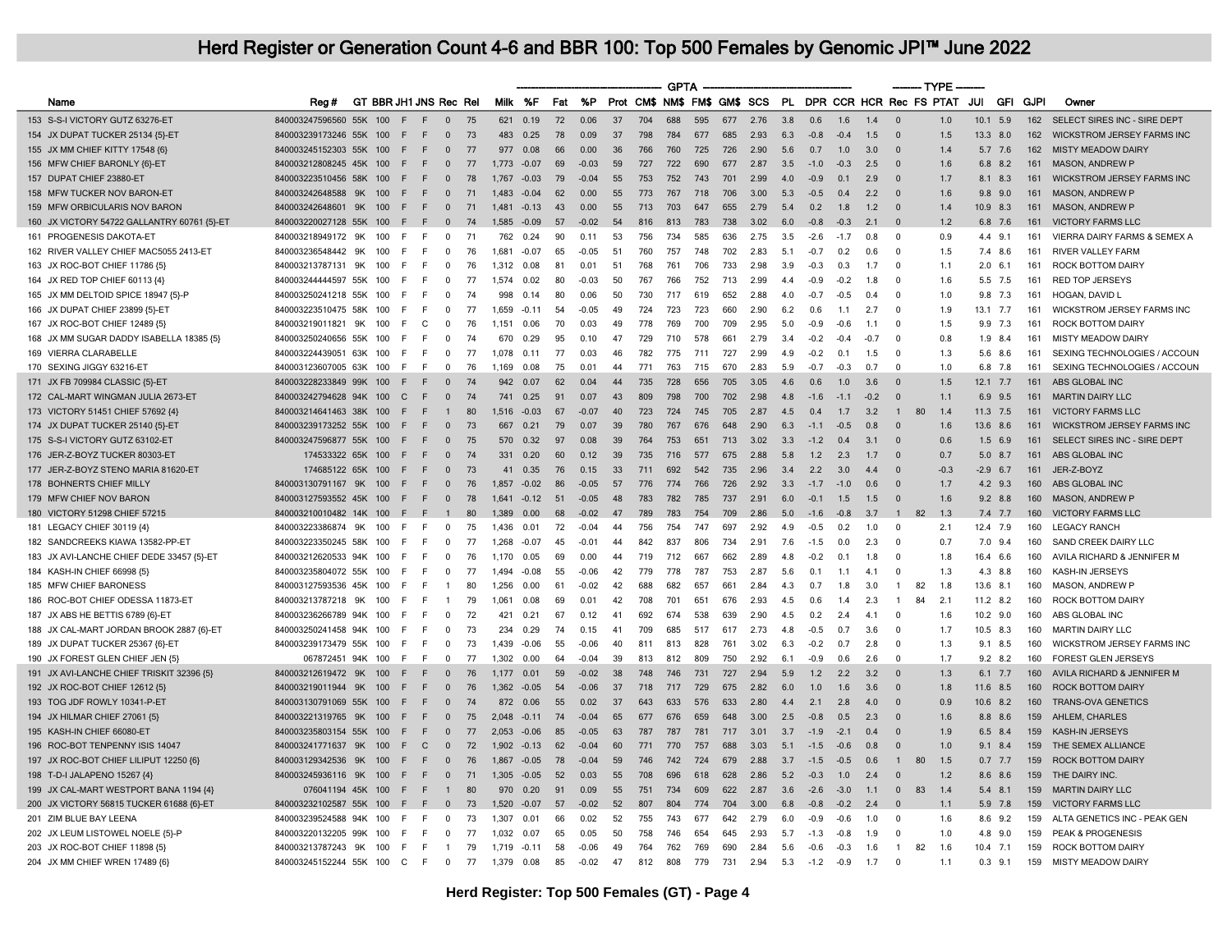# Herd Register or Generation Count 4-6 and BBR 100: Top 500 Females by Genomic JPI™ June 2022

| | Name | Reg # | GT | BBR | JH1 | JNS | Rec | Rel | Milk | %F | Fat | %P | Prot | CM$ | NM$ | FM$ | GM$ | SCS | PL | DPR | CCR | HCR | Rec | FS | PTAT | JUI | GFI | GJPI | Owner |
|---|---|---|---|---|---|---|---|---|---|---|---|---|---|---|---|---|---|---|---|---|---|---|---|---|---|---|---|---|---|
| | | | | | | | | | GPTA | | | | | | | | | | | | | | TYPE | | | | | | |
| 153 | S-S-I VICTORY GUTZ 63276-ET | 840003247596560 | 55K | 100 | F | F | 0 | 75 | 621 | 0.19 | 72 | 0.06 | 37 | 704 | 688 | 595 | 677 | 2.76 | 3.8 | 0.6 | 1.6 | 1.4 | 0 | | 1.0 | 10.1 | 5.9 | 162 | SELECT SIRES INC - SIRE DEPT |
| 154 | JX DUPAT TUCKER 25134 {5}-ET | 840003239173246 | 55K | 100 | F | F | 0 | 73 | 483 | 0.25 | 78 | 0.09 | 37 | 798 | 784 | 677 | 685 | 2.93 | 6.3 | -0.8 | -0.4 | 1.5 | 0 | | 1.5 | 13.3 | 8.0 | 162 | WICKSTROM JERSEY FARMS INC |
| 155 | JX MM CHIEF KITTY 17548 {6} | 840003245152303 | 55K | 100 | F | F | 0 | 77 | 977 | 0.08 | 66 | 0.00 | 36 | 766 | 760 | 725 | 726 | 2.90 | 5.6 | 0.7 | 1.0 | 3.0 | 0 | | 1.4 | 5.7 | 7.6 | 162 | MISTY MEADOW DAIRY |
| 156 | MFW CHIEF BARONLY {6}-ET | 840003212808245 | 45K | 100 | F | F | 0 | 77 | 1,773 | -0.07 | 69 | -0.03 | 59 | 727 | 722 | 690 | 677 | 2.87 | 3.5 | -1.0 | -0.3 | 2.5 | 0 | | 1.6 | 6.8 | 8.2 | 161 | MASON, ANDREW P |
| 157 | DUPAT CHIEF 23880-ET | 840003223510456 | 58K | 100 | F | F | 0 | 78 | 1,767 | -0.03 | 79 | -0.04 | 55 | 753 | 752 | 743 | 701 | 2.99 | 4.0 | -0.9 | 0.1 | 2.9 | 0 | | 1.7 | 8.1 | 8.3 | 161 | WICKSTROM JERSEY FARMS INC |
| 158 | MFW TUCKER NOV BARON-ET | 840003242648588 | 9K | 100 | F | F | 0 | 71 | 1,483 | -0.04 | 62 | 0.00 | 55 | 773 | 767 | 718 | 706 | 3.00 | 5.3 | -0.5 | 0.4 | 2.2 | 0 | | 1.6 | 9.8 | 9.0 | 161 | MASON, ANDREW P |
| 159 | MFW ORBICULARIS NOV BARON | 840003242648601 | 9K | 100 | F | F | 0 | 71 | 1,481 | -0.13 | 43 | 0.00 | 55 | 713 | 703 | 647 | 655 | 2.79 | 5.4 | 0.2 | 1.8 | 1.2 | 0 | | 1.4 | 10.9 | 8.3 | 161 | MASON, ANDREW P |
| 160 | JX VICTORY 54722 GALLANTRY 60761 {5}-ET | 840003220027128 | 55K | 100 | F | F | 0 | 74 | 1,585 | -0.09 | 57 | -0.02 | 54 | 816 | 813 | 783 | 738 | 3.02 | 6.0 | -0.8 | -0.3 | 2.1 | 0 | | 1.2 | 6.8 | 7.6 | 161 | VICTORY FARMS LLC |
| 161 | PROGENESIS DAKOTA-ET | 840003218949172 | 9K | 100 | F | F | 0 | 71 | 762 | 0.24 | 90 | 0.11 | 53 | 756 | 734 | 585 | 636 | 2.75 | 3.5 | -2.6 | -1.7 | 0.8 | 0 | | 0.9 | 4.4 | 9.1 | 161 | VIERRA DAIRY FARMS & SEMEX A |
| 162 | RIVER VALLEY CHIEF MAC5055 2413-ET | 840003236548442 | 9K | 100 | F | F | 0 | 76 | 1,681 | -0.07 | 65 | -0.05 | 51 | 760 | 757 | 748 | 702 | 2.83 | 5.1 | -0.7 | 0.2 | 0.6 | 0 | | 1.5 | 7.4 | 8.6 | 161 | RIVER VALLEY FARM |
| 163 | JX ROC-BOT CHIEF 11786 {5} | 840003213787131 | 9K | 100 | F | F | 0 | 76 | 1,312 | 0.08 | 81 | 0.01 | 51 | 768 | 761 | 706 | 733 | 2.98 | 3.9 | -0.3 | 0.3 | 1.7 | 0 | | 1.1 | 2.0 | 6.1 | 161 | ROCK BOTTOM DAIRY |
| 164 | JX RED TOP CHIEF 60113 {4} | 840003244444597 | 55K | 100 | F | F | 0 | 77 | 1,574 | 0.02 | 80 | -0.03 | 50 | 767 | 766 | 752 | 713 | 2.99 | 4.4 | -0.9 | -0.2 | 1.8 | 0 | | 1.6 | 5.5 | 7.5 | 161 | RED TOP JERSEYS |
| 165 | JX MM DELTOID SPICE 18947 {5}-P | 840003250241218 | 55K | 100 | F | F | 0 | 74 | 998 | 0.14 | 80 | 0.06 | 50 | 730 | 717 | 619 | 652 | 2.88 | 4.0 | -0.7 | -0.5 | 0.4 | 0 | | 1.0 | 9.8 | 7.3 | 161 | HOGAN, DAVID L |
| 166 | JX DUPAT CHIEF 23899 {5}-ET | 840003223510475 | 58K | 100 | F | F | 0 | 77 | 1,659 | -0.11 | 54 | -0.05 | 49 | 724 | 723 | 723 | 660 | 2.90 | 6.2 | 0.6 | 1.1 | 2.7 | 0 | | 1.9 | 13.1 | 7.7 | 161 | WICKSTROM JERSEY FARMS INC |
| 167 | JX ROC-BOT CHIEF 12489 {5} | 840003219011821 | 9K | 100 | F | C | 0 | 76 | 1,151 | 0.06 | 70 | 0.03 | 49 | 778 | 769 | 700 | 709 | 2.95 | 5.0 | -0.9 | -0.6 | 1.1 | 0 | | 1.5 | 9.9 | 7.3 | 161 | ROCK BOTTOM DAIRY |
| 168 | JX MM SUGAR DADDY ISABELLA 18385 {5} | 840003250240656 | 55K | 100 | F | F | 0 | 74 | 670 | 0.29 | 95 | 0.10 | 47 | 729 | 710 | 578 | 661 | 2.79 | 3.4 | -0.2 | -0.4 | -0.7 | 0 | | 0.8 | 1.9 | 8.4 | 161 | MISTY MEADOW DAIRY |
| 169 | VIERRA CLARABELLE | 840003224439051 | 63K | 100 | F | F | 0 | 77 | 1,078 | 0.11 | 77 | 0.03 | 46 | 782 | 775 | 711 | 727 | 2.99 | 4.9 | -0.2 | 0.1 | 1.5 | 0 | | 1.3 | 5.6 | 8.6 | 161 | SEXING TECHNOLOGIES / ACCOUN |
| 170 | SEXING JIGGY 63216-ET | 840003123607005 | 63K | 100 | F | F | 0 | 76 | 1,169 | 0.08 | 75 | 0.01 | 44 | 771 | 763 | 715 | 670 | 2.83 | 5.9 | -0.7 | -0.3 | 0.7 | 0 | | 1.0 | 6.8 | 7.8 | 161 | SEXING TECHNOLOGIES / ACCOUN |
| 171 | JX FB 709984 CLASSIC {5}-ET | 840003228233849 | 99K | 100 | F | F | 0 | 74 | 942 | 0.07 | 62 | 0.04 | 44 | 735 | 728 | 656 | 705 | 3.05 | 4.6 | 0.6 | 1.0 | 3.6 | 0 | | 1.5 | 12.1 | 7.7 | 161 | ABS GLOBAL INC |
| 172 | CAL-MART WINGMAN JULIA 2673-ET | 840003242794628 | 94K | 100 | C | F | 0 | 74 | 741 | 0.25 | 91 | 0.07 | 43 | 809 | 798 | 700 | 702 | 2.98 | 4.8 | -1.6 | -1.1 | -0.2 | 0 | | 1.1 | 6.9 | 9.5 | 161 | MARTIN DAIRY LLC |
| 173 | VICTORY 51451 CHIEF 57692 {4} | 840003214641463 | 38K | 100 | F | F | 1 | 80 | 1,516 | -0.03 | 67 | -0.07 | 40 | 723 | 724 | 745 | 705 | 2.87 | 4.5 | 0.4 | 1.7 | 3.2 | 1 | 80 | 1.4 | 11.3 | 7.5 | 161 | VICTORY FARMS LLC |
| 174 | JX DUPAT TUCKER 25140 {5}-ET | 840003239173252 | 55K | 100 | F | F | 0 | 73 | 667 | 0.21 | 79 | 0.07 | 39 | 780 | 767 | 676 | 648 | 2.90 | 6.3 | -1.1 | -0.5 | 0.8 | 0 | | 1.6 | 13.6 | 8.6 | 161 | WICKSTROM JERSEY FARMS INC |
| 175 | S-S-I VICTORY GUTZ 63102-ET | 840003247596877 | 55K | 100 | F | F | 0 | 75 | 570 | 0.32 | 97 | 0.08 | 39 | 764 | 753 | 651 | 713 | 3.02 | 3.3 | -1.2 | 0.4 | 3.1 | 0 | | 0.6 | 1.5 | 6.9 | 161 | SELECT SIRES INC - SIRE DEPT |
| 176 | JER-Z-BOYZ TUCKER 80303-ET | 174533322 | 65K | 100 | F | F | 0 | 74 | 331 | 0.20 | 60 | 0.12 | 39 | 735 | 716 | 577 | 675 | 2.88 | 5.8 | 1.2 | 2.3 | 1.7 | 0 | | 0.7 | 5.0 | 8.7 | 161 | ABS GLOBAL INC |
| 177 | JER-Z-BOYZ STENO MARIA 81620-ET | 174685122 | 65K | 100 | F | F | 0 | 73 | 41 | 0.35 | 76 | 0.15 | 33 | 711 | 692 | 542 | 735 | 2.96 | 3.4 | 2.2 | 3.0 | 4.4 | 0 | | -0.3 | -2.9 | 6.7 | 161 | JER-Z-BOYZ |
| 178 | BOHNERTS CHIEF MILLY | 840003130791167 | 9K | 100 | F | F | 0 | 76 | 1,857 | -0.02 | 86 | -0.05 | 57 | 776 | 774 | 766 | 726 | 2.92 | 3.3 | -1.7 | -1.0 | 0.6 | 0 | | 1.7 | 4.2 | 9.3 | 160 | ABS GLOBAL INC |
| 179 | MFW CHIEF NOV BARON | 840003127593552 | 45K | 100 | F | F | 0 | 78 | 1,641 | -0.12 | 51 | -0.05 | 48 | 783 | 782 | 785 | 737 | 2.91 | 6.0 | -0.1 | 1.5 | 1.5 | 0 | | 1.6 | 9.2 | 8.8 | 160 | MASON, ANDREW P |
| 180 | VICTORY 51298 CHIEF 57215 | 840003210010482 | 14K | 100 | F | F | 1 | 80 | 1,389 | 0.00 | 68 | -0.02 | 47 | 789 | 783 | 754 | 709 | 2.86 | 5.0 | -1.6 | -0.8 | 3.7 | 1 | 82 | 1.3 | 7.4 | 7.7 | 160 | VICTORY FARMS LLC |
| 181 | LEGACY CHIEF 30119 {4} | 840003223386874 | 9K | 100 | F | F | 0 | 75 | 1,436 | 0.01 | 72 | -0.04 | 44 | 756 | 754 | 747 | 697 | 2.92 | 4.9 | -0.5 | 0.2 | 1.0 | 0 | | 2.1 | 12.4 | 7.9 | 160 | LEGACY RANCH |
| 182 | SANDCREEKS KIAWA 13582-PP-ET | 840003223350245 | 58K | 100 | F | F | 0 | 77 | 1,268 | -0.07 | 45 | -0.01 | 44 | 842 | 837 | 806 | 734 | 2.91 | 7.6 | -1.5 | 0.0 | 2.3 | 0 | | 0.7 | 7.0 | 9.4 | 160 | SAND CREEK DAIRY LLC |
| 183 | JX AVI-LANCHE CHIEF DEDE 33457 {5}-ET | 840003212620533 | 94K | 100 | F | F | 0 | 76 | 1,170 | 0.05 | 69 | 0.00 | 44 | 719 | 712 | 667 | 662 | 2.89 | 4.8 | -0.2 | 0.1 | 1.8 | 0 | | 1.8 | 16.4 | 6.6 | 160 | AVILA RICHARD & JENNIFER M |
| 184 | KASH-IN CHIEF 66998 {5} | 840003235804072 | 55K | 100 | F | F | 0 | 77 | 1,494 | -0.08 | 55 | -0.06 | 42 | 779 | 778 | 787 | 753 | 2.87 | 5.6 | 0.1 | 1.1 | 4.1 | 0 | | 1.3 | 4.3 | 8.8 | 160 | KASH-IN JERSEYS |
| 185 | MFW CHIEF BARONESS | 840003127593536 | 45K | 100 | F | F | 1 | 80 | 1,256 | 0.00 | 61 | -0.02 | 42 | 688 | 682 | 657 | 661 | 2.84 | 4.3 | 0.7 | 1.8 | 3.0 | 1 | 82 | 1.8 | 13.6 | 8.1 | 160 | MASON, ANDREW P |
| 186 | ROC-BOT CHIEF ODESSA 11873-ET | 840003213787218 | 9K | 100 | F | F | 1 | 79 | 1,061 | 0.08 | 69 | 0.01 | 42 | 708 | 701 | 651 | 676 | 2.93 | 4.5 | 0.6 | 1.4 | 2.3 | 1 | 84 | 2.1 | 11.2 | 8.2 | 160 | ROCK BOTTOM DAIRY |
| 187 | JX ABS HE BETTIS 6789 {6}-ET | 840003236266789 | 94K | 100 | F | F | 0 | 72 | 421 | 0.21 | 67 | 0.12 | 41 | 692 | 674 | 538 | 639 | 2.90 | 4.5 | 0.2 | 2.4 | 4.1 | 0 | | 1.6 | 10.2 | 9.0 | 160 | ABS GLOBAL INC |
| 188 | JX CAL-MART JORDAN BROOK 2887 {6}-ET | 840003250241458 | 94K | 100 | F | F | 0 | 73 | 234 | 0.29 | 74 | 0.15 | 41 | 709 | 685 | 517 | 617 | 2.73 | 4.8 | -0.5 | 0.7 | 3.6 | 0 | | 1.7 | 10.5 | 8.3 | 160 | MARTIN DAIRY LLC |
| 189 | JX DUPAT TUCKER 25367 {6}-ET | 840003239173479 | 55K | 100 | F | F | 0 | 73 | 1,439 | -0.06 | 55 | -0.06 | 40 | 811 | 813 | 828 | 761 | 3.02 | 6.3 | -0.2 | 0.7 | 2.8 | 0 | | 1.3 | 9.1 | 8.5 | 160 | WICKSTROM JERSEY FARMS INC |
| 190 | JX FOREST GLEN CHIEF JEN {5} | 067872451 | 94K | 100 | F | F | 0 | 77 | 1,302 | 0.00 | 64 | -0.04 | 39 | 813 | 812 | 809 | 750 | 2.92 | 6.1 | -0.9 | 0.6 | 2.6 | 0 | | 1.7 | 9.2 | 8.2 | 160 | FOREST GLEN JERSEYS |
| 191 | JX AVI-LANCHE CHIEF TRISKIT 32396 {5} | 840003212619472 | 9K | 100 | F | F | 0 | 76 | 1,177 | 0.01 | 59 | -0.02 | 38 | 748 | 746 | 731 | 727 | 2.94 | 5.9 | 1.2 | 2.2 | 3.2 | 0 | | 1.3 | 6.1 | 7.7 | 160 | AVILA RICHARD & JENNIFER M |
| 192 | JX ROC-BOT CHIEF 12612 {5} | 840003219011944 | 9K | 100 | F | F | 0 | 76 | 1,362 | -0.05 | 54 | -0.06 | 37 | 718 | 717 | 729 | 675 | 2.82 | 6.0 | 1.0 | 1.6 | 3.6 | 0 | | 1.8 | 11.6 | 8.5 | 160 | ROCK BOTTOM DAIRY |
| 193 | TOG JDF ROWLY 10341-P-ET | 840003130791069 | 55K | 100 | F | F | 0 | 74 | 872 | 0.06 | 55 | 0.02 | 37 | 643 | 633 | 576 | 633 | 2.80 | 4.4 | 2.1 | 2.8 | 4.0 | 0 | | 0.9 | 10.6 | 8.2 | 160 | TRANS-OVA GENETICS |
| 194 | JX HILMAR CHIEF 27061 {5} | 840003221319765 | 9K | 100 | F | F | 0 | 75 | 2,048 | -0.11 | 74 | -0.04 | 65 | 677 | 676 | 659 | 648 | 3.00 | 2.5 | -0.8 | 0.5 | 2.3 | 0 | | 1.6 | 8.8 | 8.6 | 159 | AHLEM, CHARLES |
| 195 | KASH-IN CHIEF 66080-ET | 840003235803154 | 55K | 100 | F | F | 0 | 77 | 2,053 | -0.06 | 85 | -0.05 | 63 | 787 | 787 | 781 | 717 | 3.01 | 3.7 | -1.9 | -2.1 | 0.4 | 0 | | 1.9 | 6.5 | 8.4 | 159 | KASH-IN JERSEYS |
| 196 | ROC-BOT TENPENNY ISIS 14047 | 840003241771637 | 9K | 100 | F | C | 0 | 72 | 1,902 | -0.13 | 62 | -0.04 | 60 | 771 | 770 | 757 | 688 | 3.03 | 5.1 | -1.5 | -0.6 | 0.8 | 0 | | 1.0 | 9.1 | 8.4 | 159 | THE SEMEX ALLIANCE |
| 197 | JX ROC-BOT CHIEF LILIPUT 12250 {6} | 840003129342536 | 9K | 100 | F | F | 0 | 76 | 1,867 | -0.05 | 78 | -0.04 | 59 | 746 | 742 | 724 | 679 | 2.88 | 3.7 | -1.5 | -0.5 | 0.6 | 1 | 80 | 1.5 | 0.7 | 7.7 | 159 | ROCK BOTTOM DAIRY |
| 198 | T-D-I JALAPENO 15267 {4} | 840003245936116 | 9K | 100 | F | F | 0 | 71 | 1,305 | -0.05 | 52 | 0.03 | 55 | 708 | 696 | 618 | 628 | 2.86 | 5.2 | -0.3 | 1.0 | 2.4 | 0 | | 1.2 | 8.6 | 8.6 | 159 | THE DAIRY INC. |
| 199 | JX CAL-MART WESTPORT BANA 1194 {4} | 076041194 | 45K | 100 | F | F | 1 | 80 | 970 | 0.20 | 91 | 0.09 | 55 | 751 | 734 | 609 | 622 | 2.87 | 3.6 | -2.6 | -3.0 | 1.1 | 0 | 83 | 1.4 | 5.4 | 8.1 | 159 | MARTIN DAIRY LLC |
| 200 | JX VICTORY 56815 TUCKER 61688 {6}-ET | 840003232102587 | 55K | 100 | F | F | 0 | 73 | 1,520 | -0.07 | 57 | -0.02 | 52 | 807 | 804 | 774 | 704 | 3.00 | 6.8 | -0.8 | -0.2 | 2.4 | 0 | | 1.1 | 5.9 | 7.8 | 159 | VICTORY FARMS LLC |
| 201 | ZIM BLUE BAY LEENA | 840003239524588 | 94K | 100 | F | F | 0 | 73 | 1,307 | 0.01 | 66 | 0.02 | 52 | 755 | 743 | 677 | 642 | 2.79 | 6.0 | -0.9 | -0.6 | 1.0 | 0 | | 1.6 | 8.6 | 9.2 | 159 | ALTA GENETICS INC - PEAK GEN |
| 202 | JX LEUM LISTOWEL NOELE {5}-P | 840003220132205 | 99K | 100 | F | F | 0 | 73 | 1,032 | 0.07 | 65 | 0.05 | 50 | 758 | 746 | 654 | 645 | 2.93 | 5.7 | -1.3 | -0.8 | 1.9 | 0 | | 1.0 | 4.8 | 9.0 | 159 | PEAK & PROGENESIS |
| 203 | JX ROC-BOT CHIEF 11898 {5} | 840003213787243 | 9K | 100 | F | F | 1 | 79 | 1,719 | -0.11 | 58 | -0.06 | 49 | 764 | 762 | 769 | 690 | 2.84 | 5.6 | -0.6 | -0.3 | 1.6 | 1 | 82 | 1.6 | 10.4 | 7.1 | 159 | ROCK BOTTOM DAIRY |
| 204 | JX MM CHIEF WREN 17489 {6} | 840003245152244 | 55K | 100 | C | F | 0 | 77 | 1,379 | 0.08 | 85 | -0.02 | 47 | 812 | 808 | 779 | 731 | 2.94 | 5.3 | -1.2 | -0.9 | 1.7 | 0 | | 1.1 | 0.3 | 9.1 | 159 | MISTY MEADOW DAIRY |

Herd Register: Top 500 Females (GT) - Page 4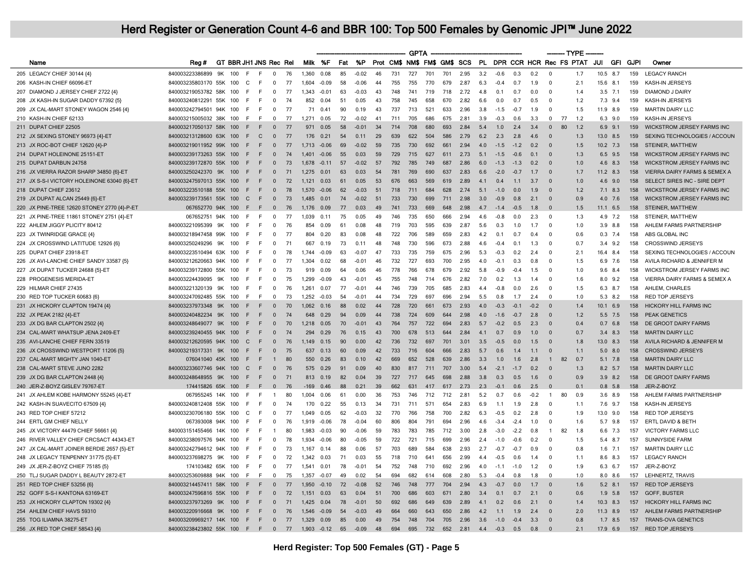# Herd Register or Generation Count 4-6 and BBR 100: Top 500 Females by Genomic JPI™ June 2022

| | Name | Reg # | GT | BBR | JH1 | JNS | Rec | Rel | Milk | %F | Fat | %P | Prot | CM$ | NM$ | FM$ | GM$ | SCS | PL | DPR | CCR | HCR | Rec | FS | PTAT | JUI | GFI | GJPI | Owner |
|---|---|---|---|---|---|---|---|---|---|---|---|---|---|---|---|---|---|---|---|---|---|---|---|---|---|---|---|---|---|
| | | | | | | | | | GPTA | | | | | | | | | | | | | | TYPE | | | | | | |
| 205 | LEGACY CHIEF 30144 {4} | 840003223386899 | 9K | 100 | F | F | 0 | 76 | 1,360 | 0.08 | 85 | -0.02 | 46 | 731 | 727 | 701 | 701 | 2.95 | 3.2 | -0.6 | 0.3 | 0.2 | 0 | | 1.7 | 10.5 | 8.7 | 159 | LEGACY RANCH |
| 206 | KASH-IN CHIEF 66096-ET | 840003235803170 | 55K | 100 | C | F | 0 | 77 | 1,604 | -0.09 | 58 | -0.06 | 44 | 755 | 755 | 770 | 679 | 2.87 | 6.3 | -0.4 | 0.7 | 1.9 | 0 | | 2.1 | 15.6 | 8.1 | 159 | KASH-IN JERSEYS |
| 207 | DIAMOND J JERSEY CHIEF 2722 {4} | 840003219053782 | 58K | 100 | F | F | 0 | 77 | 1,343 | -0.01 | 63 | -0.03 | 43 | 748 | 741 | 719 | 718 | 2.72 | 4.8 | 0.1 | 0.7 | 0.0 | 0 | | 1.4 | 3.5 | 7.1 | 159 | DIAMOND J DAIRY |
| 208 | JX KASH-IN SUGAR DADDY 67392 {5} | 840003240812291 | 55K | 100 | F | F | 0 | 74 | 852 | 0.04 | 51 | 0.05 | 43 | 758 | 745 | 658 | 670 | 2.82 | 6.6 | 0.0 | 0.7 | 0.5 | 0 | | 1.2 | 7.3 | 9.4 | 159 | KASH-IN JERSEYS |
| 209 | JX CAL-MART STONEY WAGON 2546 {4} | 840003242794501 | 94K | 100 | F | F | 0 | 77 | 71 | 0.41 | 90 | 0.19 | 43 | 737 | 713 | 521 | 633 | 2.96 | 3.8 | -1.5 | -0.7 | 1.9 | 0 | | 1.5 | 11.9 | 8.9 | 159 | MARTIN DAIRY LLC |
| 210 | KASH-IN CHIEF 62133 | 840003215005032 | 38K | 100 | F | F | 0 | 77 | 1,271 | 0.05 | 72 | -0.02 | 41 | 711 | 705 | 686 | 675 | 2.81 | 3.9 | -0.3 | 0.6 | 3.3 | 0 | 77 | 1.2 | 6.3 | 9.0 | 159 | KASH-IN JERSEYS |
| 211 | DUPAT CHIEF 22505 | 840003217050137 | 58K | 100 | F | F | 0 | 77 | 971 | 0.05 | 58 | -0.01 | 34 | 714 | 708 | 680 | 693 | 2.84 | 5.4 | 1.0 | 2.4 | 3.4 | 0 | 80 | 1.2 | 6.9 | 9.1 | 159 | WICKSTROM JERSEY FARMS INC |
| 212 | JX SEXING STONEY 96973 {4}-ET | 840003213128600 | 63K | 100 | F | C | 0 | 77 | 176 | 0.21 | 54 | 0.11 | 29 | 639 | 622 | 504 | 586 | 2.79 | 6.2 | 2.3 | 2.8 | 4.6 | 0 | | 1.3 | 13.0 | 8.5 | 159 | SEXING TECHNOLOGIES / ACCOUN |
| 213 | JX ROC-BOT CHIEF 12620 {4}-P | 840003219011952 | 99K | 100 | F | F | 0 | 77 | 1,713 | -0.06 | 69 | -0.02 | 59 | 735 | 730 | 692 | 661 | 2.94 | 4.0 | -1.5 | -1.2 | 0.2 | 0 | | 1.5 | 10.2 | 7.3 | 158 | STEINER, MATTHEW |
| 214 | DUPAT HOLEINONE 25151-ET | 840003239173263 | 55K | 100 | F | F | 0 | 74 | 1,401 | -0.06 | 55 | 0.03 | 59 | 729 | 715 | 627 | 611 | 2.73 | 5.1 | -1.5 | -0.6 | 0.1 | 0 | | 1.3 | 6.5 | 9.5 | 158 | WICKSTROM JERSEY FARMS INC |
| 215 | DUPAT DARBUN 24758 | 840003239172870 | 55K | 100 | F | F | 0 | 73 | 1,678 | -0.11 | 57 | -0.02 | 57 | 792 | 785 | 749 | 687 | 2.86 | 6.0 | -1.3 | -1.3 | 0.2 | 0 | | 1.0 | 4.6 | 8.3 | 158 | WICKSTROM JERSEY FARMS INC |
| 216 | JX VIERRA RAZOR SHARP 34850 {6}-ET | 840003250242370 | 9K | 100 | F | F | 0 | 71 | 1,275 | 0.01 | 63 | 0.03 | 54 | 781 | 769 | 690 | 637 | 2.83 | 6.6 | -2.0 | -0.7 | 1.7 | 0 | | 1.7 | 11.2 | 8.3 | 158 | VIERRA DAIRY FARMS & SEMEX A |
| 217 | JX S-S-I VICTORY HOLEINONE 63040 {6}-ET | 840003247597013 | 55K | 100 | F | F | 0 | 72 | 1,121 | 0.03 | 61 | 0.05 | 53 | 676 | 663 | 569 | 619 | 2.89 | 4.1 | 0.4 | 1.1 | 3.7 | 0 | | 1.0 | 4.6 | 9.0 | 158 | SELECT SIRES INC - SIRE DEPT |
| 218 | DUPAT CHIEF 23612 | 840003223510188 | 55K | 100 | F | F | 0 | 78 | 1,570 | -0.06 | 62 | -0.03 | 51 | 718 | 711 | 684 | 628 | 2.74 | 5.1 | -1.0 | 0.0 | 1.9 | 0 | | 1.2 | 7.1 | 8.3 | 158 | WICKSTROM JERSEY FARMS INC |
| 219 | JX DUPAT ALCAN 25449 {6}-ET | 840003239173561 | 55K | 100 | C | F | 0 | 73 | 1,485 | 0.01 | 74 | -0.02 | 51 | 733 | 730 | 699 | 711 | 2.98 | 3.0 | -0.9 | 0.8 | 2.1 | 0 | | 0.9 | 4.0 | 7.6 | 158 | WICKSTROM JERSEY FARMS INC |
| 220 | JX PINE-TREE 12620 STONEY 2770 {4}-P-ET | 067652770 | 94K | 100 | F | F | 0 | 76 | 1,176 | 0.09 | 77 | 0.03 | 49 | 741 | 733 | 669 | 648 | 2.98 | 4.7 | -1.4 | -0.5 | 1.8 | 0 | | 1.5 | 11.1 | 6.5 | 158 | STEINER, MATTHEW |
| 221 | JX PINE-TREE 11861 STONEY 2751 {4}-ET | 067652751 | 94K | 100 | F | F | 0 | 77 | 1,039 | 0.11 | 75 | 0.05 | 49 | 746 | 735 | 650 | 666 | 2.94 | 4.6 | -0.8 | 0.0 | 2.3 | 0 | | 1.3 | 4.9 | 7.2 | 158 | STEINER, MATTHEW |
| 222 | AHLEM JIGGY PLICITY 80412 | 840003221095399 | 9K | 100 | F | F | 0 | 76 | 854 | 0.09 | 61 | 0.08 | 48 | 719 | 703 | 595 | 639 | 2.87 | 5.6 | 0.3 | 1.0 | 1.7 | 0 | | 1.0 | 3.9 | 8.8 | 158 | AHLEM FARMS PARTNERSHIP |
| 223 | JX TWINRIDGE GRACE {4} | 840003218947458 | 99K | 100 | F | F | 0 | 77 | 804 | 0.20 | 83 | 0.08 | 48 | 722 | 706 | 589 | 659 | 2.83 | 4.2 | 0.1 | 0.7 | 0.4 | 0 | | 0.6 | 0.3 | 7.4 | 158 | ABS GLOBAL INC |
| 224 | JX CROSSWIND LATITUDE 12926 {6} | 840003250249296 | 9K | 100 | F | F | 0 | 71 | 667 | 0.19 | 73 | 0.11 | 48 | 748 | 730 | 596 | 673 | 2.88 | 4.6 | -0.4 | 0.1 | 1.3 | 0 | | 0.7 | 3.4 | 9.2 | 158 | CROSSWIND JERSEYS |
| 225 | DUPAT CHIEF 23918-ET | 840003223510494 | 63K | 100 | F | F | 0 | 78 | 1,744 | -0.09 | 63 | -0.07 | 47 | 733 | 735 | 759 | 675 | 2.96 | 5.3 | -0.3 | 0.2 | 2.4 | 0 | | 2.1 | 16.4 | 8.4 | 158 | SEXING TECHNOLOGIES / ACCOUN |
| 226 | JX AVI-LANCHE CHIEF SANDY 33587 {5} | 840003212620663 | 94K | 100 | F | F | 0 | 77 | 1,304 | 0.02 | 68 | -0.01 | 46 | 732 | 727 | 693 | 700 | 2.95 | 4.0 | -0.1 | 0.3 | 0.8 | 0 | | 1.5 | 6.9 | 7.6 | 158 | AVILA RICHARD & JENNIFER M |
| 227 | JX DUPAT TUCKER 24688 {5}-ET | 840003239172800 | 55K | 100 | F | F | 0 | 73 | 919 | 0.09 | 64 | 0.06 | 46 | 778 | 766 | 678 | 679 | 2.92 | 5.8 | -0.9 | -0.4 | 1.5 | 0 | | 1.0 | 9.6 | 8.4 | 158 | WICKSTROM JERSEY FARMS INC |
| 228 | PROGENESIS MERIDA-ET | 840003224439095 | 9K | 100 | F | F | 0 | 75 | 1,299 | -0.09 | 43 | -0.01 | 45 | 755 | 748 | 714 | 676 | 2.82 | 7.0 | 0.2 | 1.3 | 1.4 | 0 | | 1.6 | 8.0 | 9.2 | 158 | VIERRA DAIRY FARMS & SEMEX A |
| 229 | HILMAR CHIEF 27435 | 840003221320139 | 9K | 100 | F | F | 0 | 76 | 1,261 | 0.07 | 77 | -0.01 | 44 | 746 | 739 | 705 | 685 | 2.83 | 4.4 | -0.8 | 0.0 | 2.6 | 0 | | 1.5 | 6.3 | 8.7 | 158 | AHLEM, CHARLES |
| 230 | RED TOP TUCKER 60683 {6} | 840003247092485 | 55K | 100 | F | F | 0 | 73 | 1,252 | -0.03 | 54 | -0.01 | 44 | 734 | 729 | 697 | 696 | 2.94 | 5.5 | 0.8 | 1.7 | 2.4 | 0 | | 1.0 | 5.3 | 8.2 | 158 | RED TOP JERSEYS |
| 231 | JX HICKORY CLAPTON 19474 {4} | 840003237973348 | 9K | 100 | F | F | 0 | 70 | 1,062 | 0.16 | 88 | 0.02 | 44 | 728 | 720 | 661 | 673 | 2.93 | 4.0 | -0.3 | -0.1 | -0.2 | 0 | | 1.4 | 10.1 | 6.9 | 158 | HICKORY HILL FARMS INC |
| 232 | JX PEAK 2182 {4}-ET | 840003240482234 | 9K | 100 | F | F | 0 | 74 | 648 | 0.29 | 94 | 0.09 | 44 | 738 | 724 | 609 | 644 | 2.98 | 4.0 | -1.6 | -0.7 | 2.8 | 0 | | 1.2 | 5.5 | 7.5 | 158 | PEAK GENETICS |
| 233 | JX DG BAR CLAPTON 2502 {4} | 840003248649077 | 9K | 100 | F | F | 0 | 70 | 1,218 | 0.05 | 70 | -0.01 | 43 | 764 | 757 | 722 | 694 | 2.83 | 5.7 | -0.2 | 0.5 | 2.3 | 0 | | 0.4 | 0.7 | 6.8 | 158 | DE GROOT DAIRY FARMS |
| 234 | CAL-MART WHATSUP JENA 2409-ET | 840003239240455 | 94K | 100 | F | F | 0 | 74 | 294 | 0.29 | 76 | 0.15 | 43 | 700 | 678 | 513 | 644 | 2.84 | 4.1 | 0.7 | 0.9 | 1.0 | 0 | | 0.7 | 3.4 | 8.3 | 158 | MARTIN DAIRY LLC |
| 235 | AVI-LANCHE CHIEF FERN 33519 | 840003212620595 | 94K | 100 | C | F | 0 | 76 | 1,149 | 0.15 | 90 | 0.00 | 42 | 736 | 732 | 697 | 701 | 3.01 | 3.5 | -0.5 | 0.0 | 1.5 | 0 | | 1.8 | 13.0 | 8.3 | 158 | AVILA RICHARD & JENNIFER M |
| 236 | JX CROSSWIND WESTPORT 11206 {5} | 840003219317331 | 9K | 100 | F | F | 0 | 75 | 637 | 0.13 | 60 | 0.09 | 42 | 733 | 716 | 604 | 666 | 2.83 | 5.7 | 0.6 | 1.4 | 1.1 | 0 | | 1.1 | 5.0 | 8.0 | 158 | CROSSWIND JERSEYS |
| 237 | CAL-MART MIGHTY JAN 1040-ET | 076041040 | 45K | 100 | F | F | 1 | 80 | 550 | 0.26 | 83 | 0.10 | 42 | 669 | 652 | 528 | 639 | 2.86 | 3.3 | 1.0 | 1.6 | 2.8 | 1 | 82 | 0.7 | 5.1 | 7.8 | 158 | MARTIN DAIRY LLC |
| 238 | CAL-MART STEVE JUNO 2282 | 840003233607746 | 94K | 100 | C | F | 0 | 76 | 575 | 0.29 | 91 | 0.09 | 40 | 830 | 817 | 711 | 707 | 3.00 | 5.4 | -2.1 | -1.7 | 0.2 | 0 | | 1.3 | 8.2 | 5.7 | 158 | MARTIN DAIRY LLC |
| 239 | JX DG BAR CLAPTON 2448 {4} | 840003248648955 | 9K | 100 | F | F | 0 | 71 | 813 | 0.19 | 82 | 0.04 | 39 | 727 | 717 | 645 | 698 | 2.88 | 3.8 | 0.3 | 0.5 | 1.6 | 0 | | 0.9 | 3.9 | 8.2 | 158 | DE GROOT DAIRY FARMS |
| 240 | JER-Z-BOYZ GISLEV 79767-ET | 174415826 | 65K | 100 | F | F | 0 | 76 | -169 | 0.46 | 88 | 0.21 | 39 | 662 | 631 | 417 | 617 | 2.73 | 2.3 | -0.1 | 0.6 | 2.5 | 0 | | 0.1 | 0.8 | 5.8 | 158 | JER-Z-BOYZ |
| 241 | JX AHLEM KOBE HARMONY 55245 {4}-ET | 067955245 | 14K | 100 | F | F | 1 | 80 | 1,004 | 0.06 | 61 | 0.00 | 36 | 753 | 746 | 712 | 712 | 2.81 | 5.2 | 0.7 | 0.6 | -0.2 | 1 | 80 | 0.9 | 3.6 | 8.9 | 158 | AHLEM FARMS PARTNERSHIP |
| 242 | KASH-IN SUAVECITO 67509 {4} | 840003240812408 | 55K | 100 | F | F | 0 | 74 | 170 | 0.22 | 55 | 0.13 | 34 | 731 | 711 | 571 | 654 | 2.83 | 6.9 | 1.1 | 1.9 | 2.8 | 0 | | 1.1 | 7.6 | 9.7 | 158 | KASH-IN JERSEYS |
| 243 | RED TOP CHIEF 57212 | 840003230706180 | 55K | 100 | C | F | 0 | 77 | 1,049 | 0.05 | 62 | -0.03 | 32 | 770 | 766 | 758 | 700 | 2.82 | 6.3 | -0.5 | 0.2 | 2.8 | 0 | | 1.9 | 13.0 | 9.0 | 158 | RED TOP JERSEYS |
| 244 | ERTL GM CHIEF NELLY | 067393008 | 94K | 100 | F | F | 0 | 76 | 1,919 | -0.06 | 78 | -0.04 | 60 | 806 | 804 | 791 | 694 | 2.96 | 4.6 | -3.4 | -2.4 | 1.0 | 0 | | 1.6 | 5.7 | 9.8 | 157 | ERTL DAVID & BETH |
| 245 | JX VICTORY 44479 CHIEF 56661 {4} | 840003151455466 | 14K | 100 | F | F | 1 | 80 | 1,983 | -0.03 | 90 | -0.06 | 59 | 783 | 783 | 785 | 712 | 3.00 | 2.8 | -3.0 | -2.2 | 0.8 | 1 | 82 | 1.8 | 6.6 | 7.3 | 157 | VICTORY FARMS LLC |
| 246 | RIVER VALLEY CHIEF CRCSACT 44343-ET | 840003238097576 | 94K | 100 | F | F | 0 | 78 | 1,934 | -0.06 | 80 | -0.05 | 59 | 722 | 721 | 715 | 699 | 2.96 | 2.4 | -1.0 | -0.6 | 0.2 | 0 | | 1.5 | 5.4 | 8.7 | 157 | SUNNYSIDE FARM |
| 247 | JX CAL-MART JOINER BERDIE 2657 {5}-ET | 840003242794612 | 94K | 100 | F | F | 0 | 73 | 1,167 | 0.14 | 88 | 0.06 | 57 | 703 | 689 | 584 | 638 | 2.93 | 2.7 | -0.7 | -0.7 | 0.9 | 0 | | 0.8 | 1.6 | 7.1 | 157 | MARTIN DAIRY LLC |
| 248 | JX LEGACY TENPENNY 31775 {5}-ET | 840003237698275 | 9K | 100 | F | F | 0 | 72 | 1,342 | 0.03 | 71 | 0.03 | 55 | 718 | 710 | 641 | 656 | 2.99 | 4.4 | -0.5 | 0.6 | 1.4 | 0 | | 1.1 | 8.6 | 8.3 | 157 | LEGACY RANCH |
| 249 | JX JER-Z-BOYZ CHIEF 75185 {5} | 174103482 | 65K | 100 | F | F | 0 | 77 | 1,541 | 0.01 | 78 | -0.01 | 54 | 752 | 748 | 710 | 692 | 2.96 | 4.0 | -1.1 | -1.0 | 1.2 | 0 | | 1.9 | 6.3 | 6.7 | 157 | JER-Z-BOYZ |
| 250 | TLJ SUGAR DADDY L BEAUTY 2872-ET | 840003253609888 | 94K | 100 | F | F | 0 | 75 | 1,357 | -0.07 | 49 | 0.02 | 54 | 694 | 682 | 614 | 608 | 2.80 | 5.3 | -0.4 | 0.8 | 1.8 | 0 | | 1.0 | 8.0 | 8.6 | 157 | LEHNERTZ, TRAVIS |
| 251 | RED TOP CHIEF 53256 {6} | 840003214457411 | 58K | 100 | F | F | 0 | 77 | 1,950 | -0.10 | 72 | -0.08 | 52 | 746 | 748 | 777 | 704 | 2.94 | 4.3 | -0.7 | 0.0 | 1.7 | 0 | | 1.6 | 5.2 | 8.1 | 157 | RED TOP JERSEYS |
| 252 | GOFF S-S-I KANTONA 63169-ET | 840003247596816 | 55K | 100 | F | F | 0 | 72 | 1,151 | 0.03 | 63 | 0.04 | 51 | 700 | 686 | 603 | 671 | 2.80 | 3.4 | 0.1 | 0.7 | 2.1 | 0 | | 0.6 | 1.9 | 5.8 | 157 | GOFF, BUSTER |
| 253 | JX HICKORY CLAPTON 19302 {4} | 840003237973269 | 9K | 100 | F | F | 0 | 71 | 1,425 | 0.04 | 78 | -0.01 | 50 | 692 | 686 | 649 | 639 | 2.89 | 4.1 | 0.2 | 0.6 | 2.1 | 0 | | 1.4 | 10.3 | 8.3 | 157 | HICKORY HILL FARMS INC |
| 254 | AHLEM CHIEF HAVS 59310 | 840003220916668 | 9K | 100 | F | F | 0 | 76 | 1,546 | -0.09 | 54 | -0.03 | 49 | 664 | 660 | 643 | 650 | 2.86 | 4.2 | 1.1 | 1.9 | 2.4 | 0 | | 2.0 | 11.3 | 8.9 | 157 | AHLEM FARMS PARTNERSHIP |
| 255 | TOG ILIAMNA 38275-ET | 840003209969217 | 14K | 100 | F | F | 0 | 77 | 1,329 | 0.09 | 85 | 0.00 | 49 | 754 | 748 | 704 | 705 | 2.96 | 3.6 | -1.0 | -0.4 | 3.3 | 0 | | 0.8 | 1.7 | 8.5 | 157 | TRANS-OVA GENETICS |
| 256 | JX RED TOP CHIEF 58543 {4} | 840003238423802 | 55K | 100 | F | F | 0 | 77 | 1,903 | -0.12 | 65 | -0.09 | 48 | 694 | 695 | 732 | 652 | 2.81 | 4.4 | -0.3 | 0.5 | 0.8 | 0 | | 2.1 | 17.9 | 6.9 | 157 | RED TOP JERSEYS |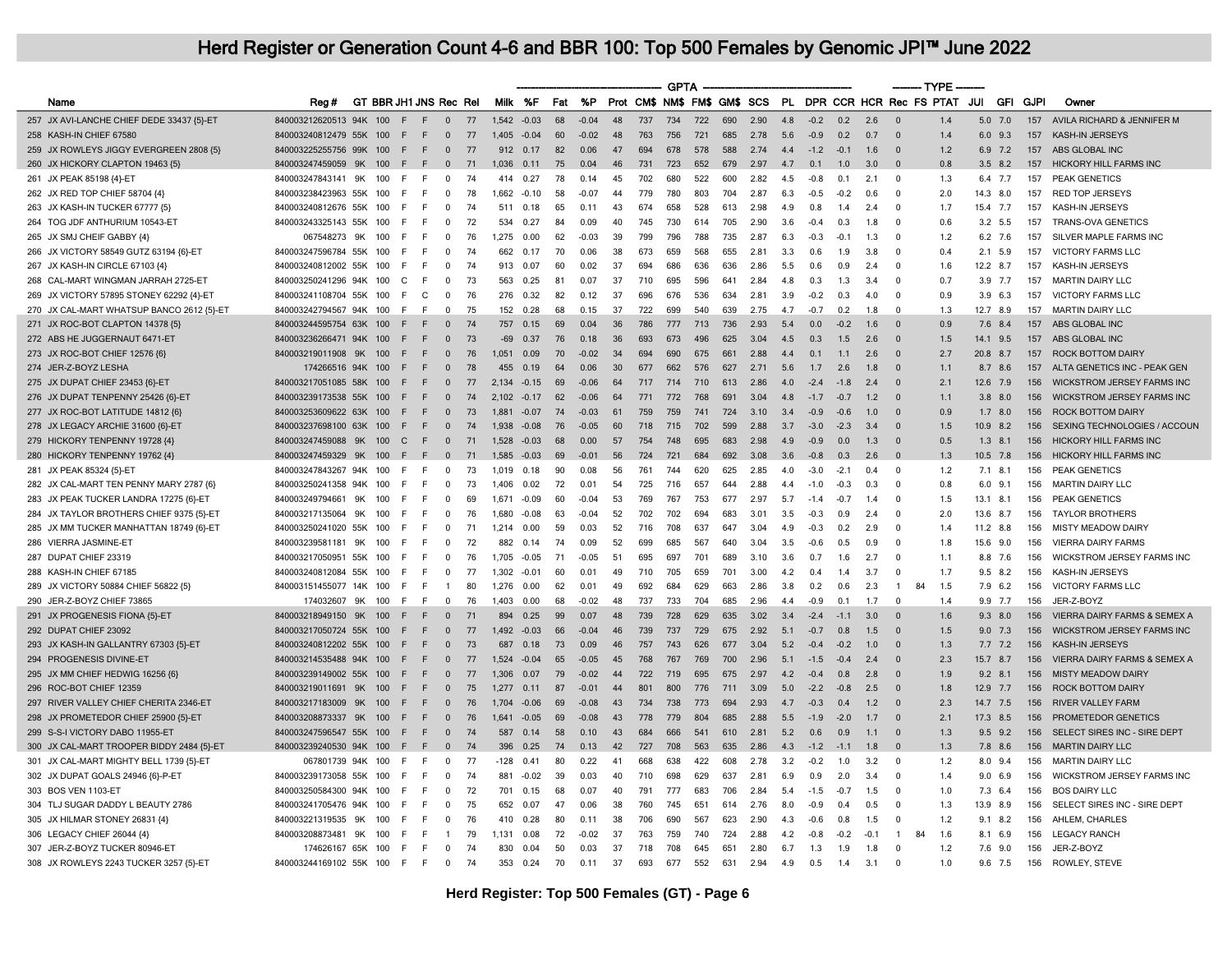# Herd Register or Generation Count 4-6 and BBR 100: Top 500 Females by Genomic JPI™ June 2022

| | Name | Reg # | GT | BBR | JH1 | JNS | Rec | Rel | Milk | %F | Fat | %P | Prot | CM$ | NM$ | FM$ | GM$ | SCS | PL | DPR | CCR | HCR | Rec | FS | PTAT | JUI | GFI | GJPI | Owner |
|---|---|---|---|---|---|---|---|---|---|---|---|---|---|---|---|---|---|---|---|---|---|---|---|---|---|---|---|---|---|
| | | | | | | | | | GPTA | | | | | | | | | | | | | | TYPE | | | | | | |
| 257 | JX AVI-LANCHE CHIEF DEDE 33437 {5}-ET | 840003212620513 | 94K | 100 | F | F | 0 | 77 | 1,542 | -0.03 | 68 | -0.04 | 48 | 737 | 734 | 722 | 690 | 2.90 | 4.8 | -0.2 | 0.2 | 2.6 | 0 | | 1.4 | 5.0 | 7.0 | 157 | AVILA RICHARD & JENNIFER M |
| 258 | KASH-IN CHIEF 67580 | 840003240812479 | 55K | 100 | F | F | 0 | 77 | 1,405 | -0.04 | 60 | -0.02 | 48 | 763 | 756 | 721 | 685 | 2.78 | 5.6 | -0.9 | 0.2 | 0.7 | 0 | | 1.4 | 6.0 | 9.3 | 157 | KASH-IN JERSEYS |
| 259 | JX ROWLEYS JIGGY EVERGREEN 2808 {5} | 840003225255756 | 99K | 100 | F | F | 0 | 77 | 912 | 0.17 | 82 | 0.06 | 47 | 694 | 678 | 578 | 588 | 2.74 | 4.4 | -1.2 | -0.1 | 1.6 | 0 | | 1.2 | 6.9 | 7.2 | 157 | ABS GLOBAL INC |
| 260 | JX HICKORY CLAPTON 19463 {5} | 840003247459059 | 9K | 100 | F | F | 0 | 71 | 1,036 | 0.11 | 75 | 0.04 | 46 | 731 | 723 | 652 | 679 | 2.97 | 4.7 | 0.1 | 1.0 | 3.0 | 0 | | 0.8 | 3.5 | 8.2 | 157 | HICKORY HILL FARMS INC |
| 261 | JX PEAK 85198 {4}-ET | 840003247843141 | 9K | 100 | F | F | 0 | 74 | 414 | 0.27 | 78 | 0.14 | 45 | 702 | 680 | 522 | 600 | 2.82 | 4.5 | -0.8 | 0.1 | 2.1 | 0 | | 1.3 | 6.4 | 7.7 | 157 | PEAK GENETICS |
| 262 | JX RED TOP CHIEF 58704 {4} | 840003238423963 | 55K | 100 | F | F | 0 | 78 | 1,662 | -0.10 | 58 | -0.07 | 44 | 779 | 780 | 803 | 704 | 2.87 | 6.3 | -0.5 | -0.2 | 0.6 | 0 | | 2.0 | 14.3 | 8.0 | 157 | RED TOP JERSEYS |
| 263 | JX KASH-IN TUCKER 67777 {5} | 840003240812676 | 55K | 100 | F | F | 0 | 74 | 511 | 0.18 | 65 | 0.11 | 43 | 674 | 658 | 528 | 613 | 2.98 | 4.9 | 0.8 | 1.4 | 2.4 | 0 | | 1.7 | 15.4 | 7.7 | 157 | KASH-IN JERSEYS |
| 264 | TOG JDF ANTHURIUM 10543-ET | 840003243325143 | 55K | 100 | F | F | 0 | 72 | 534 | 0.27 | 84 | 0.09 | 40 | 745 | 730 | 614 | 705 | 2.90 | 3.6 | -0.4 | 0.3 | 1.8 | 0 | | 0.6 | 3.2 | 5.5 | 157 | TRANS-OVA GENETICS |
| 265 | JX SMJ CHEIF GABBY {4} | 067548273 | 9K | 100 | F | F | 0 | 76 | 1,275 | 0.00 | 62 | -0.03 | 39 | 799 | 796 | 788 | 735 | 2.87 | 6.3 | -0.3 | -0.1 | 1.3 | 0 | | 1.2 | 6.2 | 7.6 | 157 | SILVER MAPLE FARMS INC |
| 266 | JX VICTORY 58549 GUTZ 63194 {6}-ET | 840003247596784 | 55K | 100 | F | F | 0 | 74 | 662 | 0.17 | 70 | 0.06 | 38 | 673 | 659 | 568 | 655 | 2.81 | 3.3 | 0.6 | 1.9 | 3.8 | 0 | | 0.4 | 2.1 | 5.9 | 157 | VICTORY FARMS LLC |
| 267 | JX KASH-IN CIRCLE 67103 {4} | 840003240812002 | 55K | 100 | F | F | 0 | 74 | 913 | 0.07 | 60 | 0.02 | 37 | 694 | 686 | 636 | 636 | 2.86 | 5.5 | 0.6 | 0.9 | 2.4 | 0 | | 1.6 | 12.2 | 8.7 | 157 | KASH-IN JERSEYS |
| 268 | CAL-MART WINGMAN JARRAH 2725-ET | 840003250241296 | 94K | 100 | C | F | 0 | 73 | 563 | 0.25 | 81 | 0.07 | 37 | 710 | 695 | 596 | 641 | 2.84 | 4.8 | 0.3 | 1.3 | 3.4 | 0 | | 0.7 | 3.9 | 7.7 | 157 | MARTIN DAIRY LLC |
| 269 | JX VICTORY 57895 STONEY 62292 {4}-ET | 840003241108704 | 55K | 100 | F | C | 0 | 76 | 276 | 0.32 | 82 | 0.12 | 37 | 696 | 676 | 536 | 634 | 2.81 | 3.9 | -0.2 | 0.3 | 4.0 | 0 | | 0.9 | 3.9 | 6.3 | 157 | VICTORY FARMS LLC |
| 270 | JX CAL-MART WHATSUP BANCO 2612 {5}-ET | 840003242794567 | 94K | 100 | F | F | 0 | 75 | 152 | 0.28 | 68 | 0.15 | 37 | 722 | 699 | 540 | 639 | 2.75 | 4.7 | -0.7 | 0.2 | 1.8 | 0 | | 1.3 | 12.7 | 8.9 | 157 | MARTIN DAIRY LLC |
| 271 | JX ROC-BOT CLAPTON 14378 {5} | 840003244595754 | 63K | 100 | F | F | 0 | 74 | 757 | 0.15 | 69 | 0.04 | 36 | 786 | 777 | 713 | 736 | 2.93 | 5.4 | 0.0 | -0.2 | 1.6 | 0 | | 0.9 | 7.6 | 8.4 | 157 | ABS GLOBAL INC |
| 272 | ABS HE JUGGERNAUT 6471-ET | 840003236266471 | 94K | 100 | F | F | 0 | 73 | -69 | 0.37 | 76 | 0.18 | 36 | 693 | 673 | 496 | 625 | 3.04 | 4.5 | 0.3 | 1.5 | 2.6 | 0 | | 1.5 | 14.1 | 9.5 | 157 | ABS GLOBAL INC |
| 273 | JX ROC-BOT CHIEF 12576 {6} | 840003219011908 | 9K | 100 | F | F | 0 | 76 | 1,051 | 0.09 | 70 | -0.02 | 34 | 694 | 690 | 675 | 661 | 2.88 | 4.4 | 0.1 | 1.1 | 2.6 | 0 | | 2.7 | 20.8 | 8.7 | 157 | ROCK BOTTOM DAIRY |
| 274 | JER-Z-BOYZ LESHA | 174266516 | 94K | 100 | F | F | 0 | 78 | 455 | 0.19 | 64 | 0.06 | 30 | 677 | 662 | 576 | 627 | 2.71 | 5.6 | 1.7 | 2.6 | 1.8 | 0 | | 1.1 | 8.7 | 8.6 | 157 | ALTA GENETICS INC - PEAK GEN |
| 275 | JX DUPAT CHIEF 23453 {6}-ET | 840003217051085 | 58K | 100 | F | F | 0 | 77 | 2,134 | -0.15 | 69 | -0.06 | 64 | 717 | 714 | 710 | 613 | 2.86 | 4.0 | -2.4 | -1.8 | 2.4 | 0 | | 2.1 | 12.6 | 7.9 | 156 | WICKSTROM JERSEY FARMS INC |
| 276 | JX DUPAT TENPENNY 25426 {6}-ET | 840003239173538 | 55K | 100 | F | F | 0 | 74 | 2,102 | -0.17 | 62 | -0.06 | 64 | 771 | 772 | 768 | 691 | 3.04 | 4.8 | -1.7 | -0.7 | 1.2 | 0 | | 1.1 | 3.8 | 8.0 | 156 | WICKSTROM JERSEY FARMS INC |
| 277 | JX ROC-BOT LATITUDE 14812 {6} | 840003253609622 | 63K | 100 | F | F | 0 | 73 | 1,881 | -0.07 | 74 | -0.03 | 61 | 759 | 759 | 741 | 724 | 3.10 | 3.4 | -0.9 | -0.6 | 1.0 | 0 | | 0.9 | 1.7 | 8.0 | 156 | ROCK BOTTOM DAIRY |
| 278 | JX LEGACY ARCHIE 31600 {6}-ET | 840003237698100 | 63K | 100 | F | F | 0 | 74 | 1,938 | -0.08 | 76 | -0.05 | 60 | 718 | 715 | 702 | 599 | 2.88 | 3.7 | -3.0 | -2.3 | 3.4 | 0 | | 1.5 | 10.9 | 8.2 | 156 | SEXING TECHNOLOGIES / ACCOUN |
| 279 | HICKORY TENPENNY 19728 {4} | 840003247459088 | 9K | 100 | C | F | 0 | 71 | 1,528 | -0.03 | 68 | 0.00 | 57 | 754 | 748 | 695 | 683 | 2.98 | 4.9 | -0.9 | 0.0 | 1.3 | 0 | | 0.5 | 1.3 | 8.1 | 156 | HICKORY HILL FARMS INC |
| 280 | HICKORY TENPENNY 19762 {4} | 840003247459329 | 9K | 100 | F | F | 0 | 71 | 1,585 | -0.03 | 69 | -0.01 | 56 | 724 | 721 | 684 | 692 | 3.08 | 3.6 | -0.8 | 0.3 | 2.6 | 0 | | 1.3 | 10.5 | 7.8 | 156 | HICKORY HILL FARMS INC |
| 281 | JX PEAK 85324 {5}-ET | 840003247843267 | 9K | 100 | F | F | 0 | 73 | 1,019 | 0.18 | 90 | 0.08 | 56 | 761 | 744 | 620 | 625 | 2.85 | 4.0 | -3.0 | -2.1 | 0.4 | 0 | | 1.2 | 7.1 | 8.1 | 156 | PEAK GENETICS |
| 282 | JX CAL-MART TEN PENNY MARY 2787 {6} | 840003250241358 | 94K | 100 | F | F | 0 | 73 | 1,406 | 0.02 | 72 | 0.01 | 54 | 725 | 716 | 657 | 644 | 2.88 | 4.4 | -1.0 | -0.3 | 0.3 | 0 | | 0.8 | 6.0 | 9.1 | 156 | MARTIN DAIRY LLC |
| 283 | JX PEAK TUCKER LANDRA 17275 {6}-ET | 840003249794661 | 9K | 100 | F | F | 0 | 69 | 1,671 | -0.09 | 60 | -0.04 | 53 | 769 | 767 | 753 | 677 | 2.97 | 5.7 | -1.4 | -0.7 | 1.4 | 0 | | 1.5 | 13.1 | 8.1 | 156 | PEAK GENETICS |
| 284 | JX TAYLOR BROTHERS CHIEF 9375 {5}-ET | 840003217135064 | 9K | 100 | F | F | 0 | 76 | 1,680 | -0.08 | 63 | -0.04 | 52 | 702 | 702 | 694 | 683 | 3.01 | 3.5 | -0.3 | 0.9 | 2.4 | 0 | | 2.0 | 13.6 | 8.7 | 156 | TAYLOR BROTHERS |
| 285 | JX MM TUCKER MANHATTAN 18749 {6}-ET | 840003250241020 | 55K | 100 | F | F | 0 | 71 | 1,214 | 0.00 | 59 | 0.03 | 52 | 716 | 708 | 637 | 647 | 3.04 | 4.9 | -0.3 | 0.2 | 2.9 | 0 | | 1.4 | 11.2 | 8.8 | 156 | MISTY MEADOW DAIRY |
| 286 | VIERRA JASMINE-ET | 840003239581181 | 9K | 100 | F | F | 0 | 72 | 882 | 0.14 | 74 | 0.09 | 52 | 699 | 685 | 567 | 640 | 3.04 | 3.5 | -0.6 | 0.5 | 0.9 | 0 | | 1.8 | 15.6 | 9.0 | 156 | VIERRA DAIRY FARMS |
| 287 | DUPAT CHIEF 23319 | 840003217050951 | 55K | 100 | F | F | 0 | 76 | 1,705 | -0.05 | 71 | -0.05 | 51 | 695 | 697 | 701 | 689 | 3.10 | 3.6 | 0.7 | 1.6 | 2.7 | 0 | | 1.1 | 8.8 | 7.6 | 156 | WICKSTROM JERSEY FARMS INC |
| 288 | KASH-IN CHIEF 67185 | 840003240812084 | 55K | 100 | F | F | 0 | 77 | 1,302 | -0.01 | 60 | 0.01 | 49 | 710 | 705 | 659 | 701 | 3.00 | 4.2 | 0.4 | 1.4 | 3.7 | 0 | | 1.7 | 9.5 | 8.2 | 156 | KASH-IN JERSEYS |
| 289 | JX VICTORY 50884 CHIEF 56822 {5} | 840003151455077 | 14K | 100 | F | F | 1 | 80 | 1,276 | 0.00 | 62 | 0.01 | 49 | 692 | 684 | 629 | 663 | 2.86 | 3.8 | 0.2 | 0.6 | 2.3 | 1 | 84 | 1.5 | 7.9 | 6.2 | 156 | VICTORY FARMS LLC |
| 290 | JER-Z-BOYZ CHIEF 73865 | 174032607 | 9K | 100 | F | F | 0 | 76 | 1,403 | 0.00 | 68 | -0.02 | 48 | 737 | 733 | 704 | 685 | 2.96 | 4.4 | -0.9 | 0.1 | 1.7 | 0 | | 1.4 | 9.9 | 7.7 | 156 | JER-Z-BOYZ |
| 291 | JX PROGENESIS FIONA {5}-ET | 840003218949150 | 9K | 100 | F | F | 0 | 71 | 894 | 0.25 | 99 | 0.07 | 48 | 739 | 728 | 629 | 635 | 3.02 | 3.4 | -2.4 | -1.1 | 3.0 | 0 | | 1.6 | 9.3 | 8.0 | 156 | VIERRA DAIRY FARMS & SEMEX A |
| 292 | DUPAT CHIEF 23092 | 840003217050724 | 55K | 100 | F | F | 0 | 77 | 1,492 | -0.03 | 66 | -0.04 | 46 | 739 | 737 | 729 | 675 | 2.92 | 5.1 | -0.7 | 0.8 | 1.5 | 0 | | 1.5 | 9.0 | 7.3 | 156 | WICKSTROM JERSEY FARMS INC |
| 293 | JX KASH-IN GALLANTRY 67303 {5}-ET | 840003240812202 | 55K | 100 | F | F | 0 | 73 | 687 | 0.18 | 73 | 0.09 | 46 | 757 | 743 | 626 | 677 | 3.04 | 5.2 | -0.4 | -0.2 | 1.0 | 0 | | 1.3 | 7.7 | 7.2 | 156 | KASH-IN JERSEYS |
| 294 | PROGENESIS DIVINE-ET | 840003214535488 | 94K | 100 | F | F | 0 | 77 | 1,524 | -0.04 | 65 | -0.05 | 45 | 768 | 767 | 769 | 700 | 2.96 | 5.1 | -1.5 | -0.4 | 2.4 | 0 | | 2.3 | 15.7 | 8.7 | 156 | VIERRA DAIRY FARMS & SEMEX A |
| 295 | JX MM CHIEF HEDWIG 16256 {6} | 840003239149002 | 55K | 100 | F | F | 0 | 77 | 1,306 | 0.07 | 79 | -0.02 | 44 | 722 | 719 | 695 | 675 | 2.97 | 4.2 | -0.4 | 0.8 | 2.8 | 0 | | 1.9 | 9.2 | 8.1 | 156 | MISTY MEADOW DAIRY |
| 296 | ROC-BOT CHIEF 12359 | 840003219011691 | 9K | 100 | F | F | 0 | 75 | 1,277 | 0.11 | 87 | -0.01 | 44 | 801 | 800 | 776 | 711 | 3.09 | 5.0 | -2.2 | -0.8 | 2.5 | 0 | | 1.8 | 12.9 | 7.7 | 156 | ROCK BOTTOM DAIRY |
| 297 | RIVER VALLEY CHIEF CHERITA 2346-ET | 840003217183009 | 9K | 100 | F | F | 0 | 76 | 1,704 | -0.06 | 69 | -0.08 | 43 | 734 | 738 | 773 | 694 | 2.93 | 4.7 | -0.3 | 0.4 | 1.2 | 0 | | 2.3 | 14.7 | 7.5 | 156 | RIVER VALLEY FARM |
| 298 | JX PROMETEDOR CHIEF 25900 {5}-ET | 840003208873337 | 9K | 100 | F | F | 0 | 76 | 1,641 | -0.05 | 69 | -0.08 | 43 | 778 | 779 | 804 | 685 | 2.88 | 5.5 | -1.9 | -2.0 | 1.7 | 0 | | 2.1 | 17.3 | 8.5 | 156 | PROMETEDOR GENETICS |
| 299 | S-S-I VICTORY DABO 11955-ET | 840003247596547 | 55K | 100 | F | F | 0 | 74 | 587 | 0.14 | 58 | 0.10 | 43 | 684 | 666 | 541 | 610 | 2.81 | 5.2 | 0.6 | 0.9 | 1.1 | 0 | | 1.3 | 9.5 | 9.2 | 156 | SELECT SIRES INC - SIRE DEPT |
| 300 | JX CAL-MART TROOPER BIDDY 2484 {5}-ET | 840003239240530 | 94K | 100 | F | F | 0 | 74 | 396 | 0.25 | 74 | 0.13 | 42 | 727 | 708 | 563 | 635 | 2.86 | 4.3 | -1.2 | -1.1 | 1.8 | 0 | | 1.3 | 7.8 | 8.6 | 156 | MARTIN DAIRY LLC |
| 301 | JX CAL-MART MIGHTY BELL 1739 {5}-ET | 067801739 | 94K | 100 | F | F | 0 | 77 | -128 | 0.41 | 80 | 0.22 | 41 | 668 | 638 | 422 | 608 | 2.78 | 3.2 | -0.2 | 1.0 | 3.2 | 0 | | 1.2 | 8.0 | 9.4 | 156 | MARTIN DAIRY LLC |
| 302 | JX DUPAT GOALS 24946 {6}-P-ET | 840003239173058 | 55K | 100 | F | F | 0 | 74 | 881 | -0.02 | 39 | 0.03 | 40 | 710 | 698 | 629 | 637 | 2.81 | 6.9 | 0.9 | 2.0 | 3.4 | 0 | | 1.4 | 9.0 | 6.9 | 156 | WICKSTROM JERSEY FARMS INC |
| 303 | BOS VEN 1103-ET | 840003250584300 | 94K | 100 | F | F | 0 | 72 | 701 | 0.15 | 68 | 0.07 | 40 | 791 | 777 | 683 | 706 | 2.84 | 5.4 | -1.5 | -0.7 | 1.5 | 0 | | 1.0 | 7.3 | 6.4 | 156 | BOS DAIRY LLC |
| 304 | TLJ SUGAR DADDY L BEAUTY 2786 | 840003241705476 | 94K | 100 | F | F | 0 | 75 | 652 | 0.07 | 47 | 0.06 | 38 | 760 | 745 | 651 | 614 | 2.76 | 8.0 | -0.9 | 0.4 | 0.5 | 0 | | 1.3 | 13.9 | 8.9 | 156 | SELECT SIRES INC - SIRE DEPT |
| 305 | JX HILMAR STONEY 26831 {4} | 840003221319535 | 9K | 100 | F | F | 0 | 76 | 410 | 0.28 | 80 | 0.11 | 38 | 706 | 690 | 567 | 623 | 2.90 | 4.3 | -0.6 | 0.8 | 1.5 | 0 | | 1.2 | 9.1 | 8.2 | 156 | AHLEM, CHARLES |
| 306 | LEGACY CHIEF 26044 {4} | 840003208873481 | 9K | 100 | F | F | 1 | 79 | 1,131 | 0.08 | 72 | -0.02 | 37 | 763 | 759 | 740 | 724 | 2.88 | 4.2 | -0.8 | -0.2 | -0.1 | 1 | 84 | 1.6 | 8.1 | 6.9 | 156 | LEGACY RANCH |
| 307 | JER-Z-BOYZ TUCKER 80946-ET | 174626167 | 65K | 100 | F | F | 0 | 74 | 830 | 0.04 | 50 | 0.03 | 37 | 718 | 708 | 645 | 651 | 2.80 | 6.7 | 1.3 | 1.9 | 1.8 | 0 | | 1.2 | 7.6 | 9.0 | 156 | JER-Z-BOYZ |
| 308 | JX ROWLEYS 2243 TUCKER 3257 {5}-ET | 840003244169102 | 55K | 100 | F | F | 0 | 74 | 353 | 0.24 | 70 | 0.11 | 37 | 693 | 677 | 552 | 631 | 2.94 | 4.9 | 0.5 | 1.4 | 3.1 | 0 | | 1.0 | 9.6 | 7.5 | 156 | ROWLEY, STEVE |

Herd Register: Top 500 Females (GT) - Page 6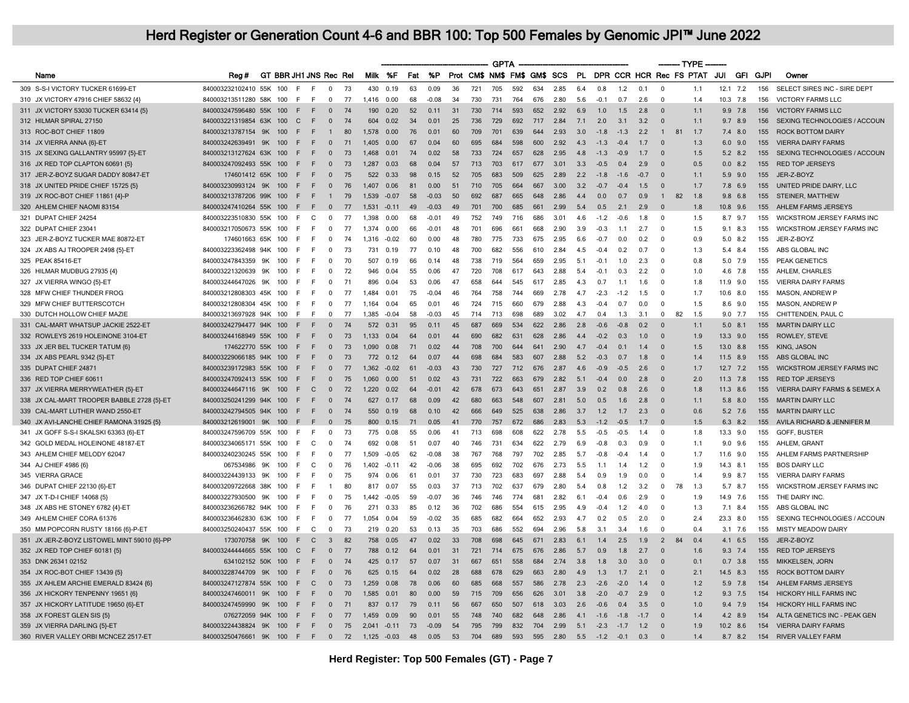# Herd Register or Generation Count 4-6 and BBR 100: Top 500 Females by Genomic JPI™ June 2022

| | Name | Reg # | GT | BBR | JH1 | JNS | Rec | Rel | Milk | %F | Fat | %P | Prot | CM$ | NM$ | FM$ | GM$ | SCS | PL | DPR | CCR | HCR | Rec | FS | PTAT | JUI | GFI | GJPI | Owner |
|---|---|---|---|---|---|---|---|---|---|---|---|---|---|---|---|---|---|---|---|---|---|---|---|---|---|---|---|---|---|
| | | | | | | | | | GPTA | | | | | | | | | | | | | | TYPE | | | | | | |
| 309 | S-S-I VICTORY TUCKER 61699-ET | 840003232102410 | 55K | 100 | F | F | 0 | 73 | 430 | 0.19 | 63 | 0.09 | 36 | 721 | 705 | 592 | 634 | 2.85 | 6.4 | 0.8 | 1.2 | 0.1 | 0 | | 1.1 | 12.1 | 7.2 | 156 | SELECT SIRES INC - SIRE DEPT |
| 310 | JX VICTORY 47916 CHIEF 58632 {4} | 840003213511280 | 58K | 100 | F | F | 0 | 77 | 1,416 | 0.00 | 68 | -0.08 | 34 | 730 | 731 | 764 | 676 | 2.80 | 5.6 | -0.1 | 0.7 | 2.6 | 0 | | 1.4 | 10.3 | 7.8 | 156 | VICTORY FARMS LLC |
| 311 | JX VICTORY 53030 TUCKER 63414 {5} | 840003247596480 | 55K | 100 | F | F | 0 | 74 | 190 | 0.20 | 52 | 0.11 | 31 | 730 | 714 | 593 | 652 | 2.92 | 6.9 | 1.0 | 1.5 | 2.8 | 0 | | 1.1 | 9.9 | 7.8 | 156 | VICTORY FARMS LLC |
| 312 | HILMAR SPIRAL 27150 | 840003221319854 | 63K | 100 | C | F | 0 | 74 | 604 | 0.02 | 34 | 0.01 | 25 | 736 | 729 | 692 | 717 | 2.84 | 7.1 | 2.0 | 3.1 | 3.2 | 0 | | 1.1 | 9.7 | 8.9 | 156 | SEXING TECHNOLOGIES / ACCOUN |
| 313 | ROC-BOT CHIEF 11809 | 840003213787154 | 9K | 100 | F | F | 1 | 80 | 1,578 | 0.00 | 76 | 0.01 | 60 | 709 | 701 | 639 | 644 | 2.93 | 3.0 | -1.8 | -1.3 | 2.2 | 1 | 81 | 1.7 | 7.4 | 8.0 | 155 | ROCK BOTTOM DAIRY |
| 314 | JX VIERRA ANNA {6}-ET | 840003242639491 | 9K | 100 | F | F | 0 | 71 | 1,405 | 0.00 | 67 | 0.04 | 60 | 695 | 684 | 598 | 600 | 2.92 | 4.3 | -1.3 | -0.4 | 1.7 | 0 | | 1.3 | 6.0 | 9.0 | 155 | VIERRA DAIRY FARMS |
| 315 | JX SEXING GALLANTRY 95997 {5}-ET | 840003213127624 | 63K | 100 | F | F | 0 | 73 | 1,468 | 0.01 | 74 | 0.02 | 58 | 733 | 724 | 657 | 628 | 2.95 | 4.8 | -1.3 | -0.9 | 1.7 | 0 | | 1.5 | 5.2 | 8.2 | 155 | SEXING TECHNOLOGIES / ACCOUN |
| 316 | JX RED TOP CHIEF CLAPTON 60691 {5} | 840003247092493 | 55K | 100 | F | F | 0 | 73 | 1,287 | 0.03 | 68 | 0.04 | 57 | 713 | 703 | 617 | 677 | 3.01 | 3.3 | -0.5 | 0.4 | 2.9 | 0 | | 0.5 | 0.0 | 8.2 | 155 | RED TOP JERSEYS |
| 317 | JER-Z-BOYZ SUGAR DADDY 80847-ET | 174601412 | 65K | 100 | F | F | 0 | 75 | 522 | 0.33 | 98 | 0.15 | 52 | 705 | 683 | 509 | 625 | 2.89 | 2.2 | -1.8 | -1.6 | -0.7 | 0 | | 1.1 | 5.9 | 9.0 | 155 | JER-Z-BOYZ |
| 318 | JX UNITED PRIDE CHIEF 15725 {5} | 840003230993124 | 9K | 100 | F | F | 0 | 76 | 1,407 | 0.06 | 81 | 0.00 | 51 | 710 | 705 | 664 | 667 | 3.00 | 3.2 | -0.7 | -0.4 | 1.5 | 0 | | 1.7 | 7.8 | 6.9 | 155 | UNITED PRIDE DAIRY, LLC |
| 319 | JX ROC-BOT CHIEF 11861 {4}-P | 840003213787206 | 99K | 100 | F | F | 1 | 79 | 1,539 | -0.07 | 58 | -0.03 | 50 | 692 | 687 | 665 | 648 | 2.86 | 4.4 | 0.0 | 0.7 | 0.9 | 1 | 82 | 1.8 | 9.8 | 6.8 | 155 | STEINER, MATTHEW |
| 320 | AHLEM CHIEF NAOMI 83154 | 840003247410264 | 55K | 100 | F | F | 0 | 77 | 1,531 | -0.11 | 49 | -0.03 | 49 | 701 | 700 | 685 | 661 | 2.99 | 5.4 | 0.5 | 2.1 | 2.9 | 0 | | 1.8 | 10.8 | 9.6 | 155 | AHLEM FARMS JERSEYS |
| 321 | DUPAT CHIEF 24254 | 840003223510830 | 55K | 100 | F | C | 0 | 77 | 1,398 | 0.00 | 68 | -0.01 | 49 | 752 | 749 | 716 | 686 | 3.01 | 4.6 | -1.2 | -0.6 | 1.8 | 0 | | 1.5 | 8.7 | 9.7 | 155 | WICKSTROM JERSEY FARMS INC |
| 322 | DUPAT CHIEF 23041 | 840003217050673 | 55K | 100 | F | F | 0 | 77 | 1,374 | 0.00 | 66 | -0.01 | 48 | 701 | 696 | 661 | 668 | 2.90 | 3.9 | -0.3 | 1.1 | 2.7 | 0 | | 1.5 | 9.1 | 8.3 | 155 | WICKSTROM JERSEY FARMS INC |
| 323 | JER-Z-BOYZ TUCKER MAE 80872-ET | 174601663 | 65K | 100 | F | F | 0 | 74 | 1,316 | -0.02 | 60 | 0.00 | 48 | 780 | 775 | 733 | 675 | 2.95 | 6.6 | -0.7 | 0.0 | 0.2 | 0 | | 0.9 | 5.0 | 8.2 | 155 | JER-Z-BOYZ |
| 324 | JX ABS AJ TROOPER 2498 {5}-ET | 840003223362498 | 94K | 100 | F | F | 0 | 73 | 731 | 0.19 | 77 | 0.10 | 48 | 700 | 682 | 556 | 610 | 2.84 | 4.5 | -0.4 | 0.2 | 0.7 | 0 | | 1.3 | 5.4 | 8.4 | 155 | ABS GLOBAL INC |
| 325 | PEAK 85416-ET | 840003247843359 | 9K | 100 | F | F | 0 | 70 | 507 | 0.19 | 66 | 0.14 | 48 | 738 | 719 | 564 | 659 | 2.95 | 5.1 | -0.1 | 1.0 | 2.3 | 0 | | 0.8 | 5.0 | 7.9 | 155 | PEAK GENETICS |
| 326 | HILMAR MUDBUG 27935 {4} | 840003221320639 | 9K | 100 | F | F | 0 | 72 | 946 | 0.04 | 55 | 0.06 | 47 | 720 | 708 | 617 | 643 | 2.88 | 5.4 | -0.1 | 0.3 | 2.2 | 0 | | 1.0 | 4.6 | 7.8 | 155 | AHLEM, CHARLES |
| 327 | JX VIERRA WINGO {5}-ET | 840003244647026 | 9K | 100 | F | F | 0 | 71 | 896 | 0.04 | 53 | 0.06 | 47 | 658 | 644 | 545 | 617 | 2.85 | 4.3 | 0.7 | 1.1 | 1.6 | 0 | | 1.8 | 11.9 | 9.0 | 155 | VIERRA DAIRY FARMS |
| 328 | MFW CHIEF THUNDER FROG | 840003212808303 | 45K | 100 | F | F | 0 | 77 | 1,484 | 0.01 | 75 | -0.04 | 46 | 764 | 758 | 744 | 669 | 2.78 | 4.7 | -2.3 | -1.2 | 1.5 | 0 | | 1.7 | 10.6 | 8.0 | 155 | MASON, ANDREW P |
| 329 | MFW CHIEF BUTTERSCOTCH | 840003212808304 | 45K | 100 | F | F | 0 | 77 | 1,164 | 0.04 | 65 | 0.01 | 46 | 724 | 715 | 660 | 679 | 2.88 | 4.3 | -0.4 | 0.7 | 0.0 | 0 | | 1.5 | 8.6 | 9.0 | 155 | MASON, ANDREW P |
| 330 | DUTCH HOLLOW CHIEF MAZIE | 840003213697928 | 94K | 100 | F | F | 0 | 77 | 1,385 | -0.04 | 58 | -0.03 | 45 | 714 | 713 | 698 | 689 | 3.02 | 4.7 | 0.4 | 1.3 | 3.1 | 0 | 82 | 1.5 | 9.0 | 7.7 | 155 | CHITTENDEN, PAUL C |
| 331 | CAL-MART WHATSUP JACKIE 2522-ET | 840003242794477 | 94K | 100 | F | F | 0 | 74 | 572 | 0.31 | 95 | 0.11 | 45 | 687 | 669 | 534 | 622 | 2.86 | 2.8 | -0.6 | -0.8 | 0.2 | 0 | | 1.1 | 5.0 | 8.1 | 155 | MARTIN DAIRY LLC |
| 332 | ROWLEYS 2619 HOLEINONE 3104-ET | 840003244168949 | 55K | 100 | F | F | 0 | 73 | 1,133 | 0.04 | 64 | 0.01 | 44 | 690 | 682 | 631 | 628 | 2.86 | 4.4 | -0.2 | 0.3 | 1.0 | 0 | | 1.9 | 13.3 | 9.0 | 155 | ROWLEY, STEVE |
| 333 | JX JER BEL TUCKER TATUM {6} | 174622770 | 55K | 100 | F | F | 0 | 73 | 1,090 | 0.08 | 71 | 0.02 | 44 | 708 | 700 | 644 | 641 | 2.90 | 4.7 | -0.4 | 0.1 | 1.4 | 0 | | 1.5 | 13.0 | 8.8 | 155 | KING, JASON |
| 334 | JX ABS PEARL 9342 {5}-ET | 840003229066185 | 94K | 100 | F | F | 0 | 73 | 772 | 0.12 | 64 | 0.07 | 44 | 698 | 684 | 583 | 607 | 2.88 | 5.2 | -0.3 | 0.7 | 1.8 | 0 | | 1.4 | 11.5 | 8.9 | 155 | ABS GLOBAL INC |
| 335 | DUPAT CHIEF 24871 | 840003239172983 | 55K | 100 | F | F | 0 | 77 | 1,362 | -0.02 | 61 | -0.03 | 43 | 730 | 727 | 712 | 676 | 2.87 | 4.6 | -0.9 | -0.5 | 2.6 | 0 | | 1.7 | 12.7 | 7.2 | 155 | WICKSTROM JERSEY FARMS INC |
| 336 | RED TOP CHIEF 60611 | 840003247092413 | 55K | 100 | F | F | 0 | 75 | 1,060 | 0.00 | 51 | 0.02 | 43 | 731 | 722 | 663 | 679 | 2.82 | 5.1 | -0.4 | 0.0 | 2.8 | 0 | | 2.0 | 11.3 | 7.8 | 155 | RED TOP JERSEYS |
| 337 | JX VIERRA MERRYWEATHER {5}-ET | 840003244647116 | 9K | 100 | F | C | 0 | 72 | 1,220 | 0.02 | 64 | -0.01 | 42 | 678 | 673 | 643 | 651 | 2.87 | 3.9 | 0.2 | 0.8 | 2.6 | 0 | | 1.8 | 11.3 | 8.6 | 155 | VIERRA DAIRY FARMS & SEMEX A |
| 338 | JX CAL-MART TROOPER BABBLE 2728 {5}-ET | 840003250241299 | 94K | 100 | F | F | 0 | 74 | 627 | 0.17 | 68 | 0.09 | 42 | 680 | 663 | 548 | 607 | 2.81 | 5.0 | 0.5 | 1.6 | 2.8 | 0 | | 1.1 | 5.8 | 8.0 | 155 | MARTIN DAIRY LLC |
| 339 | CAL-MART LUTHER WAND 2550-ET | 840003242794505 | 94K | 100 | F | F | 0 | 74 | 550 | 0.19 | 68 | 0.10 | 42 | 666 | 649 | 525 | 638 | 2.86 | 3.7 | 1.2 | 1.7 | 2.3 | 0 | | 0.6 | 5.2 | 7.6 | 155 | MARTIN DAIRY LLC |
| 340 | JX AVI-LANCHE CHIEF RAMONA 31925 {5} | 840003212619001 | 9K | 100 | F | F | 0 | 75 | 800 | 0.15 | 71 | 0.05 | 41 | 770 | 757 | 672 | 686 | 2.83 | 5.3 | -1.2 | -0.5 | 1.7 | 0 | | 1.5 | 6.3 | 8.2 | 155 | AVILA RICHARD & JENNIFER M |
| 341 | JX GOFF S-S-I SKALSKI 63363 {6}-ET | 840003247596709 | 55K | 100 | F | F | 0 | 73 | 775 | 0.08 | 55 | 0.06 | 41 | 713 | 698 | 608 | 622 | 2.78 | 5.5 | -0.5 | -0.5 | 1.4 | 0 | | 1.8 | 13.3 | 9.0 | 155 | GOFF, BUSTER |
| 342 | GOLD MEDAL HOLEINONE 48187-ET | 840003234065171 | 55K | 100 | F | C | 0 | 74 | 692 | 0.08 | 51 | 0.07 | 40 | 746 | 731 | 634 | 622 | 2.79 | 6.9 | -0.8 | 0.3 | 0.9 | 0 | | 1.1 | 9.0 | 9.6 | 155 | AHLEM, GRANT |
| 343 | AHLEM CHIEF MELODY 62047 | 840003240230245 | 55K | 100 | F | F | 0 | 77 | 1,509 | -0.05 | 62 | -0.08 | 38 | 767 | 768 | 797 | 702 | 2.85 | 5.7 | -0.8 | -0.4 | 1.4 | 0 | | 1.7 | 11.6 | 9.0 | 155 | AHLEM FARMS PARTNERSHIP |
| 344 | AJ CHIEF 4986 {6} | 067534986 | 9K | 100 | F | C | 0 | 76 | 1,402 | -0.11 | 42 | -0.06 | 38 | 695 | 692 | 702 | 676 | 2.73 | 5.5 | 1.1 | 1.4 | 1.2 | 0 | | 1.9 | 14.3 | 8.1 | 155 | BOS DAIRY LLC |
| 345 | VIERRA GRACE | 840003224439133 | 9K | 100 | F | F | 0 | 75 | 974 | 0.06 | 61 | 0.01 | 37 | 730 | 723 | 683 | 697 | 2.88 | 5.4 | 0.9 | 1.9 | 0.0 | 0 | | 1.4 | 9.9 | 8.7 | 155 | VIERRA DAIRY FARMS |
| 346 | DUPAT CHIEF 22130 {6}-ET | 840003209722668 | 38K | 100 | F | F | 1 | 80 | 817 | 0.07 | 55 | 0.03 | 37 | 713 | 702 | 637 | 679 | 2.80 | 5.4 | 0.8 | 1.2 | 3.2 | 0 | 78 | 1.3 | 5.7 | 8.7 | 155 | WICKSTROM JERSEY FARMS INC |
| 347 | JX T-D-I CHIEF 14068 {5} | 840003227930500 | 9K | 100 | F | F | 0 | 75 | 1,442 | -0.05 | 59 | -0.07 | 36 | 746 | 746 | 774 | 681 | 2.82 | 6.1 | -0.4 | 0.6 | 2.9 | 0 | | 1.9 | 14.9 | 7.6 | 155 | THE DAIRY INC. |
| 348 | JX ABS HE STONEY 6782 {4}-ET | 840003236266782 | 94K | 100 | F | F | 0 | 76 | 271 | 0.33 | 85 | 0.12 | 36 | 702 | 686 | 554 | 615 | 2.95 | 4.9 | -0.4 | 1.2 | 4.0 | 0 | | 1.3 | 7.1 | 8.4 | 155 | ABS GLOBAL INC |
| 349 | AHLEM CHIEF CORA 61376 | 840003236462830 | 63K | 100 | F | F | 0 | 77 | 1,054 | 0.04 | 59 | -0.02 | 35 | 685 | 682 | 664 | 652 | 2.93 | 4.7 | 0.2 | 0.5 | 2.0 | 0 | | 2.4 | 23.3 | 8.0 | 155 | SEXING TECHNOLOGIES / ACCOUN |
| 350 | MM POPCORN RUSTY 18166 {6}-P-ET | 840003250240437 | 55K | 100 | F | C | 0 | 73 | 219 | 0.20 | 53 | 0.13 | 35 | 703 | 686 | 552 | 694 | 2.96 | 5.8 | 3.1 | 3.4 | 1.6 | 0 | | 0.4 | 3.1 | 7.6 | 155 | MISTY MEADOW DAIRY |
| 351 | JX JER-Z-BOYZ LISTOWEL MINT 59010 {6}-PP | 173070758 | 9K | 100 | F | C | 3 | 82 | 758 | 0.05 | 47 | 0.02 | 33 | 708 | 698 | 645 | 671 | 2.83 | 6.1 | 1.4 | 2.5 | 1.9 | 2 | 84 | 0.4 | 4.1 | 6.5 | 155 | JER-Z-BOYZ |
| 352 | JX RED TOP CHIEF 60181 {5} | 840003244444665 | 55K | 100 | C | F | 0 | 77 | 788 | 0.12 | 64 | 0.01 | 31 | 721 | 714 | 675 | 676 | 2.86 | 5.7 | 0.9 | 1.8 | 2.7 | 0 | | 1.6 | 9.3 | 7.4 | 155 | RED TOP JERSEYS |
| 353 | DNK 26341 02152 | 634102152 | 50K | 100 | F | F | 0 | 74 | 425 | 0.17 | 57 | 0.07 | 31 | 667 | 651 | 558 | 684 | 2.74 | 3.8 | 1.8 | 3.0 | 3.0 | 0 | | 0.1 | 0.7 | 3.8 | 155 | MIKKELSEN, JORN |
| 354 | JX ROC-BOT CHIEF 13439 {5} | 840003228744709 | 9K | 100 | F | F | 0 | 76 | 625 | 0.15 | 64 | 0.02 | 28 | 688 | 678 | 629 | 663 | 2.80 | 4.9 | 1.3 | 1.7 | 2.1 | 0 | | 2.1 | 14.5 | 8.3 | 155 | ROCK BOTTOM DAIRY |
| 355 | JX AHLEM ARCHIE EMERALD 83424 {6} | 840003247127874 | 55K | 100 | F | C | 0 | 73 | 1,259 | 0.08 | 78 | 0.06 | 60 | 685 | 668 | 557 | 586 | 2.78 | 2.3 | -2.6 | -2.0 | 1.4 | 0 | | 1.2 | 5.9 | 7.8 | 154 | AHLEM FARMS JERSEYS |
| 356 | JX HICKORY TENPENNY 19651 {6} | 840003247460011 | 9K | 100 | F | F | 0 | 70 | 1,585 | 0.01 | 80 | 0.00 | 59 | 715 | 709 | 656 | 626 | 3.01 | 3.8 | -2.0 | -0.7 | 2.9 | 0 | | 1.2 | 9.3 | 7.5 | 154 | HICKORY HILL FARMS INC |
| 357 | JX HICKORY LATITUDE 19650 {6}-ET | 840003247459990 | 9K | 100 | F | F | 0 | 71 | 837 | 0.17 | 79 | 0.11 | 56 | 667 | 650 | 507 | 618 | 3.03 | 2.6 | -0.6 | 0.4 | 3.5 | 0 | | 1.0 | 9.4 | 7.9 | 154 | HICKORY HILL FARMS INC |
| 358 | JX FOREST GLEN SIS {5} | 076272059 | 94K | 100 | F | F | 0 | 77 | 1,459 | 0.09 | 90 | 0.01 | 55 | 748 | 740 | 682 | 648 | 2.86 | 4.1 | -1.6 | -1.8 | -1.7 | 0 | | 1.4 | 4.2 | 8.9 | 154 | ALTA GENETICS INC - PEAK GEN |
| 359 | JX VIERRA DARLING {5}-ET | 840003224438824 | 9K | 100 | F | F | 0 | 75 | 2,041 | -0.11 | 73 | -0.09 | 54 | 795 | 799 | 832 | 704 | 2.99 | 5.1 | -2.3 | -1.7 | 1.2 | 0 | | 1.9 | 10.2 | 8.6 | 154 | VIERRA DAIRY FARMS |
| 360 | RIVER VALLEY ORBI MCNCEZ 2517-ET | 840003250476661 | 9K | 100 | F | F | 0 | 72 | 1,125 | -0.03 | 48 | 0.05 | 53 | 704 | 689 | 593 | 595 | 2.80 | 5.5 | -1.2 | -0.1 | 0.3 | 0 | | 1.4 | 8.7 | 8.2 | 154 | RIVER VALLEY FARM |

**Herd Register: Top 500 Females (GT) - Page 7**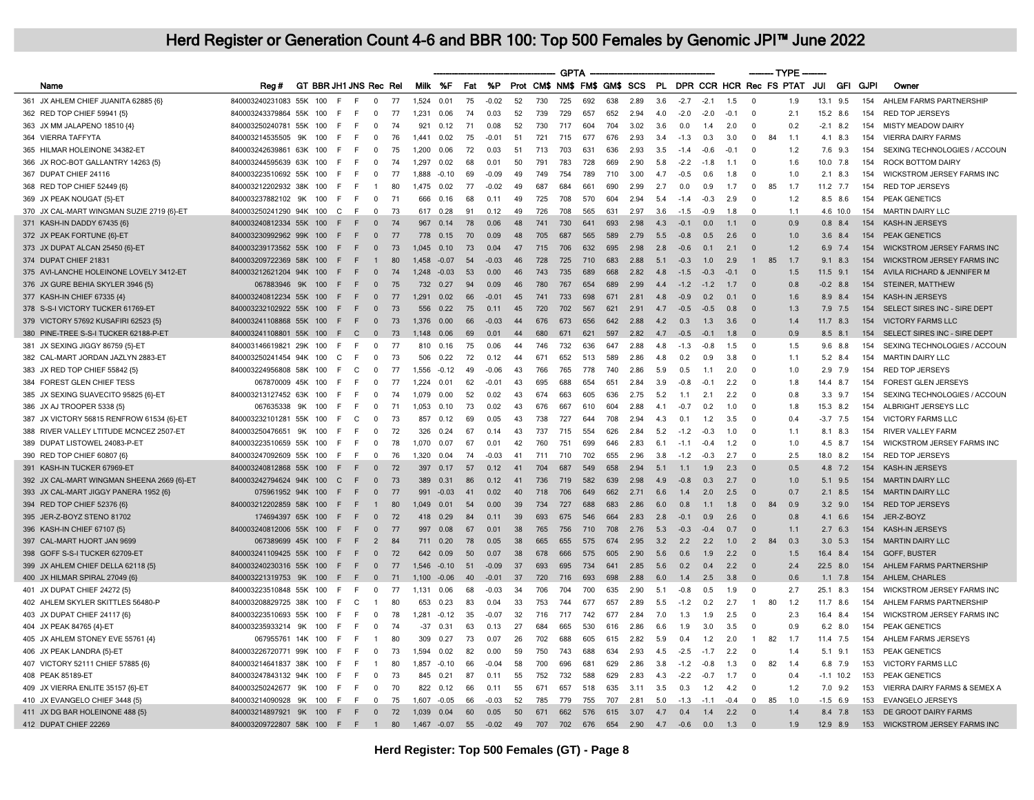# Herd Register or Generation Count 4-6 and BBR 100: Top 500 Females by Genomic JPI™ June 2022

| | Name | Reg # | GT | BBR | JH1 | JNS | Rec | Rel | Milk | %F | Fat | %P | Prot | CM$ | NM$ | FM$ | GM$ | SCS | PL | DPR | CCR | HCR | Rec | FS | PTAT | JUI | GFI | GJPI | Owner |
|---|---|---|---|---|---|---|---|---|---|---|---|---|---|---|---|---|---|---|---|---|---|---|---|---|---|---|---|---|---|
| | | | | | | | | | GPTA | | | | | | | | | | | | | | TYPE | | | | | | |
| 361 | JX AHLEM CHIEF JUANITA 62885 {6} | 840003240231083 | 55K | 100 | F | F | 0 | 77 | 1,524 | 0.01 | 75 | -0.02 | 52 | 730 | 725 | 692 | 638 | 2.89 | 3.6 | -2.7 | -2.1 | 1.5 | 0 | | 1.9 | 13.1 | 9.5 | 154 | AHLEM FARMS PARTNERSHIP |
| 362 | RED TOP CHIEF 59941 {5} | 840003243379864 | 55K | 100 | F | F | 0 | 77 | 1,231 | 0.06 | 74 | 0.03 | 52 | 739 | 729 | 657 | 652 | 2.94 | 4.0 | -2.0 | -2.0 | -0.1 | 0 | | 2.1 | 15.2 | 8.6 | 154 | RED TOP JERSEYS |
| 363 | JX MM JALAPENO 18510 {4} | 840003250240781 | 55K | 100 | F | F | 0 | 74 | 921 | 0.12 | 71 | 0.08 | 52 | 730 | 717 | 604 | 704 | 3.02 | 3.6 | 0.0 | 1.4 | 2.0 | 0 | | 0.2 | -2.1 | 8.2 | 154 | MISTY MEADOW DAIRY |
| 364 | VIERRA TAFFYTA | 840003214535505 | 9K | 100 | F | F | 0 | 76 | 1,441 | 0.02 | 75 | -0.01 | 51 | 721 | 715 | 677 | 676 | 2.93 | 3.4 | -1.3 | 0.3 | 3.0 | 0 | 84 | 1.1 | 4.1 | 8.3 | 154 | VIERRA DAIRY FARMS |
| 365 | HILMAR HOLEINONE 34382-ET | 840003242639861 | 63K | 100 | F | F | 0 | 75 | 1,200 | 0.06 | 72 | 0.03 | 51 | 713 | 703 | 631 | 636 | 2.93 | 3.5 | -1.4 | -0.6 | -0.1 | 0 | | 1.2 | 7.6 | 9.3 | 154 | SEXING TECHNOLOGIES / ACCOUN |
| 366 | JX ROC-BOT GALLANTRY 14263 {5} | 840003244595639 | 63K | 100 | F | F | 0 | 74 | 1,297 | 0.02 | 68 | 0.01 | 50 | 791 | 783 | 728 | 669 | 2.90 | 5.8 | -2.2 | -1.8 | 1.1 | 0 | | 1.6 | 10.0 | 7.8 | 154 | ROCK BOTTOM DAIRY |
| 367 | DUPAT CHIEF 24116 | 840003223510692 | 55K | 100 | F | F | 0 | 77 | 1,888 | -0.10 | 69 | -0.09 | 49 | 749 | 754 | 789 | 710 | 3.00 | 4.7 | -0.5 | 0.6 | 1.8 | 0 | | 1.0 | 2.1 | 8.3 | 154 | WICKSTROM JERSEY FARMS INC |
| 368 | RED TOP CHIEF 52449 {6} | 840003212202932 | 38K | 100 | F | F | 1 | 80 | 1,475 | 0.02 | 77 | -0.02 | 49 | 687 | 684 | 661 | 690 | 2.99 | 2.7 | 0.0 | 0.9 | 1.7 | 0 | 85 | 1.7 | 11.2 | 7.7 | 154 | RED TOP JERSEYS |
| 369 | JX PEAK NOUGAT {5}-ET | 840003237882102 | 9K | 100 | F | F | 0 | 71 | 666 | 0.16 | 68 | 0.11 | 49 | 725 | 708 | 570 | 604 | 2.94 | 5.4 | -1.4 | -0.3 | 2.9 | 0 | | 1.2 | 8.5 | 8.6 | 154 | PEAK GENETICS |
| 370 | JX CAL-MART WINGMAN SUZIE 2719 {6}-ET | 840003250241290 | 94K | 100 | C | F | 0 | 73 | 617 | 0.28 | 91 | 0.12 | 49 | 726 | 708 | 565 | 631 | 2.97 | 3.6 | -1.5 | -0.9 | 1.8 | 0 | | 1.1 | 4.6 | 10.0 | 154 | MARTIN DAIRY LLC |
| 371 | KASH-IN DADDY 67435 {6} | 840003240812334 | 55K | 100 | F | F | 0 | 74 | 967 | 0.14 | 78 | 0.06 | 48 | 741 | 730 | 641 | 693 | 2.98 | 4.3 | -0.1 | 0.0 | 1.1 | 0 | | 0.9 | 0.8 | 8.4 | 154 | KASH-IN JERSEYS |
| 372 | JX PEAK FORTUNE {6}-ET | 840003230992962 | 99K | 100 | F | F | 0 | 77 | 778 | 0.15 | 70 | 0.09 | 48 | 705 | 687 | 565 | 589 | 2.79 | 5.5 | -0.8 | 0.5 | 2.6 | 0 | | 1.0 | 3.6 | 8.4 | 154 | PEAK GENETICS |
| 373 | JX DUPAT ALCAN 25450 {6}-ET | 840003239173562 | 55K | 100 | F | F | 0 | 73 | 1,045 | 0.10 | 73 | 0.04 | 47 | 715 | 706 | 632 | 695 | 2.98 | 2.8 | -0.6 | 0.1 | 2.1 | 0 | | 1.2 | 6.9 | 7.4 | 154 | WICKSTROM JERSEY FARMS INC |
| 374 | DUPAT CHIEF 21831 | 840003209722369 | 58K | 100 | F | F | 1 | 80 | 1,458 | -0.07 | 54 | -0.03 | 46 | 728 | 725 | 710 | 683 | 2.88 | 5.1 | -0.3 | 1.0 | 2.9 | 1 | 85 | 1.7 | 9.1 | 8.3 | 154 | WICKSTROM JERSEY FARMS INC |
| 375 | AVI-LANCHE HOLEINONE LOVELY 3412-ET | 840003212621204 | 94K | 100 | F | F | 0 | 74 | 1,248 | -0.03 | 53 | 0.00 | 46 | 743 | 735 | 689 | 668 | 2.82 | 4.8 | -1.5 | -0.3 | -0.1 | 0 | | 1.5 | 11.5 | 9.1 | 154 | AVILA RICHARD & JENNIFER M |
| 376 | JX GURE BEHIA SKYLER 3946 {5} | 067883946 | 9K | 100 | F | F | 0 | 75 | 732 | 0.27 | 94 | 0.09 | 46 | 780 | 767 | 654 | 689 | 2.99 | 4.4 | -1.2 | -1.2 | 1.7 | 0 | | 0.8 | -0.2 | 8.8 | 154 | STEINER, MATTHEW |
| 377 | KASH-IN CHIEF 67335 {4} | 840003240812234 | 55K | 100 | F | F | 0 | 77 | 1,291 | 0.02 | 66 | -0.01 | 45 | 741 | 733 | 698 | 671 | 2.81 | 4.8 | -0.9 | 0.2 | 0.1 | 0 | | 1.6 | 8.9 | 8.4 | 154 | KASH-IN JERSEYS |
| 378 | S-S-I VICTORY TUCKER 61769-ET | 840003232102922 | 55K | 100 | F | F | 0 | 73 | 556 | 0.22 | 75 | 0.11 | 45 | 720 | 702 | 567 | 621 | 2.91 | 4.7 | -0.5 | -0.5 | 0.8 | 0 | | 1.3 | 7.9 | 7.5 | 154 | SELECT SIRES INC - SIRE DEPT |
| 379 | VICTORY 57692 KUSAFIRI 62523 {5} | 840003241108868 | 55K | 100 | F | F | 0 | 73 | 1,376 | 0.00 | 66 | -0.03 | 44 | 676 | 673 | 656 | 642 | 2.88 | 4.2 | 0.3 | 1.3 | 3.6 | 0 | | 1.4 | 11.7 | 8.3 | 154 | VICTORY FARMS LLC |
| 380 | PINE-TREE S-S-I TUCKER 62188-P-ET | 840003241108801 | 55K | 100 | F | C | 0 | 73 | 1,148 | 0.06 | 69 | 0.01 | 44 | 680 | 671 | 621 | 597 | 2.82 | 4.7 | -0.5 | -0.1 | 1.8 | 0 | | 0.9 | 8.5 | 8.1 | 154 | SELECT SIRES INC - SIRE DEPT |
| 381 | JX SEXING JIGGY 86759 {5}-ET | 840003146619821 | 29K | 100 | F | F | 0 | 77 | 810 | 0.16 | 75 | 0.06 | 44 | 746 | 732 | 636 | 647 | 2.88 | 4.8 | -1.3 | -0.8 | 1.5 | 0 | | 1.5 | 9.6 | 8.8 | 154 | SEXING TECHNOLOGIES / ACCOUN |
| 382 | CAL-MART JORDAN JAZLYN 2883-ET | 840003250241454 | 94K | 100 | C | F | 0 | 73 | 506 | 0.22 | 72 | 0.12 | 44 | 671 | 652 | 513 | 589 | 2.86 | 4.8 | 0.2 | 0.9 | 3.8 | 0 | | 1.1 | 5.2 | 8.4 | 154 | MARTIN DAIRY LLC |
| 383 | JX RED TOP CHIEF 55842 {5} | 840003224956808 | 58K | 100 | F | C | 0 | 77 | 1,556 | -0.12 | 49 | -0.06 | 43 | 766 | 765 | 778 | 740 | 2.86 | 5.9 | 0.5 | 1.1 | 2.0 | 0 | | 1.0 | 2.9 | 7.9 | 154 | RED TOP JERSEYS |
| 384 | FOREST GLEN CHIEF TESS | 067870009 | 45K | 100 | F | F | 0 | 77 | 1,224 | 0.01 | 62 | -0.01 | 43 | 695 | 688 | 654 | 651 | 2.84 | 3.9 | -0.8 | -0.1 | 2.2 | 0 | | 1.8 | 14.4 | 8.7 | 154 | FOREST GLEN JERSEYS |
| 385 | JX SEXING SUAVECITO 95825 {6}-ET | 840003213127452 | 63K | 100 | F | F | 0 | 74 | 1,079 | 0.00 | 52 | 0.02 | 43 | 674 | 663 | 605 | 636 | 2.75 | 5.2 | 1.1 | 2.1 | 2.2 | 0 | | 0.8 | 3.3 | 9.7 | 154 | SEXING TECHNOLOGIES / ACCOUN |
| 386 | JX AJ TROOPER 5338 {5} | 067635338 | 9K | 100 | F | F | 0 | 71 | 1,053 | 0.10 | 73 | 0.02 | 43 | 676 | 667 | 610 | 604 | 2.88 | 4.1 | -0.7 | 0.2 | 1.0 | 0 | | 1.8 | 15.3 | 8.2 | 154 | ALBRIGHT JERSEYS LLC |
| 387 | JX VICTORY 56815 RENFROW 61534 {6}-ET | 840003232101281 | 55K | 100 | F | C | 0 | 73 | 857 | 0.12 | 69 | 0.05 | 43 | 738 | 727 | 644 | 708 | 2.94 | 4.3 | 0.1 | 1.2 | 3.5 | 0 | | 0.4 | -3.7 | 7.5 | 154 | VICTORY FARMS LLC |
| 388 | RIVER VALLEY LTITUDE MCNCEZ 2507-ET | 840003250476651 | 9K | 100 | F | F | 0 | 72 | 326 | 0.24 | 67 | 0.14 | 43 | 737 | 715 | 554 | 626 | 2.84 | 5.2 | -1.2 | -0.3 | 1.0 | 0 | | 1.1 | 8.1 | 8.3 | 154 | RIVER VALLEY FARM |
| 389 | DUPAT LISTOWEL 24083-P-ET | 840003223510659 | 55K | 100 | F | F | 0 | 78 | 1,070 | 0.07 | 67 | 0.01 | 42 | 760 | 751 | 699 | 646 | 2.83 | 6.1 | -1.1 | -0.4 | 1.2 | 0 | | 1.0 | 4.5 | 8.7 | 154 | WICKSTROM JERSEY FARMS INC |
| 390 | RED TOP CHIEF 60807 {6} | 840003247092609 | 55K | 100 | F | F | 0 | 76 | 1,320 | 0.04 | 74 | -0.03 | 41 | 711 | 710 | 702 | 655 | 2.96 | 3.8 | -1.2 | -0.3 | 2.7 | 0 | | 2.5 | 18.0 | 8.2 | 154 | RED TOP JERSEYS |
| 391 | KASH-IN TUCKER 67969-ET | 840003240812868 | 55K | 100 | F | F | 0 | 72 | 397 | 0.17 | 57 | 0.12 | 41 | 704 | 687 | 549 | 658 | 2.94 | 5.1 | 1.1 | 1.9 | 2.3 | 0 | | 0.5 | 4.8 | 7.2 | 154 | KASH-IN JERSEYS |
| 392 | JX CAL-MART WINGMAN SHEENA 2669 {6}-ET | 840003242794624 | 94K | 100 | C | F | 0 | 73 | 389 | 0.31 | 86 | 0.12 | 41 | 736 | 719 | 582 | 639 | 2.98 | 4.9 | -0.8 | 0.3 | 2.7 | 0 | | 1.0 | 5.1 | 9.5 | 154 | MARTIN DAIRY LLC |
| 393 | JX CAL-MART JIGGY PANERA 1952 {6} | 075961952 | 94K | 100 | F | F | 0 | 77 | 991 | -0.03 | 41 | 0.02 | 40 | 718 | 706 | 649 | 662 | 2.71 | 6.6 | 1.4 | 2.0 | 2.5 | 0 | | 0.7 | 2.1 | 8.5 | 154 | MARTIN DAIRY LLC |
| 394 | RED TOP CHIEF 52376 {6} | 840003212202859 | 58K | 100 | F | F | 1 | 80 | 1,049 | 0.01 | 54 | 0.00 | 39 | 734 | 727 | 688 | 683 | 2.86 | 6.0 | 0.8 | 1.1 | 1.8 | 0 | 84 | 0.9 | 3.2 | 9.0 | 154 | RED TOP JERSEYS |
| 395 | JER-Z-BOYZ STENO 81702 | 174694397 | 65K | 100 | F | F | 0 | 72 | 418 | 0.29 | 84 | 0.11 | 39 | 693 | 675 | 546 | 664 | 2.83 | 2.8 | -0.1 | 0.9 | 2.6 | 0 | | 0.8 | 4.1 | 6.6 | 154 | JER-Z-BOYZ |
| 396 | KASH-IN CHIEF 67107 {5} | 840003240812006 | 55K | 100 | F | F | 0 | 77 | 997 | 0.08 | 67 | 0.01 | 38 | 765 | 756 | 710 | 708 | 2.76 | 5.3 | -0.3 | -0.4 | 0.7 | 0 | | 1.1 | 2.7 | 6.3 | 154 | KASH-IN JERSEYS |
| 397 | CAL-MART HJORT JAN 9699 | 067389699 | 45K | 100 | F | F | 2 | 84 | 711 | 0.20 | 78 | 0.05 | 38 | 665 | 655 | 575 | 674 | 2.95 | 3.2 | 2.2 | 2.2 | 1.0 | 2 | 84 | 0.3 | 3.0 | 5.3 | 154 | MARTIN DAIRY LLC |
| 398 | GOFF S-S-I TUCKER 62709-ET | 840003241109425 | 55K | 100 | F | F | 0 | 72 | 642 | 0.09 | 50 | 0.07 | 38 | 678 | 666 | 575 | 605 | 2.90 | 5.6 | 0.6 | 1.9 | 2.2 | 0 | | 1.5 | 16.4 | 8.4 | 154 | GOFF, BUSTER |
| 399 | JX AHLEM CHIEF DELLA 62118 {5} | 840003240230316 | 55K | 100 | F | F | 0 | 77 | 1,546 | -0.10 | 51 | -0.09 | 37 | 693 | 695 | 734 | 641 | 2.85 | 5.6 | 0.2 | 0.4 | 2.2 | 0 | | 2.4 | 22.5 | 8.0 | 154 | AHLEM FARMS PARTNERSHIP |
| 400 | JX HILMAR SPIRAL 27049 {6} | 840003221319753 | 9K | 100 | F | F | 0 | 71 | 1,100 | -0.06 | 40 | -0.01 | 37 | 720 | 716 | 693 | 698 | 2.88 | 6.0 | 1.4 | 2.5 | 3.8 | 0 | | 0.6 | 1.1 | 7.8 | 154 | AHLEM, CHARLES |
| 401 | JX DUPAT CHIEF 24272 {5} | 840003223510848 | 55K | 100 | F | F | 0 | 77 | 1,131 | 0.06 | 68 | -0.03 | 34 | 706 | 704 | 700 | 635 | 2.90 | 5.1 | -0.8 | 0.5 | 1.9 | 0 | | 2.7 | 25.1 | 8.3 | 154 | WICKSTROM JERSEY FARMS INC |
| 402 | AHLEM SKYLER SKITTLES 56480-P | 840003208829725 | 38K | 100 | F | C | 1 | 80 | 653 | 0.23 | 83 | 0.04 | 33 | 753 | 744 | 677 | 657 | 2.89 | 5.5 | -1.2 | 0.2 | 2.7 | 1 | 80 | 1.2 | 11.7 | 8.6 | 154 | AHLEM FARMS PARTNERSHIP |
| 403 | JX DUPAT CHIEF 24117 {6} | 840003223510693 | 55K | 100 | F | F | 0 | 78 | 1,281 | -0.12 | 35 | -0.07 | 32 | 716 | 717 | 742 | 677 | 2.84 | 7.0 | 1.3 | 1.9 | 2.5 | 0 | | 2.3 | 16.4 | 8.4 | 154 | WICKSTROM JERSEY FARMS INC |
| 404 | JX PEAK 84765 {4}-ET | 840003235933214 | 9K | 100 | F | F | 0 | 74 | -37 | 0.31 | 63 | 0.13 | 27 | 684 | 665 | 530 | 616 | 2.86 | 6.6 | 1.9 | 3.0 | 3.5 | 0 | | 0.9 | 6.2 | 8.0 | 154 | PEAK GENETICS |
| 405 | JX AHLEM STONEY EVE 55761 {4} | 067955761 | 14K | 100 | F | F | 1 | 80 | 309 | 0.27 | 73 | 0.07 | 26 | 702 | 688 | 605 | 615 | 2.82 | 5.9 | 0.4 | 1.2 | 2.0 | 1 | 82 | 1.7 | 11.4 | 7.5 | 154 | AHLEM FARMS JERSEYS |
| 406 | JX PEAK LANDRA {5}-ET | 840003226720771 | 99K | 100 | F | F | 0 | 73 | 1,594 | 0.02 | 82 | 0.00 | 59 | 750 | 743 | 688 | 634 | 2.93 | 4.5 | -2.5 | -1.7 | 2.2 | 0 | | 1.4 | 5.1 | 9.1 | 153 | PEAK GENETICS |
| 407 | VICTORY 52111 CHIEF 57885 {6} | 840003214641837 | 38K | 100 | F | F | 1 | 80 | 1,857 | -0.10 | 66 | -0.04 | 58 | 700 | 696 | 681 | 629 | 2.86 | 3.8 | -1.2 | -0.8 | 1.3 | 0 | 82 | 1.4 | 6.8 | 7.9 | 153 | VICTORY FARMS LLC |
| 408 | PEAK 85189-ET | 840003247843132 | 94K | 100 | F | F | 0 | 73 | 845 | 0.21 | 87 | 0.11 | 55 | 752 | 732 | 588 | 629 | 2.83 | 4.3 | -2.2 | -0.7 | 1.7 | 0 | | 0.4 | -1.1 | 10.2 | 153 | PEAK GENETICS |
| 409 | JX VIERRA ENLITE 35157 {6}-ET | 840003250242677 | 9K | 100 | F | F | 0 | 70 | 822 | 0.12 | 66 | 0.11 | 55 | 671 | 657 | 518 | 635 | 3.11 | 3.5 | 0.3 | 1.2 | 4.2 | 0 | | 1.2 | 7.0 | 9.2 | 153 | VIERRA DAIRY FARMS & SEMEX A |
| 410 | JX EVANGELO CHIEF 3448 {5} | 840003214090928 | 9K | 100 | F | F | 0 | 75 | 1,607 | -0.05 | 66 | -0.03 | 52 | 785 | 779 | 755 | 707 | 2.81 | 5.0 | -1.3 | -1.1 | -0.4 | 0 | 85 | 1.0 | -1.5 | 6.9 | 153 | EVANGELO JERSEYS |
| 411 | JX DG BAR HOLEINONE 488 {5} | 840003214897921 | 9K | 100 | F | F | 0 | 72 | 1,039 | 0.04 | 60 | 0.05 | 50 | 671 | 662 | 576 | 615 | 3.07 | 4.7 | 0.4 | 1.4 | 2.2 | 0 | | 1.4 | 8.4 | 7.8 | 153 | DE GROOT DAIRY FARMS |
| 412 | DUPAT CHIEF 22269 | 840003209722807 | 58K | 100 | F | F | 1 | 80 | 1,467 | -0.07 | 55 | -0.02 | 49 | 707 | 702 | 676 | 654 | 2.90 | 4.7 | -0.6 | 0.0 | 1.3 | 0 | | 1.9 | 12.9 | 8.9 | 153 | WICKSTROM JERSEY FARMS INC |

**Herd Register: Top 500 Females (GT) - Page 8**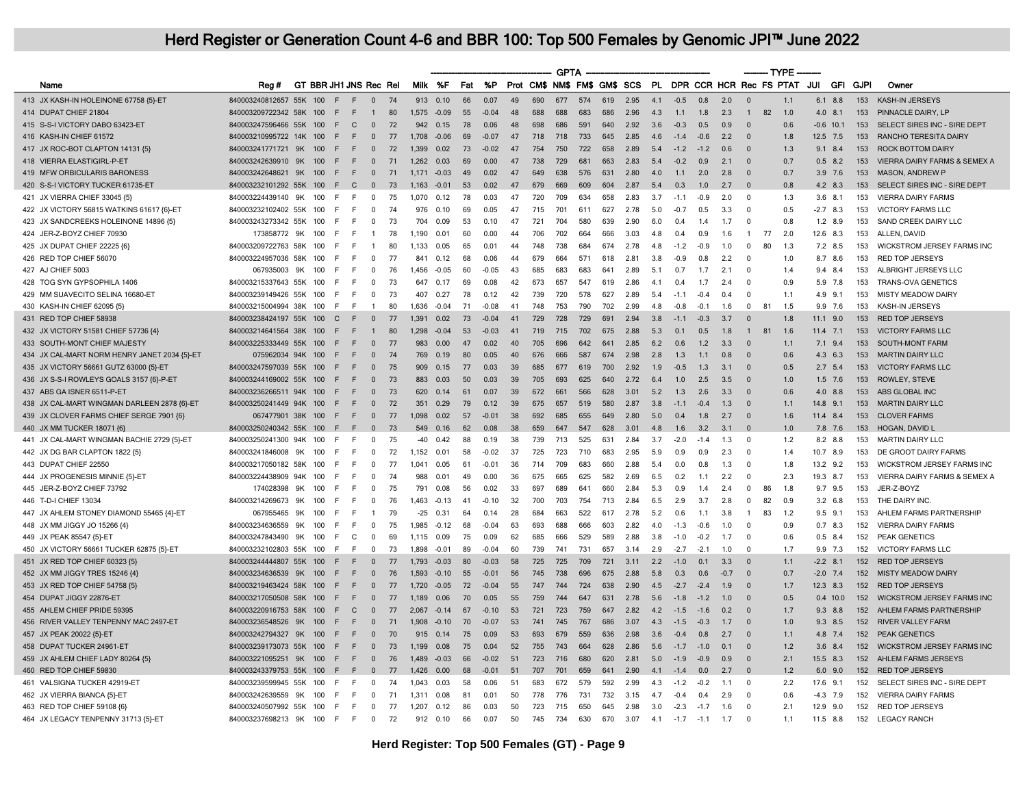# Herd Register or Generation Count 4-6 and BBR 100: Top 500 Females by Genomic JPI™ June 2022

| | Name | Reg # | GT | BBR | JH1 | JNS | Rec | Rel | Milk | %F | Fat | %P | Prot | CM$ | NM$ | FM$ | GM$ | SCS | PL | DPR | CCR | HCR | Rec | FS | PTAT | JUI | GFI | GJPI | Owner |
|---|---|---|---|---|---|---|---|---|---|---|---|---|---|---|---|---|---|---|---|---|---|---|---|---|---|---|---|---|---|
| | | | | | | | | | GPTA | | | | | | | | | | | | | | TYPE | | | | | | |
| 413 | JX KASH-IN HOLEINONE 67758 {5}-ET | 840003240812657 | 55K | 100 | F | F | 0 | 74 | 913 | 0.10 | 66 | 0.07 | 49 | 690 | 677 | 574 | 619 | 2.95 | 4.1 | -0.5 | 0.8 | 2.0 | 0 | | 1.1 | 6.1 | 8.8 | 153 | KASH-IN JERSEYS |
| 414 | DUPAT CHIEF 21804 | 840003209722342 | 58K | 100 | F | F | 1 | 80 | 1,575 | -0.09 | 55 | -0.04 | 48 | 688 | 688 | 683 | 686 | 2.96 | 4.3 | 1.1 | 1.8 | 2.3 | 1 | 82 | 1.0 | 4.0 | 8.1 | 153 | PINNACLE DAIRY, LP |
| 415 | S-S-I VICTORY DABO 63423-ET | 840003247596466 | 55K | 100 | F | C | 0 | 72 | 942 | 0.15 | 78 | 0.06 | 48 | 698 | 686 | 591 | 640 | 2.92 | 3.6 | -0.3 | 0.5 | 0.9 | 0 | | 0.6 | -0.6 | 10.1 | 153 | SELECT SIRES INC - SIRE DEPT |
| 416 | KASH-IN CHIEF 61572 | 840003210995722 | 14K | 100 | F | F | 0 | 77 | 1,708 | -0.06 | 69 | -0.07 | 47 | 718 | 718 | 733 | 645 | 2.85 | 4.6 | -1.4 | -0.6 | 2.2 | 0 | | 1.8 | 12.5 | 7.5 | 153 | RANCHO TERESITA DAIRY |
| 417 | JX ROC-BOT CLAPTON 14131 {5} | 840003241771721 | 9K | 100 | F | F | 0 | 72 | 1,399 | 0.02 | 73 | -0.02 | 47 | 754 | 750 | 722 | 658 | 2.89 | 5.4 | -1.2 | -1.2 | 0.6 | 0 | | 1.3 | 9.1 | 8.4 | 153 | ROCK BOTTOM DAIRY |
| 418 | VIERRA ELASTIGIRL-P-ET | 840003242639910 | 9K | 100 | F | F | 0 | 71 | 1,262 | 0.03 | 69 | 0.00 | 47 | 738 | 729 | 681 | 663 | 2.83 | 5.4 | -0.2 | 0.9 | 2.1 | 0 | | 0.7 | 0.5 | 8.2 | 153 | VIERRA DAIRY FARMS & SEMEX A |
| 419 | MFW ORBICULARIS BARONESS | 840003242648621 | 9K | 100 | F | F | 0 | 71 | 1,171 | -0.03 | 49 | 0.02 | 47 | 649 | 638 | 576 | 631 | 2.80 | 4.0 | 1.1 | 2.0 | 2.8 | 0 | | 0.7 | 3.9 | 7.6 | 153 | MASON, ANDREW P |
| 420 | S-S-I VICTORY TUCKER 61735-ET | 840003232101292 | 55K | 100 | F | C | 0 | 73 | 1,163 | -0.01 | 53 | 0.02 | 47 | 679 | 669 | 609 | 604 | 2.87 | 5.4 | 0.3 | 1.0 | 2.7 | 0 | | 0.8 | 4.2 | 8.3 | 153 | SELECT SIRES INC - SIRE DEPT |
| 421 | JX VIERRA CHIEF 33045 {5} | 840003224439140 | 9K | 100 | F | F | 0 | 75 | 1,070 | 0.12 | 78 | 0.03 | 47 | 720 | 709 | 634 | 658 | 2.83 | 3.7 | -1.1 | -0.9 | 2.0 | 0 | | 1.3 | 3.6 | 8.1 | 153 | VIERRA DAIRY FARMS |
| 422 | JX VICTORY 56815 WATKINS 61617 {6}-ET | 840003232102402 | 55K | 100 | F | F | 0 | 74 | 976 | 0.10 | 69 | 0.05 | 47 | 715 | 701 | 611 | 627 | 2.78 | 5.0 | -0.7 | 0.5 | 3.3 | 0 | | 0.5 | -2.7 | 8.3 | 153 | VICTORY FARMS LLC |
| 423 | JX SANDCREEKS HOLEINONE 14896 {5} | 840003243273342 | 55K | 100 | F | F | 0 | 73 | 704 | 0.09 | 53 | 0.10 | 47 | 721 | 704 | 580 | 639 | 2.90 | 6.0 | 0.4 | 1.4 | 1.7 | 0 | | 0.8 | 1.2 | 8.9 | 153 | SAND CREEK DAIRY LLC |
| 424 | JER-Z-BOYZ CHIEF 70930 | 173858772 | 9K | 100 | F | F | 1 | 78 | 1,190 | 0.01 | 60 | 0.00 | 44 | 706 | 702 | 664 | 666 | 3.03 | 4.8 | 0.4 | 0.9 | 1.6 | 1 | 77 | 2.0 | 12.6 | 8.3 | 153 | ALLEN, DAVID |
| 425 | JX DUPAT CHIEF 22225 {6} | 840003209722763 | 58K | 100 | F | F | 1 | 80 | 1,133 | 0.05 | 65 | 0.01 | 44 | 748 | 738 | 684 | 674 | 2.78 | 4.8 | -1.2 | -0.9 | 1.0 | 0 | 80 | 1.3 | 7.2 | 8.5 | 153 | WICKSTROM JERSEY FARMS INC |
| 426 | RED TOP CHIEF 56070 | 840003224957036 | 58K | 100 | F | F | 0 | 77 | 841 | 0.12 | 68 | 0.06 | 44 | 679 | 664 | 571 | 618 | 2.81 | 3.8 | -0.9 | 0.8 | 2.2 | 0 | | 1.0 | 8.7 | 8.6 | 153 | RED TOP JERSEYS |
| 427 | AJ CHIEF 5003 | 067935003 | 9K | 100 | F | F | 0 | 76 | 1,456 | -0.05 | 60 | -0.05 | 43 | 685 | 683 | 683 | 641 | 2.89 | 5.1 | 0.7 | 1.7 | 2.1 | 0 | | 1.4 | 9.4 | 8.4 | 153 | ALBRIGHT JERSEYS LLC |
| 428 | TOG SYN GYPSOPHILA 1406 | 840003215337643 | 55K | 100 | F | F | 0 | 73 | 647 | 0.17 | 69 | 0.08 | 42 | 673 | 657 | 547 | 619 | 2.86 | 4.1 | 0.4 | 1.7 | 2.4 | 0 | | 0.9 | 5.9 | 7.8 | 153 | TRANS-OVA GENETICS |
| 429 | MM SUAVECITO SELINA 16680-ET | 840003239149426 | 55K | 100 | F | F | 0 | 73 | 407 | 0.27 | 78 | 0.12 | 42 | 739 | 720 | 578 | 627 | 2.89 | 5.4 | -1.1 | -0.4 | 0.4 | 0 | | 1.1 | 4.9 | 9.1 | 153 | MISTY MEADOW DAIRY |
| 430 | KASH-IN CHIEF 62095 {5} | 840003215004994 | 38K | 100 | F | F | 1 | 80 | 1,636 | -0.04 | 71 | -0.08 | 41 | 748 | 753 | 790 | 702 | 2.99 | 4.8 | -0.8 | -0.1 | 1.6 | 0 | 81 | 1.5 | 9.9 | 7.6 | 153 | KASH-IN JERSEYS |
| 431 | RED TOP CHIEF 58938 | 840003238424197 | 55K | 100 | C | F | 0 | 77 | 1,391 | 0.02 | 73 | -0.04 | 41 | 729 | 728 | 729 | 691 | 2.94 | 3.8 | -1.1 | -0.3 | 3.7 | 0 | | 1.8 | 11.1 | 9.0 | 153 | RED TOP JERSEYS |
| 432 | JX VICTORY 51581 CHIEF 57736 {4} | 840003214641564 | 38K | 100 | F | F | 1 | 80 | 1,298 | -0.04 | 53 | -0.03 | 41 | 719 | 715 | 702 | 675 | 2.88 | 5.3 | 0.1 | 0.5 | 1.8 | 1 | 81 | 1.6 | 11.4 | 7.1 | 153 | VICTORY FARMS LLC |
| 433 | SOUTH-MONT CHIEF MAJESTY | 840003225333449 | 55K | 100 | F | F | 0 | 77 | 983 | 0.00 | 47 | 0.02 | 40 | 705 | 696 | 642 | 641 | 2.85 | 6.2 | 0.6 | 1.2 | 3.3 | 0 | | 1.1 | 7.1 | 9.4 | 153 | SOUTH-MONT FARM |
| 434 | JX CAL-MART NORM HENRY JANET 2034 {5}-ET | 075962034 | 94K | 100 | F | F | 0 | 74 | 769 | 0.19 | 80 | 0.05 | 40 | 676 | 666 | 587 | 674 | 2.98 | 2.8 | 1.3 | 1.1 | 0.8 | 0 | | 0.6 | 4.3 | 6.3 | 153 | MARTIN DAIRY LLC |
| 435 | JX VICTORY 56661 GUTZ 63000 {5}-ET | 840003247597039 | 55K | 100 | F | F | 0 | 75 | 909 | 0.15 | 71 | 0.03 | 39 | 685 | 677 | 619 | 700 | 2.92 | 1.9 | -0.5 | 1.3 | 3.1 | 0 | | 0.5 | 2.7 | 5.4 | 153 | VICTORY FARMS LLC |
| 436 | JX S-S-I ROWLEYS GOALS 3157 {6}-P-ET | 840003244169002 | 55K | 100 | F | F | 0 | 73 | 883 | 0.03 | 50 | 0.03 | 39 | 705 | 693 | 625 | 640 | 2.72 | 6.4 | 1.0 | 2.5 | 3.5 | 0 | | 1.0 | 1.5 | 7.6 | 153 | ROWLEY, STEVE |
| 437 | ABS GA ISNER 6511-P-ET | 840003236266511 | 9K | 100 | F | F | 0 | 73 | 620 | 0.14 | 61 | 0.07 | 39 | 672 | 661 | 566 | 628 | 3.01 | 5.2 | 1.3 | 2.6 | 3.3 | 0 | | 0.6 | 4.0 | 8.8 | 153 | ABS GLOBAL INC |
| 438 | JX CAL-MART WINGMAN DARLEEN 2878 {6}-ET | 840003250241449 | 94K | 100 | F | F | 0 | 72 | 351 | 0.29 | 79 | 0.12 | 39 | 675 | 657 | 519 | 580 | 2.87 | 3.8 | -1.1 | -0.4 | 1.3 | 0 | | 1.1 | 14.8 | 9.1 | 153 | MARTIN DAIRY LLC |
| 439 | JX CLOVER FARMS CHIEF SERGE 7901 {6} | 067477901 | 38K | 100 | F | F | 0 | 77 | 1,098 | 0.02 | 57 | -0.01 | 38 | 692 | 685 | 655 | 649 | 2.80 | 5.0 | 0.4 | 1.8 | 2.7 | 0 | | 1.6 | 11.4 | 8.4 | 153 | CLOVER FARMS |
| 440 | JX MM TUCKER 18071 {6} | 840003250240342 | 55K | 100 | F | F | 0 | 73 | 549 | 0.16 | 62 | 0.08 | 38 | 659 | 647 | 547 | 628 | 3.01 | 4.8 | 1.6 | 3.2 | 3.1 | 0 | | 1.0 | 7.8 | 7.6 | 153 | HOGAN, DAVID L |
| 441 | JX CAL-MART WINGMAN BACHIE 2729 {5}-ET | 840003250241300 | 94K | 100 | F | F | 0 | 75 | -40 | 0.42 | 88 | 0.19 | 38 | 739 | 713 | 525 | 631 | 2.84 | 3.7 | -2.0 | -1.4 | 1.3 | 0 | | 1.2 | 8.2 | 8.8 | 153 | MARTIN DAIRY LLC |
| 442 | JX DG BAR CLAPTON 1822 {5} | 840003241846008 | 9K | 100 | F | F | 0 | 72 | 1,152 | 0.01 | 58 | -0.02 | 37 | 725 | 723 | 710 | 683 | 2.95 | 5.9 | 0.9 | 0.9 | 2.3 | 0 | | 1.4 | 10.7 | 8.9 | 153 | DE GROOT DAIRY FARMS |
| 443 | DUPAT CHIEF 22550 | 840003217050182 | 58K | 100 | F | F | 0 | 77 | 1,041 | 0.05 | 61 | -0.01 | 36 | 714 | 709 | 683 | 660 | 2.88 | 5.4 | 0.0 | 0.8 | 1.3 | 0 | | 1.8 | 13.2 | 9.2 | 153 | WICKSTROM JERSEY FARMS INC |
| 444 | JX PROGENESIS MINNIE {5}-ET | 840003224438909 | 94K | 100 | F | F | 0 | 74 | 988 | 0.01 | 49 | 0.00 | 36 | 675 | 665 | 625 | 582 | 2.69 | 6.5 | 0.2 | 1.1 | 2.2 | 0 | | 2.3 | 19.3 | 8.7 | 153 | VIERRA DAIRY FARMS & SEMEX A |
| 445 | JER-Z-BOYZ CHIEF 73792 | 174028398 | 9K | 100 | F | F | 0 | 75 | 791 | 0.08 | 56 | 0.02 | 33 | 697 | 689 | 641 | 660 | 2.84 | 5.3 | 0.9 | 1.4 | 2.4 | 0 | 86 | 1.8 | 9.7 | 9.5 | 153 | JER-Z-BOYZ |
| 446 | T-D-I CHIEF 13034 | 840003214269673 | 9K | 100 | F | F | 0 | 76 | 1,463 | -0.13 | 41 | -0.10 | 32 | 700 | 703 | 754 | 713 | 2.84 | 6.5 | 2.9 | 3.7 | 2.8 | 0 | 82 | 0.9 | 3.2 | 6.8 | 153 | THE DAIRY INC. |
| 447 | JX AHLEM STONEY DIAMOND 55465 {4}-ET | 067955465 | 9K | 100 | F | F | 1 | 79 | -25 | 0.31 | 64 | 0.14 | 28 | 684 | 663 | 522 | 617 | 2.78 | 5.2 | 0.6 | 1.1 | 3.8 | 1 | 83 | 1.2 | 9.5 | 9.1 | 153 | AHLEM FARMS PARTNERSHIP |
| 448 | JX MM JIGGY JO 15266 {4} | 840003234636559 | 9K | 100 | F | F | 0 | 75 | 1,985 | -0.12 | 68 | -0.04 | 63 | 693 | 688 | 666 | 603 | 2.82 | 4.0 | -1.3 | -0.6 | 1.0 | 0 | | 0.9 | 0.7 | 8.3 | 152 | VIERRA DAIRY FARMS |
| 449 | JX PEAK 85547 {5}-ET | 840003247843490 | 9K | 100 | F | C | 0 | 69 | 1,115 | 0.09 | 75 | 0.09 | 62 | 685 | 666 | 529 | 589 | 2.88 | 3.8 | -1.0 | -0.2 | 1.7 | 0 | | 0.6 | 0.5 | 8.4 | 152 | PEAK GENETICS |
| 450 | JX VICTORY 56661 TUCKER 62875 {5}-ET | 840003232102803 | 55K | 100 | F | F | 0 | 73 | 1,898 | -0.01 | 89 | -0.04 | 60 | 739 | 741 | 731 | 657 | 3.14 | 2.9 | -2.7 | -2.1 | 1.0 | 0 | | 1.7 | 9.9 | 7.3 | 152 | VICTORY FARMS LLC |
| 451 | JX RED TOP CHIEF 60323 {5} | 840003244444807 | 55K | 100 | F | F | 0 | 77 | 1,793 | -0.03 | 80 | -0.03 | 58 | 725 | 725 | 709 | 721 | 3.11 | 2.2 | -1.0 | 0.1 | 3.3 | 0 | | 1.1 | -2.2 | 8.1 | 152 | RED TOP JERSEYS |
| 452 | JX MM JIGGY TRES 15246 {4} | 840003234636539 | 9K | 100 | F | F | 0 | 76 | 1,593 | -0.10 | 55 | -0.01 | 56 | 745 | 738 | 696 | 675 | 2.88 | 5.8 | 0.3 | 0.6 | -0.7 | 0 | | 0.7 | -2.0 | 7.4 | 152 | MISTY MEADOW DAIRY |
| 453 | JX RED TOP CHIEF 54758 {5} | 840003219463424 | 58K | 100 | F | F | 0 | 77 | 1,720 | -0.05 | 72 | -0.04 | 55 | 747 | 744 | 724 | 638 | 2.90 | 4.5 | -2.7 | -2.4 | 1.9 | 0 | | 1.7 | 12.3 | 8.3 | 152 | RED TOP JERSEYS |
| 454 | DUPAT JIGGY 22876-ET | 840003217050508 | 58K | 100 | F | F | 0 | 77 | 1,189 | 0.06 | 70 | 0.05 | 55 | 759 | 744 | 647 | 631 | 2.78 | 5.6 | -1.8 | -1.2 | 1.0 | 0 | | 0.5 | 0.4 | 10.0 | 152 | WICKSTROM JERSEY FARMS INC |
| 455 | AHLEM CHIEF PRIDE 59395 | 840003220916753 | 58K | 100 | F | C | 0 | 77 | 2,067 | -0.14 | 67 | -0.10 | 53 | 721 | 723 | 759 | 647 | 2.82 | 4.2 | -1.5 | -1.6 | 0.2 | 0 | | 1.7 | 9.3 | 8.8 | 152 | AHLEM FARMS PARTNERSHIP |
| 456 | RIVER VALLEY TENPENNY MAC 2497-ET | 840003236548526 | 9K | 100 | F | F | 0 | 71 | 1,908 | -0.10 | 70 | -0.07 | 53 | 741 | 745 | 767 | 686 | 3.07 | 4.3 | -1.5 | -0.3 | 1.7 | 0 | | 1.0 | 9.3 | 8.5 | 152 | RIVER VALLEY FARM |
| 457 | JX PEAK 20022 {5}-ET | 840003242794327 | 9K | 100 | F | F | 0 | 70 | 915 | 0.14 | 75 | 0.09 | 53 | 693 | 679 | 559 | 636 | 2.98 | 3.6 | -0.4 | 0.8 | 2.7 | 0 | | 1.1 | 4.8 | 7.4 | 152 | PEAK GENETICS |
| 458 | DUPAT TUCKER 24961-ET | 840003239173073 | 55K | 100 | F | F | 0 | 73 | 1,199 | 0.08 | 75 | 0.04 | 52 | 755 | 743 | 664 | 628 | 2.86 | 5.6 | -1.7 | -1.0 | 0.1 | 0 | | 1.2 | 3.6 | 8.4 | 152 | WICKSTROM JERSEY FARMS INC |
| 459 | JX AHLEM CHIEF LADY 80264 {5} | 840003221095251 | 9K | 100 | F | F | 0 | 76 | 1,489 | -0.03 | 66 | -0.02 | 51 | 723 | 716 | 680 | 620 | 2.81 | 5.0 | -1.9 | -0.9 | 0.9 | 0 | | 2.1 | 15.5 | 8.3 | 152 | AHLEM FARMS JERSEYS |
| 460 | RED TOP CHIEF 59830 | 840003243379753 | 55K | 100 | F | F | 0 | 77 | 1,426 | 0.00 | 68 | -0.01 | 51 | 707 | 701 | 659 | 641 | 2.90 | 4.1 | -1.4 | 0.0 | 2.7 | 0 | | 1.2 | 6.0 | 9.0 | 152 | RED TOP JERSEYS |
| 461 | VALSIGNA TUCKER 42919-ET | 840003239599945 | 55K | 100 | F | F | 0 | 74 | 1,043 | 0.03 | 58 | 0.06 | 51 | 683 | 672 | 579 | 592 | 2.99 | 4.3 | -1.2 | -0.2 | 1.1 | 0 | | 2.2 | 17.6 | 9.1 | 152 | SELECT SIRES INC - SIRE DEPT |
| 462 | JX VIERRA BIANCA {5}-ET | 840003242639559 | 9K | 100 | F | F | 0 | 71 | 1,311 | 0.08 | 81 | 0.01 | 50 | 778 | 776 | 731 | 732 | 3.15 | 4.7 | -0.4 | 0.4 | 2.9 | 0 | | 0.6 | -4.3 | 7.9 | 152 | VIERRA DAIRY FARMS |
| 463 | RED TOP CHIEF 59108 {6} | 840003240507992 | 55K | 100 | F | F | 0 | 77 | 1,207 | 0.12 | 86 | 0.03 | 50 | 723 | 715 | 650 | 645 | 2.98 | 3.0 | -2.3 | -1.7 | 1.6 | 0 | | 2.1 | 12.9 | 9.0 | 152 | RED TOP JERSEYS |
| 464 | JX LEGACY TENPENNY 31713 {5}-ET | 840003237698213 | 9K | 100 | F | F | 0 | 72 | 912 | 0.10 | 66 | 0.07 | 50 | 745 | 734 | 630 | 670 | 3.07 | 4.1 | -1.7 | -1.1 | 1.7 | 0 | | 1.1 | 11.5 | 8.8 | 152 | LEGACY RANCH |

Herd Register: Top 500 Females (GT) - Page 9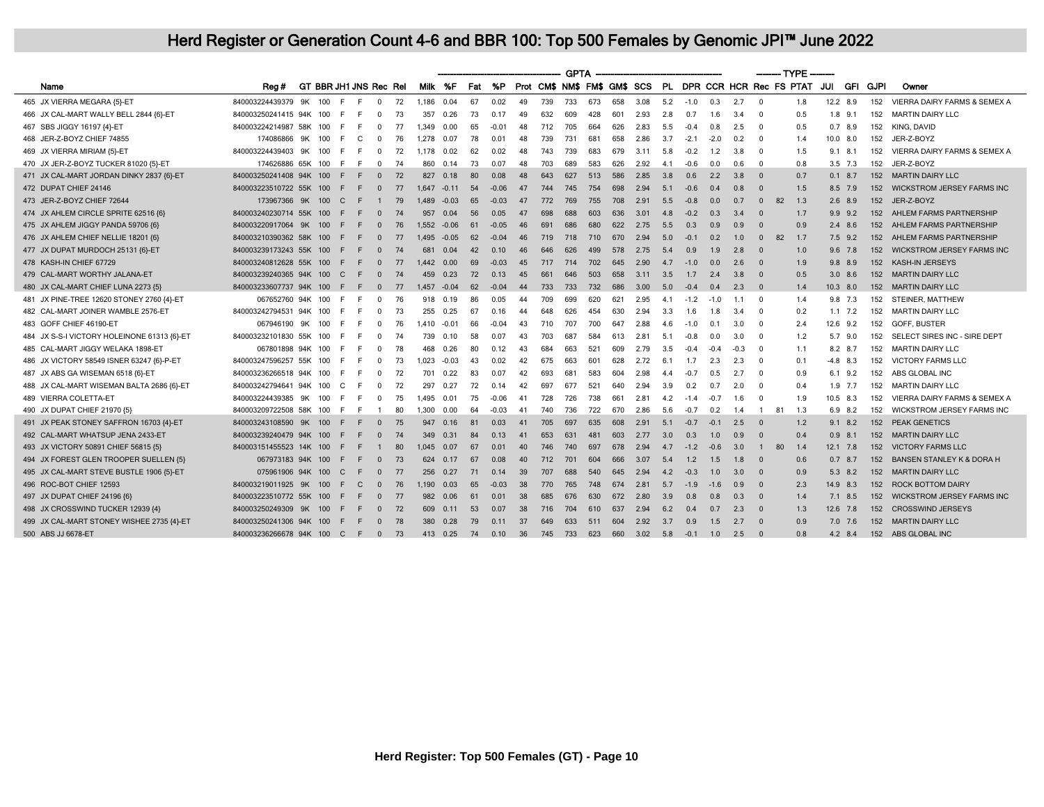# Herd Register or Generation Count 4-6 and BBR 100: Top 500 Females by Genomic JPI™ June 2022

| | Name | Reg # | GT | BBR | JH1 | JNS | Rec | Rel | GPTA Milk | %F | Fat | %P | Prot | CM$ | NM$ | FM$ | GM$ | SCS | PL | DPR | CCR | HCR | TYPE Rec | FS | PTAT | JUI | GFI | GJPI | Owner |
|---|---|---|---|---|---|---|---|---|---|---|---|---|---|---|---|---|---|---|---|---|---|---|---|---|---|---|---|---|---|
| 465 | JX VIERRA MEGARA {5}-ET | 840003224439379 | 9K | 100 | F | F | 0 | 72 | 1,186 | 0.04 | 67 | 0.02 | 49 | 739 | 733 | 673 | 658 | 3.08 | 5.2 | -1.0 | 0.3 | 2.7 | 0 | | 1.8 | 12.2 | 8.9 | 152 | VIERRA DAIRY FARMS & SEMEX A |
| 466 | JX CAL-MART WALLY BELL 2844 {6}-ET | 840003250241415 | 94K | 100 | F | F | 0 | 73 | 357 | 0.26 | 73 | 0.17 | 49 | 632 | 609 | 428 | 601 | 2.93 | 2.8 | 0.7 | 1.6 | 3.4 | 0 | | 0.5 | 1.8 | 9.1 | 152 | MARTIN DAIRY LLC |
| 467 | SBS JIGGY 16197 {4}-ET | 840003224214987 | 58K | 100 | F | F | 0 | 77 | 1,349 | 0.00 | 65 | -0.01 | 48 | 712 | 705 | 664 | 626 | 2.83 | 5.5 | -0.4 | 0.8 | 2.5 | 0 | | 0.5 | 0.7 | 8.9 | 152 | KING, DAVID |
| 468 | JER-Z-BOYZ CHIEF 74855 | 174086866 | 9K | 100 | F | C | 0 | 76 | 1,278 | 0.07 | 78 | 0.01 | 48 | 739 | 731 | 681 | 658 | 2.86 | 3.7 | -2.1 | -2.0 | 0.2 | 0 | | 1.4 | 10.0 | 8.0 | 152 | JER-Z-BOYZ |
| 469 | JX VIERRA MIRIAM {5}-ET | 840003224439403 | 9K | 100 | F | F | 0 | 72 | 1,178 | 0.02 | 62 | 0.02 | 48 | 743 | 739 | 683 | 679 | 3.11 | 5.8 | -0.2 | 1.2 | 3.8 | 0 | | 1.5 | 9.1 | 8.1 | 152 | VIERRA DAIRY FARMS & SEMEX A |
| 470 | JX JER-Z-BOYZ TUCKER 81020 {5}-ET | 174626886 | 65K | 100 | F | F | 0 | 74 | 860 | 0.14 | 73 | 0.07 | 48 | 703 | 689 | 583 | 626 | 2.92 | 4.1 | -0.6 | 0.0 | 0.6 | 0 | | 0.8 | 3.5 | 7.3 | 152 | JER-Z-BOYZ |
| 471 | JX CAL-MART JORDAN DINKY 2837 {6}-ET | 840003250241408 | 94K | 100 | F | F | 0 | 72 | 827 | 0.18 | 80 | 0.08 | 48 | 643 | 627 | 513 | 586 | 2.85 | 3.8 | 0.6 | 2.2 | 3.8 | 0 | | 0.7 | 0.1 | 8.7 | 152 | MARTIN DAIRY LLC |
| 472 | DUPAT CHIEF 24146 | 840003223510722 | 55K | 100 | F | F | 0 | 77 | 1,647 | -0.11 | 54 | -0.06 | 47 | 744 | 745 | 754 | 698 | 2.94 | 5.1 | -0.6 | 0.4 | 0.8 | 0 | | 1.5 | 8.5 | 7.9 | 152 | WICKSTROM JERSEY FARMS INC |
| 473 | JER-Z-BOYZ CHIEF 72644 | 173967366 | 9K | 100 | C | F | 1 | 79 | 1,489 | -0.03 | 65 | -0.03 | 47 | 772 | 769 | 755 | 708 | 2.91 | 5.5 | -0.8 | 0.0 | 0.7 | 0 | 82 | 1.3 | 2.6 | 8.9 | 152 | JER-Z-BOYZ |
| 474 | JX AHLEM CIRCLE SPRITE 62516 {6} | 840003240230714 | 55K | 100 | F | F | 0 | 74 | 957 | 0.04 | 56 | 0.05 | 47 | 698 | 688 | 603 | 636 | 3.01 | 4.8 | -0.2 | 0.3 | 3.4 | 0 | | 1.7 | 9.9 | 9.2 | 152 | AHLEM FARMS PARTNERSHIP |
| 475 | JX AHLEM JIGGY PANDA 59706 {6} | 840003220917064 | 9K | 100 | F | F | 0 | 76 | 1,552 | -0.06 | 61 | -0.05 | 46 | 691 | 686 | 680 | 622 | 2.75 | 5.5 | 0.3 | 0.9 | 0.9 | 0 | | 0.9 | 2.4 | 8.6 | 152 | AHLEM FARMS PARTNERSHIP |
| 476 | JX AHLEM CHIEF NELLIE 18201 {6} | 840003210390362 | 58K | 100 | F | F | 0 | 77 | 1,495 | -0.05 | 62 | -0.04 | 46 | 719 | 718 | 710 | 670 | 2.94 | 5.0 | -0.1 | 0.2 | 1.0 | 0 | 82 | 1.7 | 7.5 | 9.2 | 152 | AHLEM FARMS PARTNERSHIP |
| 477 | JX DUPAT MURDOCH 25131 {6}-ET | 840003239173243 | 55K | 100 | F | F | 0 | 74 | 681 | 0.04 | 42 | 0.10 | 46 | 646 | 626 | 499 | 578 | 2.75 | 5.4 | 0.9 | 1.9 | 2.8 | 0 | | 1.0 | 9.6 | 7.8 | 152 | WICKSTROM JERSEY FARMS INC |
| 478 | KASH-IN CHIEF 67729 | 840003240812628 | 55K | 100 | F | F | 0 | 77 | 1,442 | 0.00 | 69 | -0.03 | 45 | 717 | 714 | 702 | 645 | 2.90 | 4.7 | -1.0 | 0.0 | 2.6 | 0 | | 1.9 | 9.8 | 8.9 | 152 | KASH-IN JERSEYS |
| 479 | CAL-MART WORTHY JALANA-ET | 840003239240365 | 94K | 100 | C | F | 0 | 74 | 459 | 0.23 | 72 | 0.13 | 45 | 661 | 646 | 503 | 658 | 3.11 | 3.5 | 1.7 | 2.4 | 3.8 | 0 | | 0.5 | 3.0 | 8.6 | 152 | MARTIN DAIRY LLC |
| 480 | JX CAL-MART CHIEF LUNA 2273 {5} | 840003233607737 | 94K | 100 | F | F | 0 | 77 | 1,457 | -0.04 | 62 | -0.04 | 44 | 733 | 733 | 732 | 686 | 3.00 | 5.0 | -0.4 | 0.4 | 2.3 | 0 | | 1.4 | 10.3 | 8.0 | 152 | MARTIN DAIRY LLC |
| 481 | JX PINE-TREE 12620 STONEY 2760 {4}-ET | 067652760 | 94K | 100 | F | F | 0 | 76 | 918 | 0.19 | 86 | 0.05 | 44 | 709 | 699 | 620 | 621 | 2.95 | 4.1 | -1.2 | -1.0 | 1.1 | 0 | | 1.4 | 9.8 | 7.3 | 152 | STEINER, MATTHEW |
| 482 | CAL-MART JOINER WAMBLE 2576-ET | 840003242794531 | 94K | 100 | F | F | 0 | 73 | 255 | 0.25 | 67 | 0.16 | 44 | 648 | 626 | 454 | 630 | 2.94 | 3.3 | 1.6 | 1.8 | 3.4 | 0 | | 0.2 | 1.1 | 7.2 | 152 | MARTIN DAIRY LLC |
| 483 | GOFF CHIEF 46190-ET | 067946190 | 9K | 100 | F | F | 0 | 76 | 1,410 | -0.01 | 66 | -0.04 | 43 | 710 | 707 | 700 | 647 | 2.88 | 4.6 | -1.0 | 0.1 | 3.0 | 0 | | 2.4 | 12.6 | 9.2 | 152 | GOFF, BUSTER |
| 484 | JX S-S-I VICTORY HOLEINONE 61313 {6}-ET | 840003232101830 | 55K | 100 | F | F | 0 | 74 | 739 | 0.10 | 58 | 0.07 | 43 | 703 | 687 | 584 | 613 | 2.81 | 5.1 | -0.8 | 0.0 | 3.0 | 0 | | 1.2 | 5.7 | 9.0 | 152 | SELECT SIRES INC - SIRE DEPT |
| 485 | CAL-MART JIGGY WELAKA 1898-ET | 067801898 | 94K | 100 | F | F | 0 | 78 | 468 | 0.26 | 80 | 0.12 | 43 | 684 | 663 | 521 | 609 | 2.79 | 3.5 | -0.4 | -0.4 | -0.3 | 0 | | 1.1 | 8.2 | 8.7 | 152 | MARTIN DAIRY LLC |
| 486 | JX VICTORY 58549 ISNER 63247 {6}-P-ET | 840003247596257 | 55K | 100 | F | F | 0 | 73 | 1,023 | -0.03 | 43 | 0.02 | 42 | 675 | 663 | 601 | 628 | 2.72 | 6.1 | 1.7 | 2.3 | 2.3 | 0 | | 0.1 | -4.8 | 8.3 | 152 | VICTORY FARMS LLC |
| 487 | JX ABS GA WISEMAN 6518 {6}-ET | 840003236266518 | 94K | 100 | F | F | 0 | 72 | 701 | 0.22 | 83 | 0.07 | 42 | 693 | 681 | 583 | 604 | 2.98 | 4.4 | -0.7 | 0.5 | 2.7 | 0 | | 0.9 | 6.1 | 9.2 | 152 | ABS GLOBAL INC |
| 488 | JX CAL-MART WISEMAN BALTA 2686 {6}-ET | 840003242794641 | 94K | 100 | C | F | 0 | 72 | 297 | 0.27 | 72 | 0.14 | 42 | 697 | 677 | 521 | 640 | 2.94 | 3.9 | 0.2 | 0.7 | 2.0 | 0 | | 0.4 | 1.9 | 7.7 | 152 | MARTIN DAIRY LLC |
| 489 | VIERRA COLETTA-ET | 840003224439385 | 9K | 100 | F | F | 0 | 75 | 1,495 | 0.01 | 75 | -0.06 | 41 | 728 | 726 | 738 | 661 | 2.81 | 4.2 | -1.4 | -0.7 | 1.6 | 0 | | 1.9 | 10.5 | 8.3 | 152 | VIERRA DAIRY FARMS & SEMEX A |
| 490 | JX DUPAT CHIEF 21970 {5} | 840003209722508 | 58K | 100 | F | F | 1 | 80 | 1,300 | 0.00 | 64 | -0.03 | 41 | 740 | 736 | 722 | 670 | 2.86 | 5.6 | -0.7 | 0.2 | 1.4 | 1 | 81 | 1.3 | 6.9 | 8.2 | 152 | WICKSTROM JERSEY FARMS INC |
| 491 | JX PEAK STONEY SAFFRON 16703 {4}-ET | 840003243108590 | 9K | 100 | F | F | 0 | 75 | 947 | 0.16 | 81 | 0.03 | 41 | 705 | 697 | 635 | 608 | 2.91 | 5.1 | -0.7 | -0.1 | 2.5 | 0 | | 1.2 | 9.1 | 8.2 | 152 | PEAK GENETICS |
| 492 | CAL-MART WHATSUP JENA 2433-ET | 840003239240479 | 94K | 100 | F | F | 0 | 74 | 349 | 0.31 | 84 | 0.13 | 41 | 653 | 631 | 481 | 603 | 2.77 | 3.0 | 0.3 | 1.0 | 0.9 | 0 | | 0.4 | 0.9 | 8.1 | 152 | MARTIN DAIRY LLC |
| 493 | JX VICTORY 50891 CHIEF 56815 {5} | 840003151455523 | 14K | 100 | F | F | 1 | 80 | 1,045 | 0.07 | 67 | 0.01 | 40 | 746 | 740 | 697 | 678 | 2.94 | 4.7 | -1.2 | -0.6 | 3.0 | 1 | 80 | 1.4 | 12.1 | 7.8 | 152 | VICTORY FARMS LLC |
| 494 | JX FOREST GLEN TROOPER SUELLEN {5} | 067973183 | 94K | 100 | F | F | 0 | 73 | 624 | 0.17 | 67 | 0.08 | 40 | 712 | 701 | 604 | 666 | 3.07 | 5.4 | 1.2 | 1.5 | 1.8 | 0 | | 0.6 | 0.7 | 8.7 | 152 | BANSEN STANLEY K & DORA H |
| 495 | JX CAL-MART STEVE BUSTLE 1906 {5}-ET | 075961906 | 94K | 100 | C | F | 0 | 77 | 256 | 0.27 | 71 | 0.14 | 39 | 707 | 688 | 540 | 645 | 2.94 | 4.2 | -0.3 | 1.0 | 3.0 | 0 | | 0.9 | 5.3 | 8.2 | 152 | MARTIN DAIRY LLC |
| 496 | ROC-BOT CHIEF 12593 | 840003219011925 | 9K | 100 | F | C | 0 | 76 | 1,190 | 0.03 | 65 | -0.03 | 38 | 770 | 765 | 748 | 674 | 2.81 | 5.7 | -1.9 | -1.6 | 0.9 | 0 | | 2.3 | 14.9 | 8.3 | 152 | ROCK BOTTOM DAIRY |
| 497 | JX DUPAT CHIEF 24196 {6} | 840003223510772 | 55K | 100 | F | F | 0 | 77 | 982 | 0.06 | 61 | 0.01 | 38 | 685 | 676 | 630 | 672 | 2.80 | 3.9 | 0.8 | 0.8 | 0.3 | 0 | | 1.4 | 7.1 | 8.5 | 152 | WICKSTROM JERSEY FARMS INC |
| 498 | JX CROSSWIND TUCKER 12939 {4} | 840003250249309 | 9K | 100 | F | F | 0 | 72 | 609 | 0.11 | 53 | 0.07 | 38 | 716 | 704 | 610 | 637 | 2.94 | 6.2 | 0.4 | 0.7 | 2.3 | 0 | | 1.3 | 12.6 | 7.8 | 152 | CROSSWIND JERSEYS |
| 499 | JX CAL-MART STONEY WISHEE 2735 {4}-ET | 840003250241306 | 94K | 100 | F | F | 0 | 78 | 380 | 0.28 | 79 | 0.11 | 37 | 649 | 633 | 511 | 604 | 2.92 | 3.7 | 0.9 | 1.5 | 2.7 | 0 | | 0.9 | 7.0 | 7.6 | 152 | MARTIN DAIRY LLC |
| 500 | ABS JJ 6678-ET | 840003236266678 | 94K | 100 | C | F | 0 | 73 | 413 | 0.25 | 74 | 0.10 | 36 | 745 | 733 | 623 | 660 | 3.02 | 5.8 | -0.1 | 1.0 | 2.5 | 0 | | 0.8 | 4.2 | 8.4 | 152 | ABS GLOBAL INC |